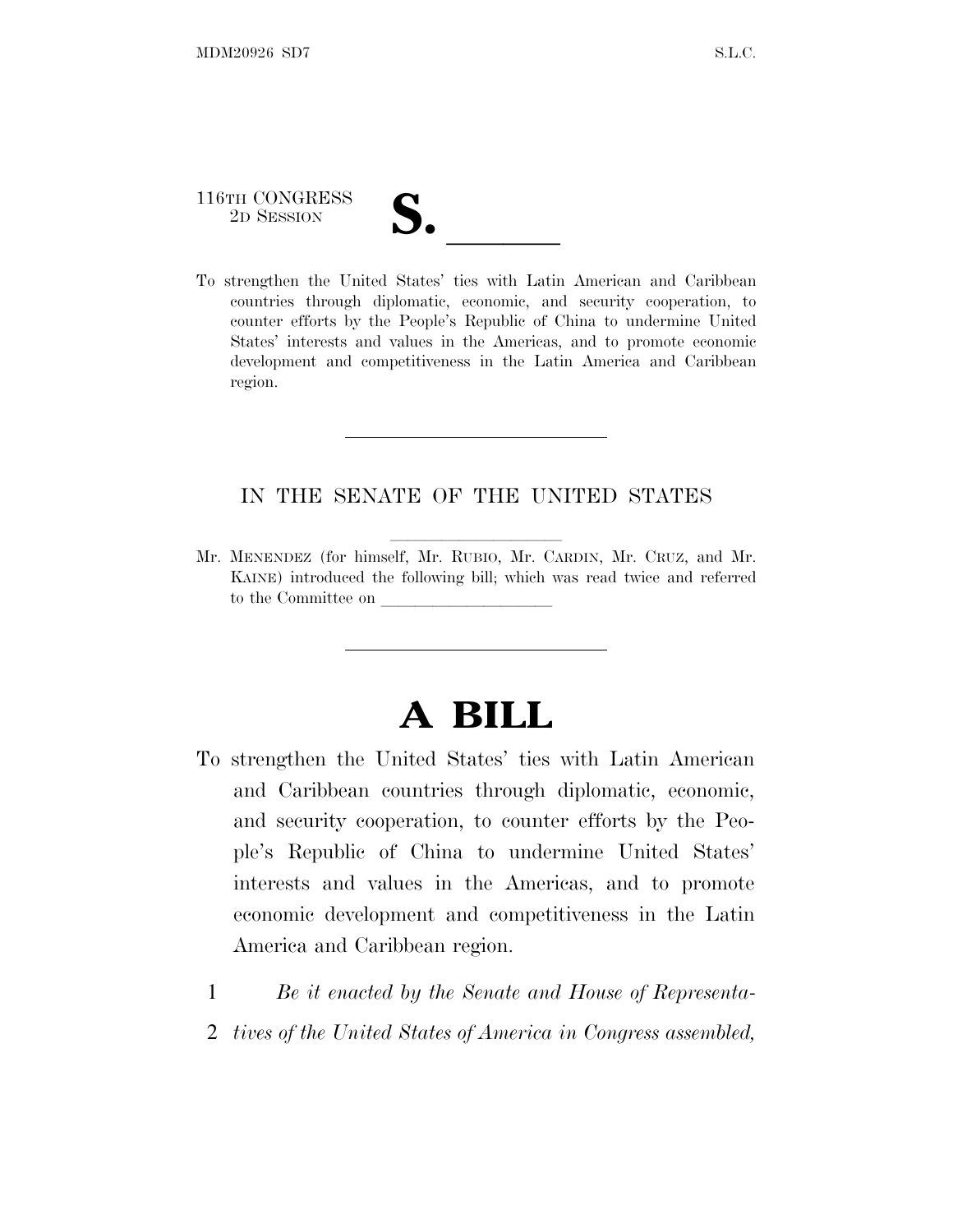116TH CONGRESS
2D SESSION

# S. \_\_\_\_\_\_

To strengthen the United States' ties with Latin American and Caribbean countries through diplomatic, economic, and security cooperation, to counter efforts by the People's Republic of China to undermine United States' interests and values in the Americas, and to promote economic development and competitiveness in the Latin America and Caribbean region.

---

IN THE SENATE OF THE UNITED STATES

Mr. MENENDEZ (for himself, Mr. RUBIO, Mr. CARDIN, Mr. CRUZ, and Mr. KAINE) introduced the following bill; which was read twice and referred to the Committee on \_\_\_\_\_\_\_\_\_\_\_\_\_\_\_\_\_\_\_\_

---

# A BILL

To strengthen the United States' ties with Latin American and Caribbean countries through diplomatic, economic, and security cooperation, to counter efforts by the People's Republic of China to undermine United States' interests and values in the Americas, and to promote economic development and competitiveness in the Latin America and Caribbean region.

1 *Be it enacted by the Senate and House of Representa-*
2 *tives of the United States of America in Congress assembled,*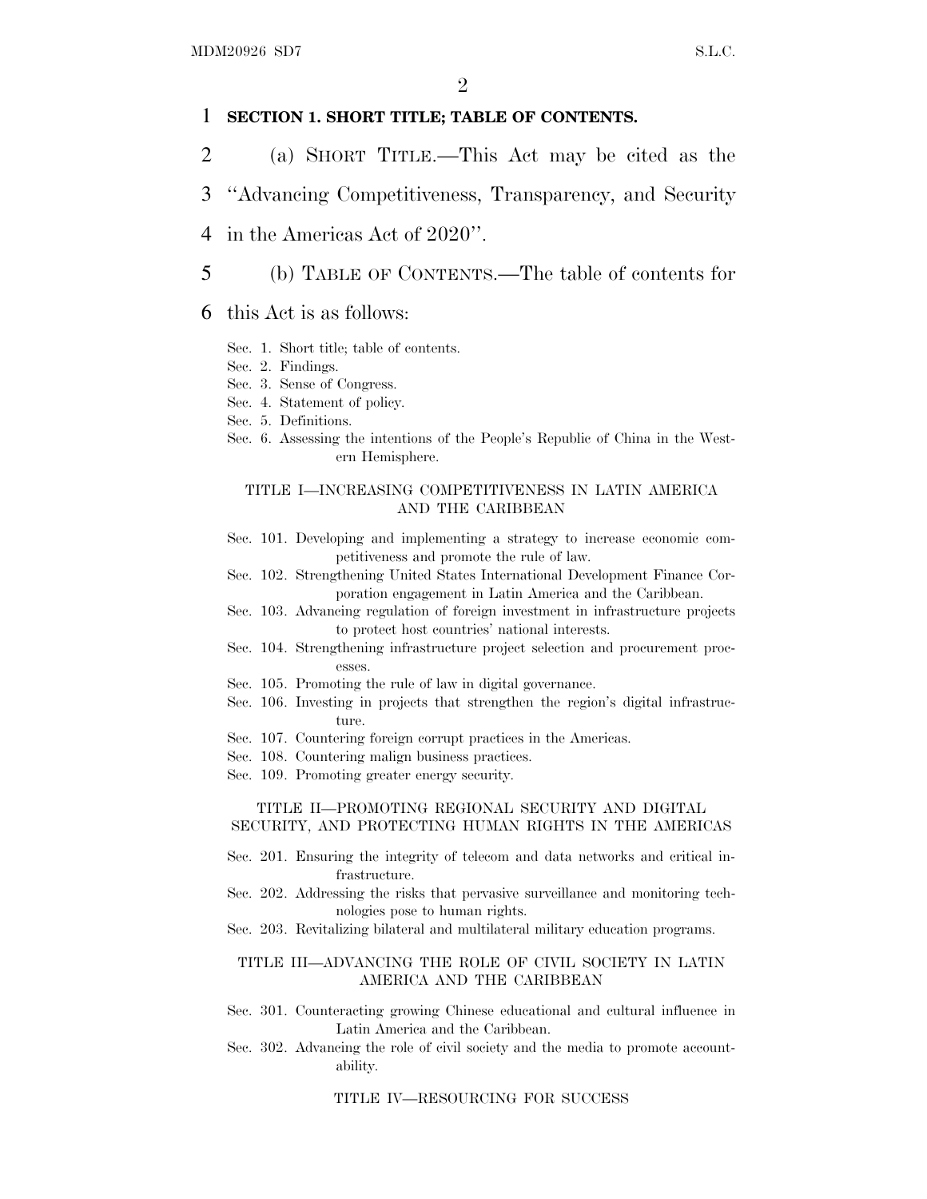**SECTION 1. SHORT TITLE; TABLE OF CONTENTS.**

(a) SHORT TITLE.—This Act may be cited as the "Advancing Competitiveness, Transparency, and Security in the Americas Act of 2020".

(b) TABLE OF CONTENTS.—The table of contents for this Act is as follows:

Sec. 1. Short title; table of contents.
Sec. 2. Findings.
Sec. 3. Sense of Congress.
Sec. 4. Statement of policy.
Sec. 5. Definitions.
Sec. 6. Assessing the intentions of the People's Republic of China in the Western Hemisphere.

TITLE I—INCREASING COMPETITIVENESS IN LATIN AMERICA AND THE CARIBBEAN

Sec. 101. Developing and implementing a strategy to increase economic competitiveness and promote the rule of law.
Sec. 102. Strengthening United States International Development Finance Corporation engagement in Latin America and the Caribbean.
Sec. 103. Advancing regulation of foreign investment in infrastructure projects to protect host countries' national interests.
Sec. 104. Strengthening infrastructure project selection and procurement processes.
Sec. 105. Promoting the rule of law in digital governance.
Sec. 106. Investing in projects that strengthen the region's digital infrastructure.
Sec. 107. Countering foreign corrupt practices in the Americas.
Sec. 108. Countering malign business practices.
Sec. 109. Promoting greater energy security.

TITLE II—PROMOTING REGIONAL SECURITY AND DIGITAL SECURITY, AND PROTECTING HUMAN RIGHTS IN THE AMERICAS

Sec. 201. Ensuring the integrity of telecom and data networks and critical infrastructure.
Sec. 202. Addressing the risks that pervasive surveillance and monitoring technologies pose to human rights.
Sec. 203. Revitalizing bilateral and multilateral military education programs.

TITLE III—ADVANCING THE ROLE OF CIVIL SOCIETY IN LATIN AMERICA AND THE CARIBBEAN

Sec. 301. Counteracting growing Chinese educational and cultural influence in Latin America and the Caribbean.
Sec. 302. Advancing the role of civil society and the media to promote accountability.

TITLE IV—RESOURCING FOR SUCCESS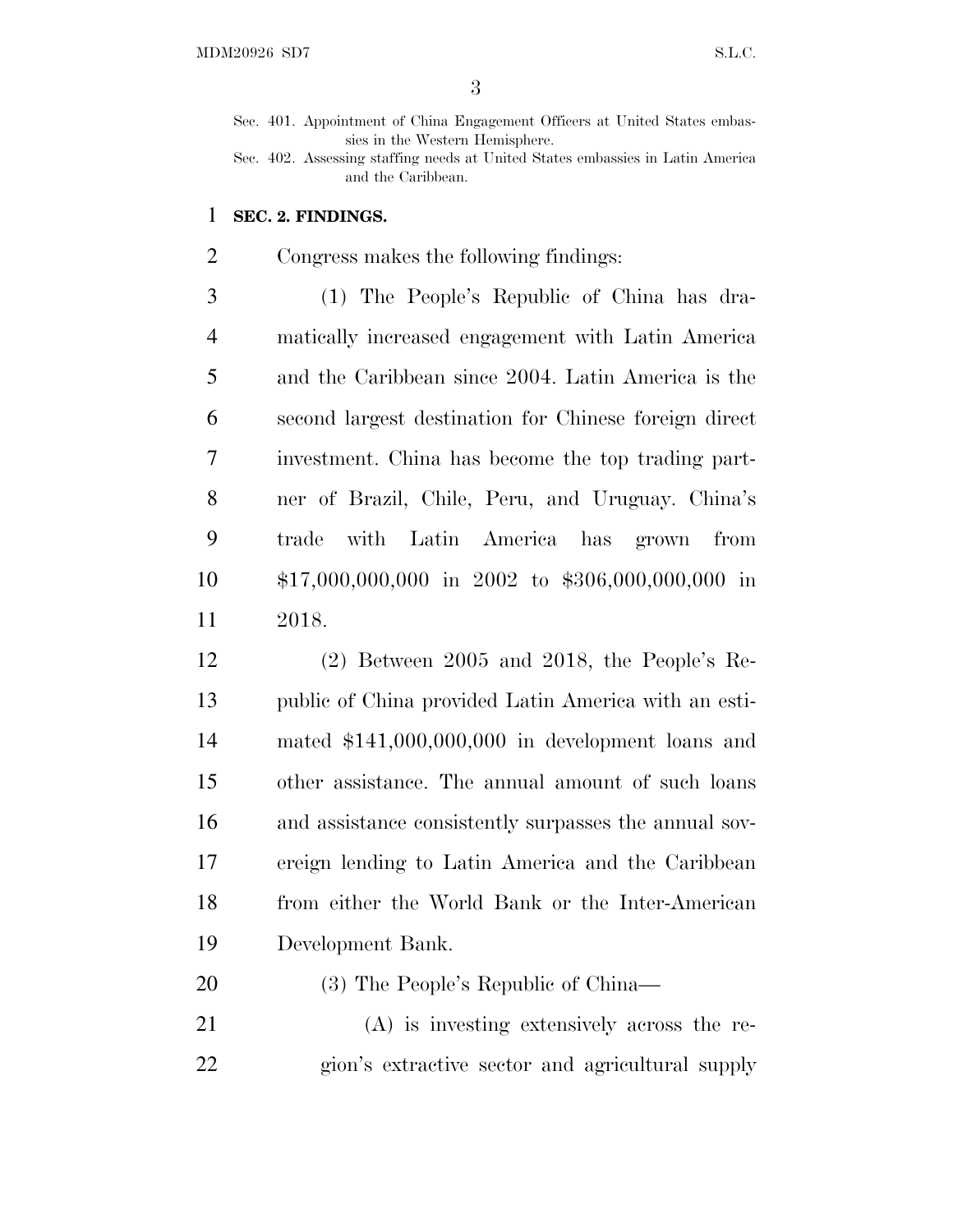Sec. 401. Appointment of China Engagement Officers at United States embassies in the Western Hemisphere.
Sec. 402. Assessing staffing needs at United States embassies in Latin America and the Caribbean.

## SEC. 2. FINDINGS.

Congress makes the following findings:

(1) The People's Republic of China has dramatically increased engagement with Latin America and the Caribbean since 2004. Latin America is the second largest destination for Chinese foreign direct investment. China has become the top trading partner of Brazil, Chile, Peru, and Uruguay. China's trade with Latin America has grown from $17,000,000,000 in 2002 to $306,000,000,000 in 2018.

(2) Between 2005 and 2018, the People's Republic of China provided Latin America with an estimated $141,000,000,000 in development loans and other assistance. The annual amount of such loans and assistance consistently surpasses the annual sovereign lending to Latin America and the Caribbean from either the World Bank or the Inter-American Development Bank.

(3) The People's Republic of China—

(A) is investing extensively across the region's extractive sector and agricultural supply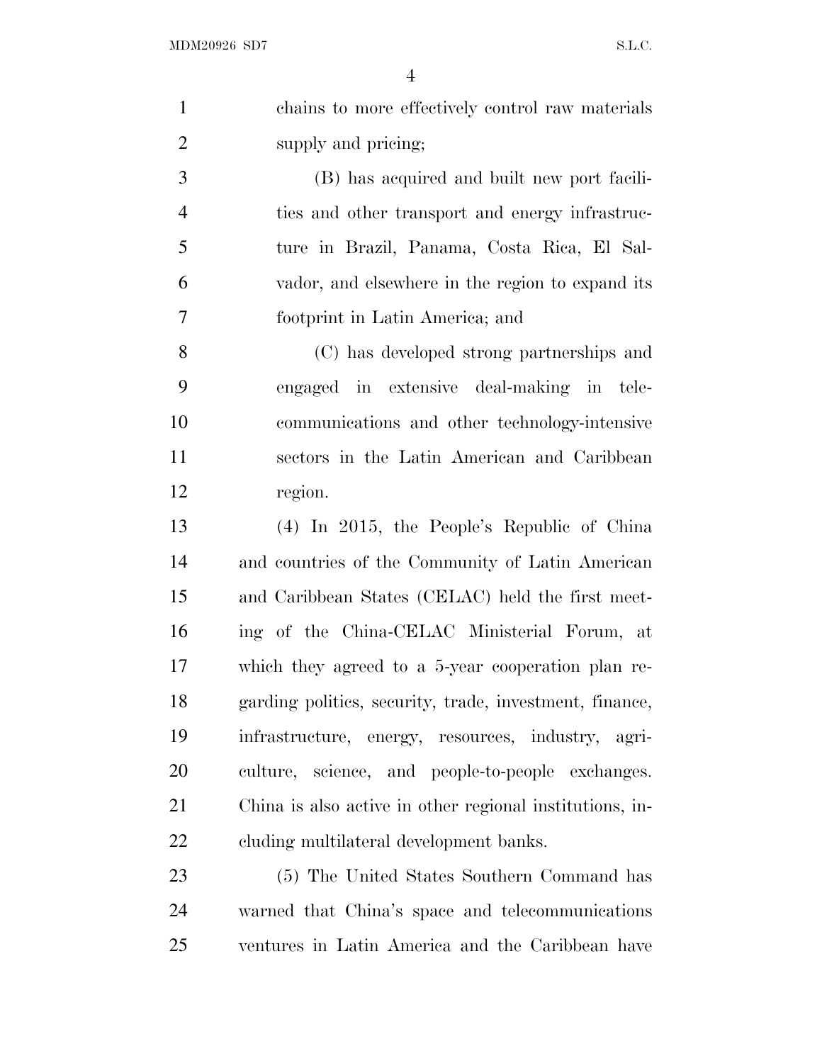chains to more effectively control raw materials supply and pricing;

(B) has acquired and built new port facilities and other transport and energy infrastructure in Brazil, Panama, Costa Rica, El Salvador, and elsewhere in the region to expand its footprint in Latin America; and

(C) has developed strong partnerships and engaged in extensive deal-making in telecommunications and other technology-intensive sectors in the Latin American and Caribbean region.

(4) In 2015, the People's Republic of China and countries of the Community of Latin American and Caribbean States (CELAC) held the first meeting of the China-CELAC Ministerial Forum, at which they agreed to a 5-year cooperation plan regarding politics, security, trade, investment, finance, infrastructure, energy, resources, industry, agriculture, science, and people-to-people exchanges. China is also active in other regional institutions, including multilateral development banks.

(5) The United States Southern Command has warned that China's space and telecommunications ventures in Latin America and the Caribbean have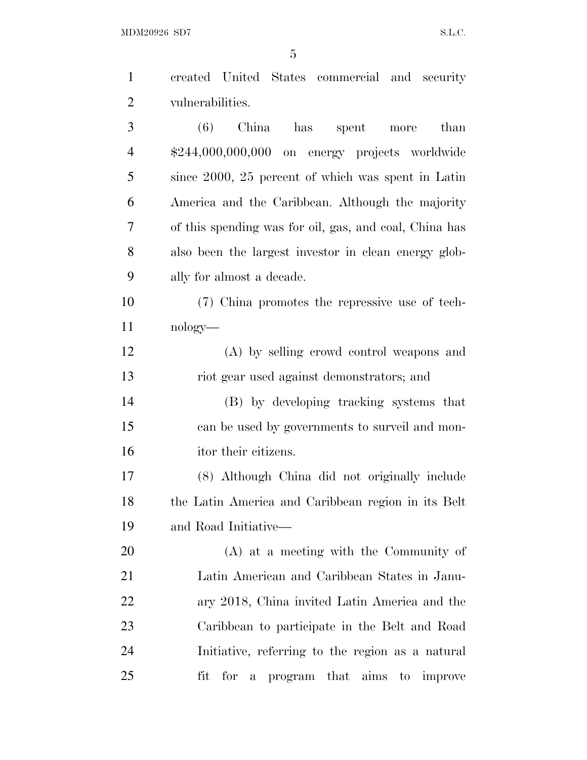created United States commercial and security vulnerabilities.

(6) China has spent more than $244,000,000,000 on energy projects worldwide since 2000, 25 percent of which was spent in Latin America and the Caribbean. Although the majority of this spending was for oil, gas, and coal, China has also been the largest investor in clean energy globally for almost a decade.

(7) China promotes the repressive use of technology—

(A) by selling crowd control weapons and riot gear used against demonstrators; and

(B) by developing tracking systems that can be used by governments to surveil and monitor their citizens.

(8) Although China did not originally include the Latin America and Caribbean region in its Belt and Road Initiative—

(A) at a meeting with the Community of Latin American and Caribbean States in January 2018, China invited Latin America and the Caribbean to participate in the Belt and Road Initiative, referring to the region as a natural fit for a program that aims to improve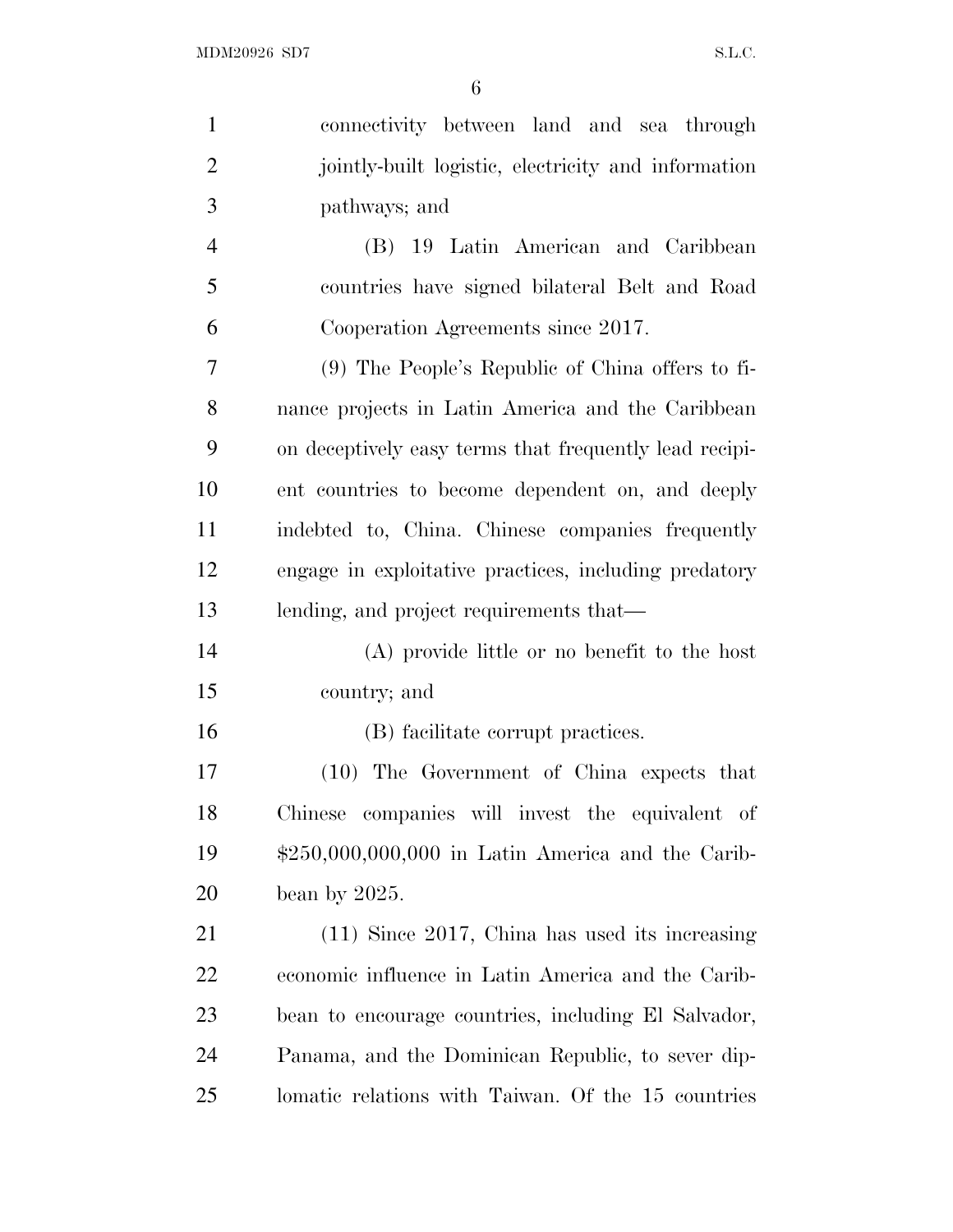connectivity between land and sea through jointly-built logistic, electricity and information pathways; and

(B) 19 Latin American and Caribbean countries have signed bilateral Belt and Road Cooperation Agreements since 2017.

(9) The People's Republic of China offers to finance projects in Latin America and the Caribbean on deceptively easy terms that frequently lead recipient countries to become dependent on, and deeply indebted to, China. Chinese companies frequently engage in exploitative practices, including predatory lending, and project requirements that—

(A) provide little or no benefit to the host country; and

(B) facilitate corrupt practices.

(10) The Government of China expects that Chinese companies will invest the equivalent of $250,000,000,000 in Latin America and the Caribbean by 2025.

(11) Since 2017, China has used its increasing economic influence in Latin America and the Caribbean to encourage countries, including El Salvador, Panama, and the Dominican Republic, to sever diplomatic relations with Taiwan. Of the 15 countries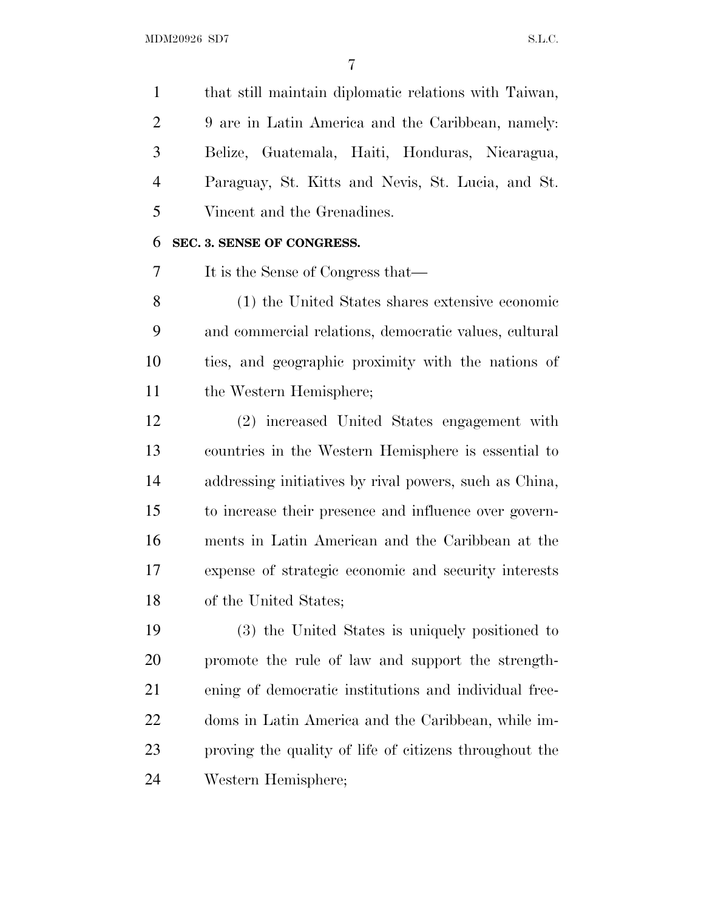that still maintain diplomatic relations with Taiwan, 9 are in Latin America and the Caribbean, namely: Belize, Guatemala, Haiti, Honduras, Nicaragua, Paraguay, St. Kitts and Nevis, St. Lucia, and St. Vincent and the Grenadines.

## SEC. 3. SENSE OF CONGRESS.

It is the Sense of Congress that—

(1) the United States shares extensive economic and commercial relations, democratic values, cultural ties, and geographic proximity with the nations of the Western Hemisphere;

(2) increased United States engagement with countries in the Western Hemisphere is essential to addressing initiatives by rival powers, such as China, to increase their presence and influence over governments in Latin American and the Caribbean at the expense of strategic economic and security interests of the United States;

(3) the United States is uniquely positioned to promote the rule of law and support the strengthening of democratic institutions and individual freedoms in Latin America and the Caribbean, while improving the quality of life of citizens throughout the Western Hemisphere;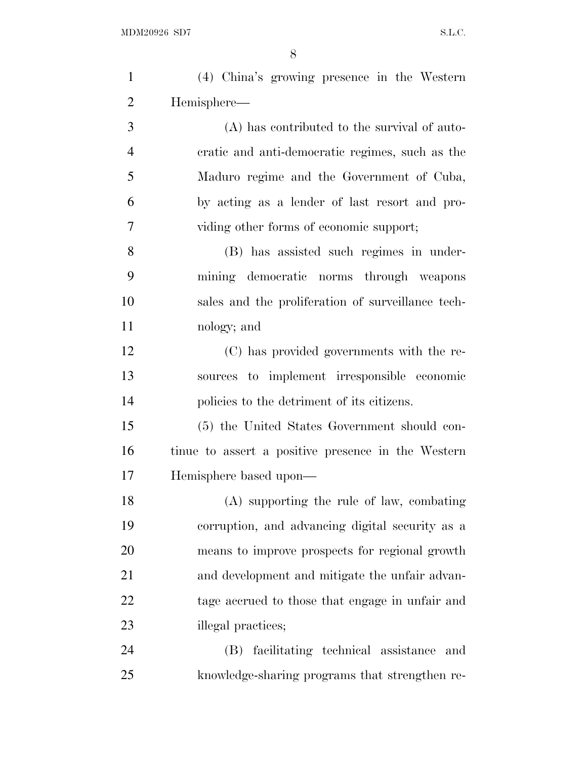(4) China's growing presence in the Western Hemisphere—

(A) has contributed to the survival of autocratic and anti-democratic regimes, such as the Maduro regime and the Government of Cuba, by acting as a lender of last resort and providing other forms of economic support;

(B) has assisted such regimes in undermining democratic norms through weapons sales and the proliferation of surveillance technology; and

(C) has provided governments with the resources to implement irresponsible economic policies to the detriment of its citizens.

(5) the United States Government should continue to assert a positive presence in the Western Hemisphere based upon—

(A) supporting the rule of law, combating corruption, and advancing digital security as a means to improve prospects for regional growth and development and mitigate the unfair advantage accrued to those that engage in unfair and illegal practices;

(B) facilitating technical assistance and knowledge-sharing programs that strengthen re-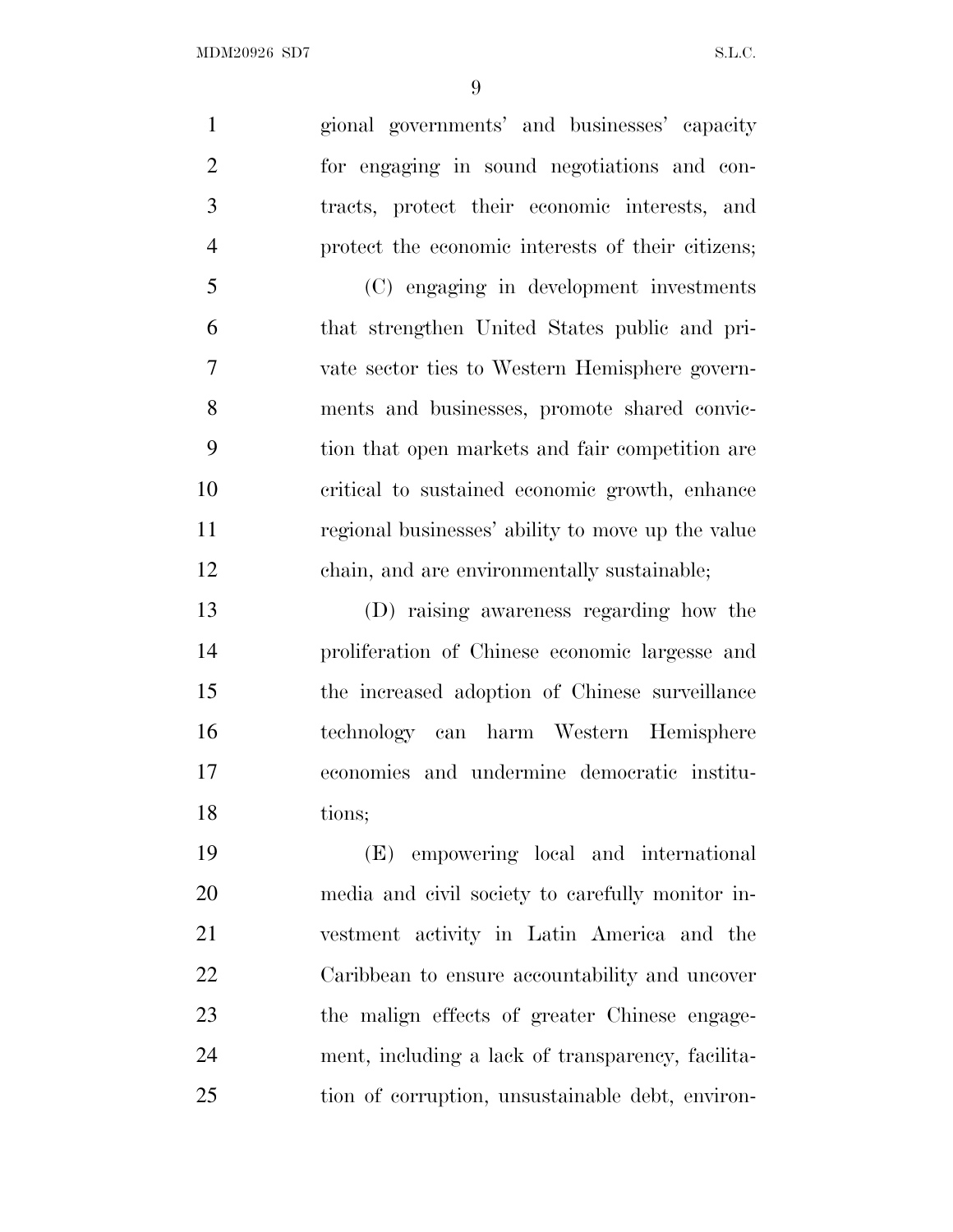gional governments' and businesses' capacity for engaging in sound negotiations and contracts, protect their economic interests, and protect the economic interests of their citizens;

(C) engaging in development investments that strengthen United States public and private sector ties to Western Hemisphere governments and businesses, promote shared conviction that open markets and fair competition are critical to sustained economic growth, enhance regional businesses' ability to move up the value chain, and are environmentally sustainable;

(D) raising awareness regarding how the proliferation of Chinese economic largesse and the increased adoption of Chinese surveillance technology can harm Western Hemisphere economies and undermine democratic institutions;

(E) empowering local and international media and civil society to carefully monitor investment activity in Latin America and the Caribbean to ensure accountability and uncover the malign effects of greater Chinese engagement, including a lack of transparency, facilitation of corruption, unsustainable debt, environ-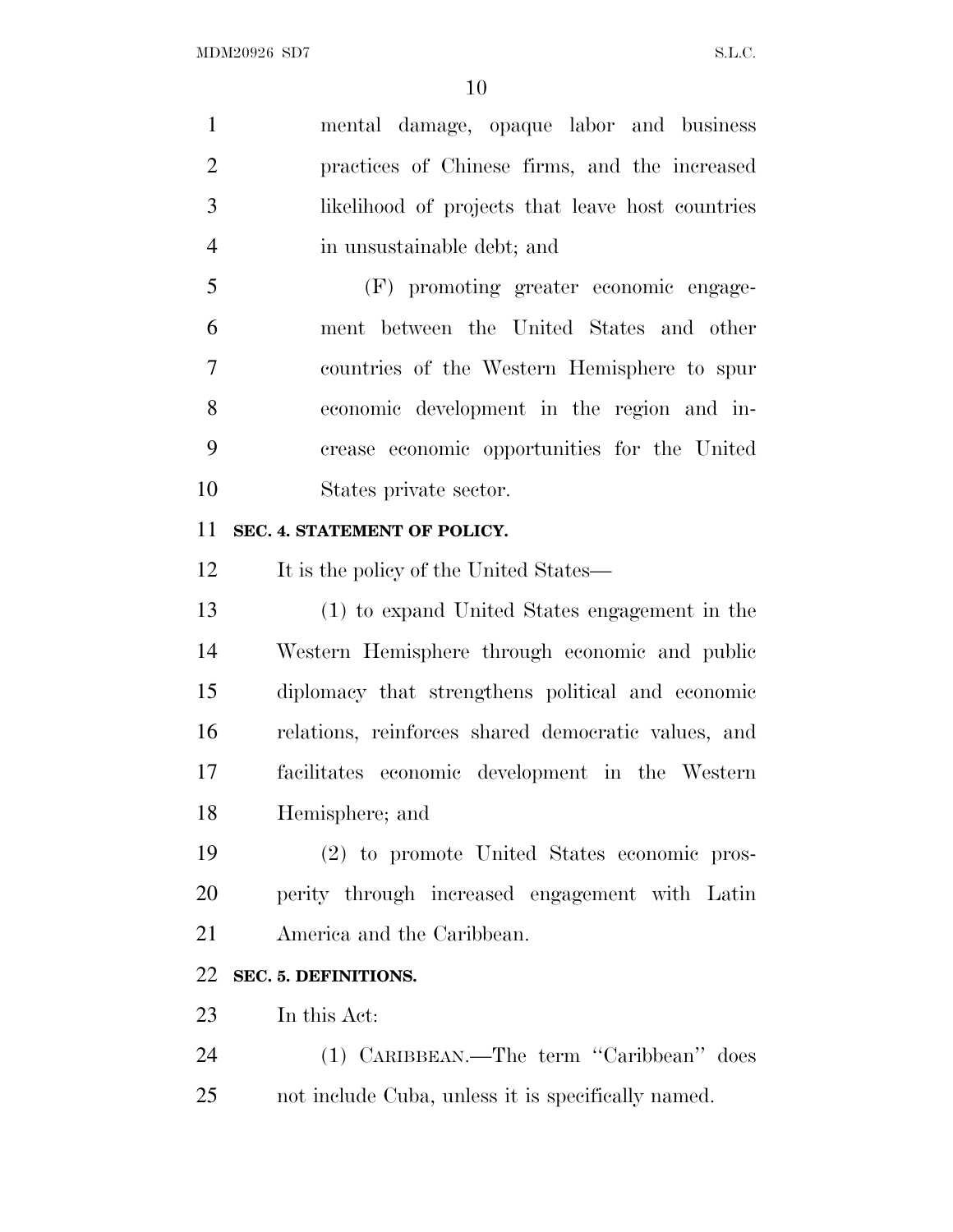mental damage, opaque labor and business practices of Chinese firms, and the increased likelihood of projects that leave host countries in unsustainable debt; and

(F) promoting greater economic engagement between the United States and other countries of the Western Hemisphere to spur economic development in the region and increase economic opportunities for the United States private sector.

**SEC. 4. STATEMENT OF POLICY.**

It is the policy of the United States—

(1) to expand United States engagement in the Western Hemisphere through economic and public diplomacy that strengthens political and economic relations, reinforces shared democratic values, and facilitates economic development in the Western Hemisphere; and

(2) to promote United States economic prosperity through increased engagement with Latin America and the Caribbean.

**SEC. 5. DEFINITIONS.**

In this Act:

(1) CARIBBEAN.—The term ''Caribbean'' does not include Cuba, unless it is specifically named.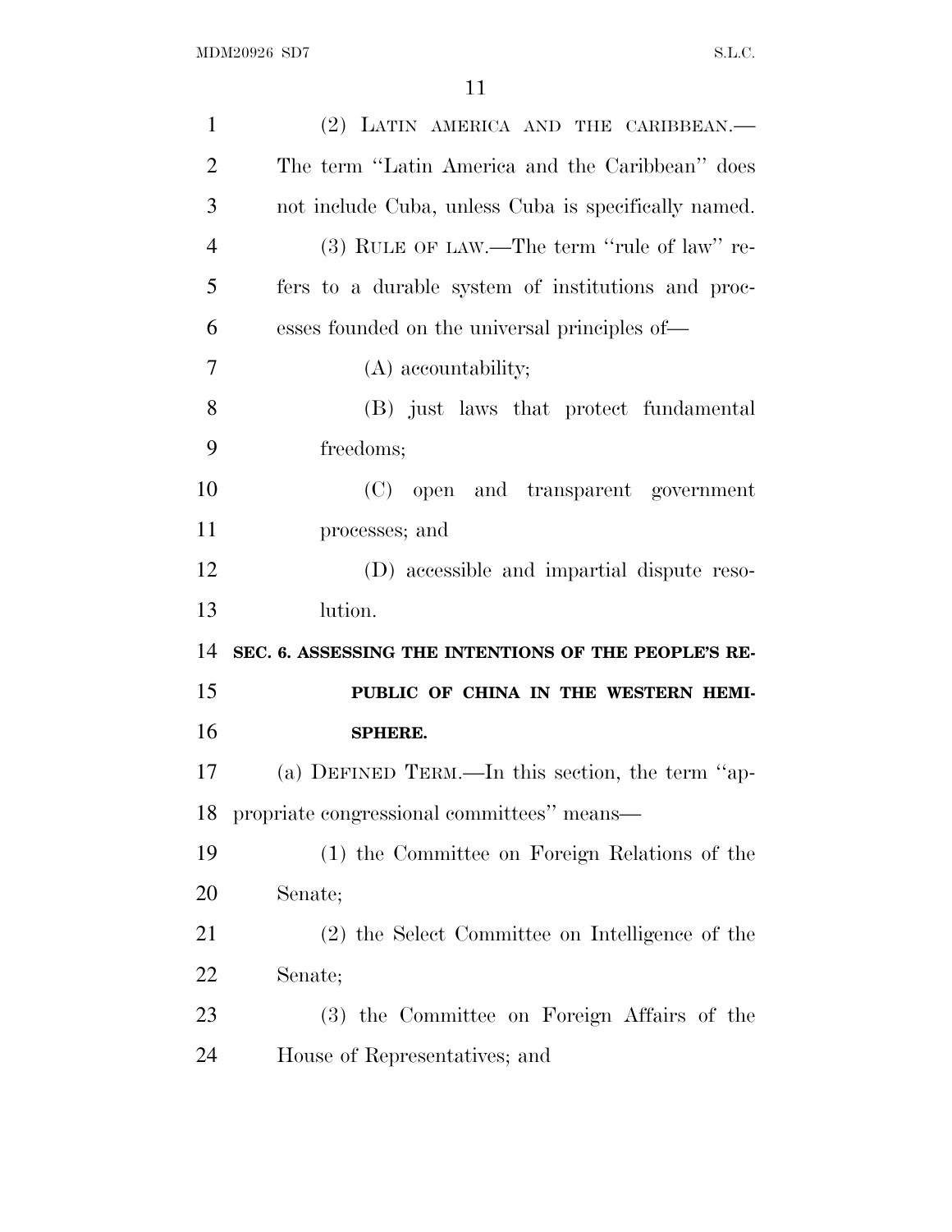(2) LATIN AMERICA AND THE CARIBBEAN.—The term "Latin America and the Caribbean" does not include Cuba, unless Cuba is specifically named.

(3) RULE OF LAW.—The term "rule of law" refers to a durable system of institutions and processes founded on the universal principles of—

(A) accountability;

(B) just laws that protect fundamental freedoms;

(C) open and transparent government processes; and

(D) accessible and impartial dispute resolution.

## SEC. 6. ASSESSING THE INTENTIONS OF THE PEOPLE'S REPUBLIC OF CHINA IN THE WESTERN HEMISPHERE.

(a) DEFINED TERM.—In this section, the term "appropriate congressional committees" means—

(1) the Committee on Foreign Relations of the Senate;

(2) the Select Committee on Intelligence of the Senate;

(3) the Committee on Foreign Affairs of the House of Representatives; and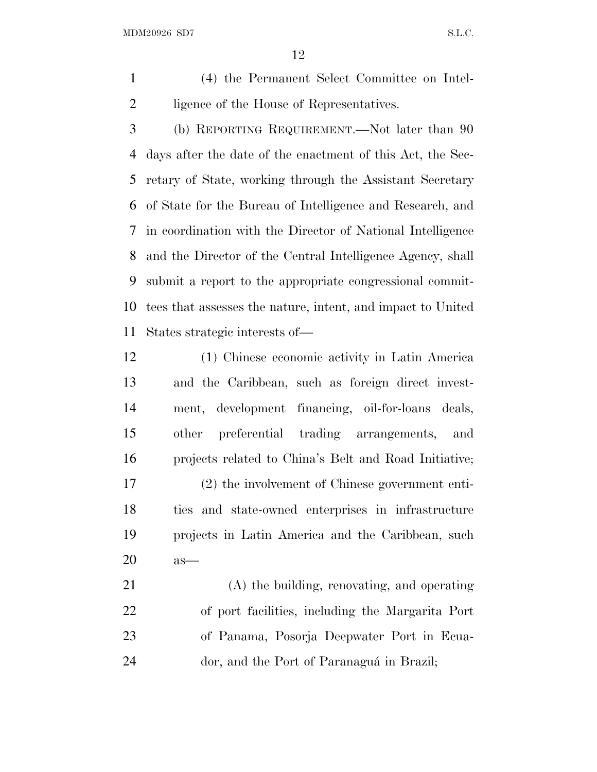(4) the Permanent Select Committee on Intelligence of the House of Representatives.

(b) Reporting Requirement.—Not later than 90 days after the date of the enactment of this Act, the Secretary of State, working through the Assistant Secretary of State for the Bureau of Intelligence and Research, and in coordination with the Director of National Intelligence and the Director of the Central Intelligence Agency, shall submit a report to the appropriate congressional committees that assesses the nature, intent, and impact to United States strategic interests of—

(1) Chinese economic activity in Latin America and the Caribbean, such as foreign direct investment, development financing, oil-for-loans deals, other preferential trading arrangements, and projects related to China's Belt and Road Initiative;

(2) the involvement of Chinese government entities and state-owned enterprises in infrastructure projects in Latin America and the Caribbean, such as—

(A) the building, renovating, and operating of port facilities, including the Margarita Port of Panama, Posorja Deepwater Port in Ecuador, and the Port of Paranaguá in Brazil;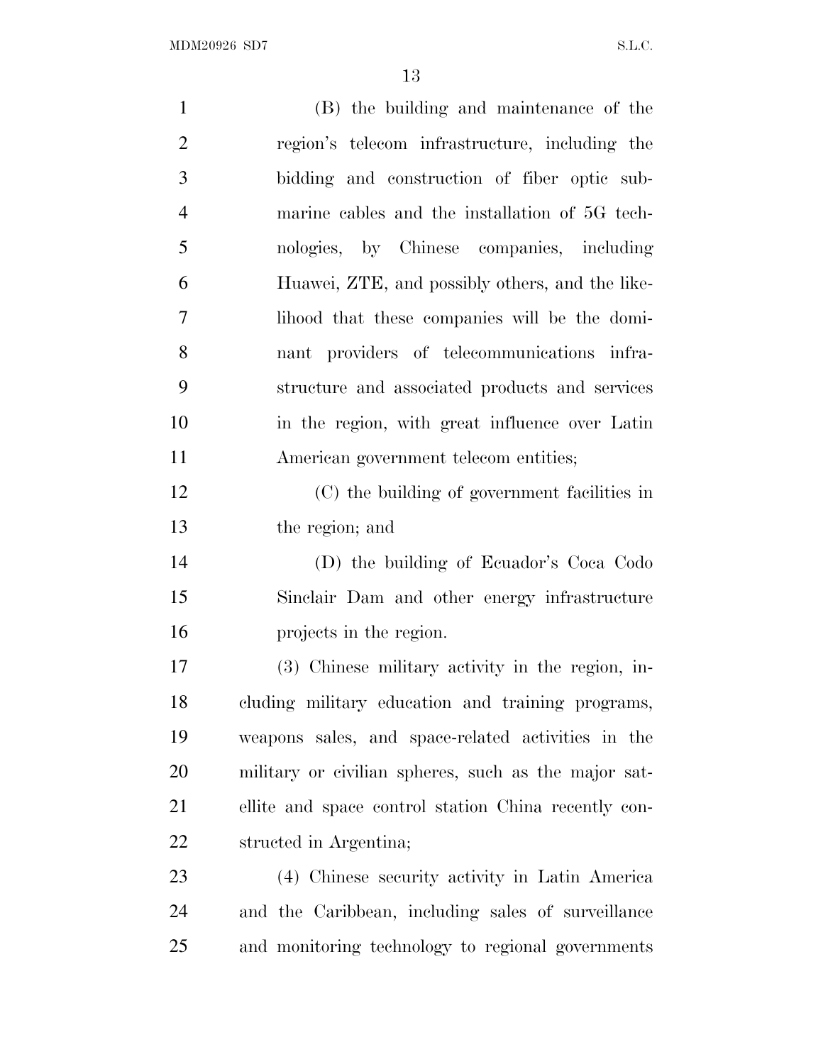(B) the building and maintenance of the region's telecom infrastructure, including the bidding and construction of fiber optic submarine cables and the installation of 5G technologies, by Chinese companies, including Huawei, ZTE, and possibly others, and the likelihood that these companies will be the dominant providers of telecommunications infrastructure and associated products and services in the region, with great influence over Latin American government telecom entities;

(C) the building of government facilities in the region; and

(D) the building of Ecuador's Coca Codo Sinclair Dam and other energy infrastructure projects in the region.

(3) Chinese military activity in the region, including military education and training programs, weapons sales, and space-related activities in the military or civilian spheres, such as the major satellite and space control station China recently constructed in Argentina;

(4) Chinese security activity in Latin America and the Caribbean, including sales of surveillance and monitoring technology to regional governments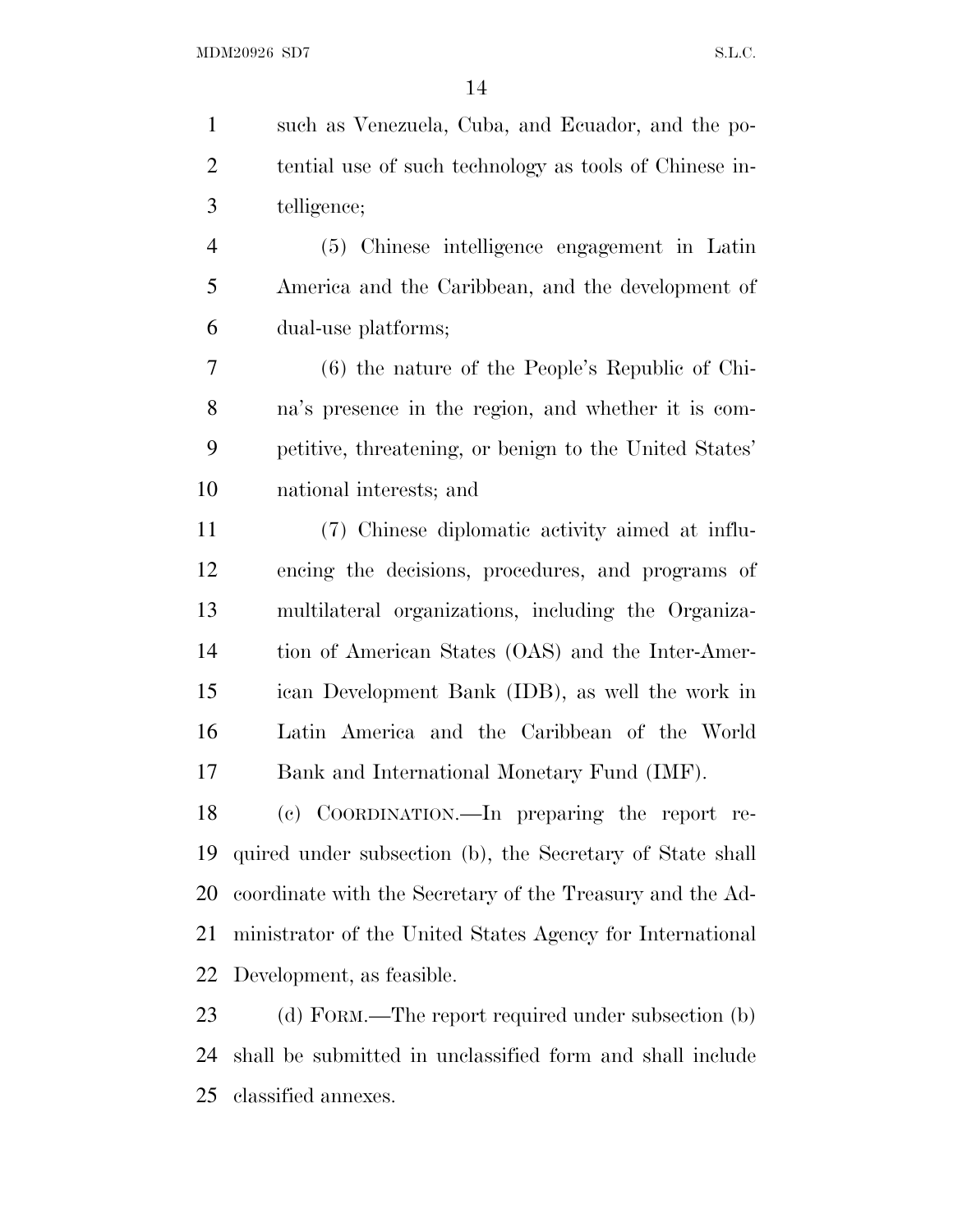such as Venezuela, Cuba, and Ecuador, and the potential use of such technology as tools of Chinese intelligence;

(5) Chinese intelligence engagement in Latin America and the Caribbean, and the development of dual-use platforms;

(6) the nature of the People's Republic of China's presence in the region, and whether it is competitive, threatening, or benign to the United States' national interests; and

(7) Chinese diplomatic activity aimed at influencing the decisions, procedures, and programs of multilateral organizations, including the Organization of American States (OAS) and the Inter-American Development Bank (IDB), as well the work in Latin America and the Caribbean of the World Bank and International Monetary Fund (IMF).

(c) COORDINATION.—In preparing the report required under subsection (b), the Secretary of State shall coordinate with the Secretary of the Treasury and the Administrator of the United States Agency for International Development, as feasible.

(d) FORM.—The report required under subsection (b) shall be submitted in unclassified form and shall include classified annexes.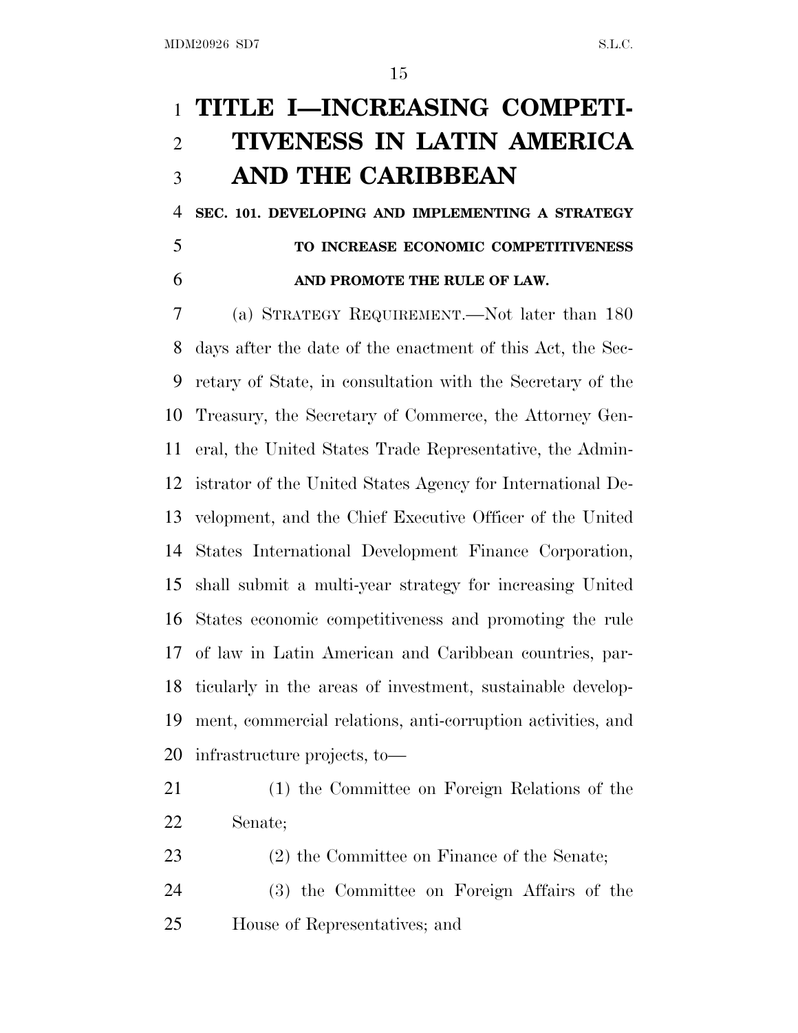# TITLE I—INCREASING COMPETITIVENESS IN LATIN AMERICA AND THE CARIBBEAN

## SEC. 101. DEVELOPING AND IMPLEMENTING A STRATEGY TO INCREASE ECONOMIC COMPETITIVENESS AND PROMOTE THE RULE OF LAW.

(a) STRATEGY REQUIREMENT.—Not later than 180 days after the date of the enactment of this Act, the Secretary of State, in consultation with the Secretary of the Treasury, the Secretary of Commerce, the Attorney General, the United States Trade Representative, the Administrator of the United States Agency for International Development, and the Chief Executive Officer of the United States International Development Finance Corporation, shall submit a multi-year strategy for increasing United States economic competitiveness and promoting the rule of law in Latin American and Caribbean countries, particularly in the areas of investment, sustainable development, commercial relations, anti-corruption activities, and infrastructure projects, to—

(1) the Committee on Foreign Relations of the Senate;

(2) the Committee on Finance of the Senate;

(3) the Committee on Foreign Affairs of the House of Representatives; and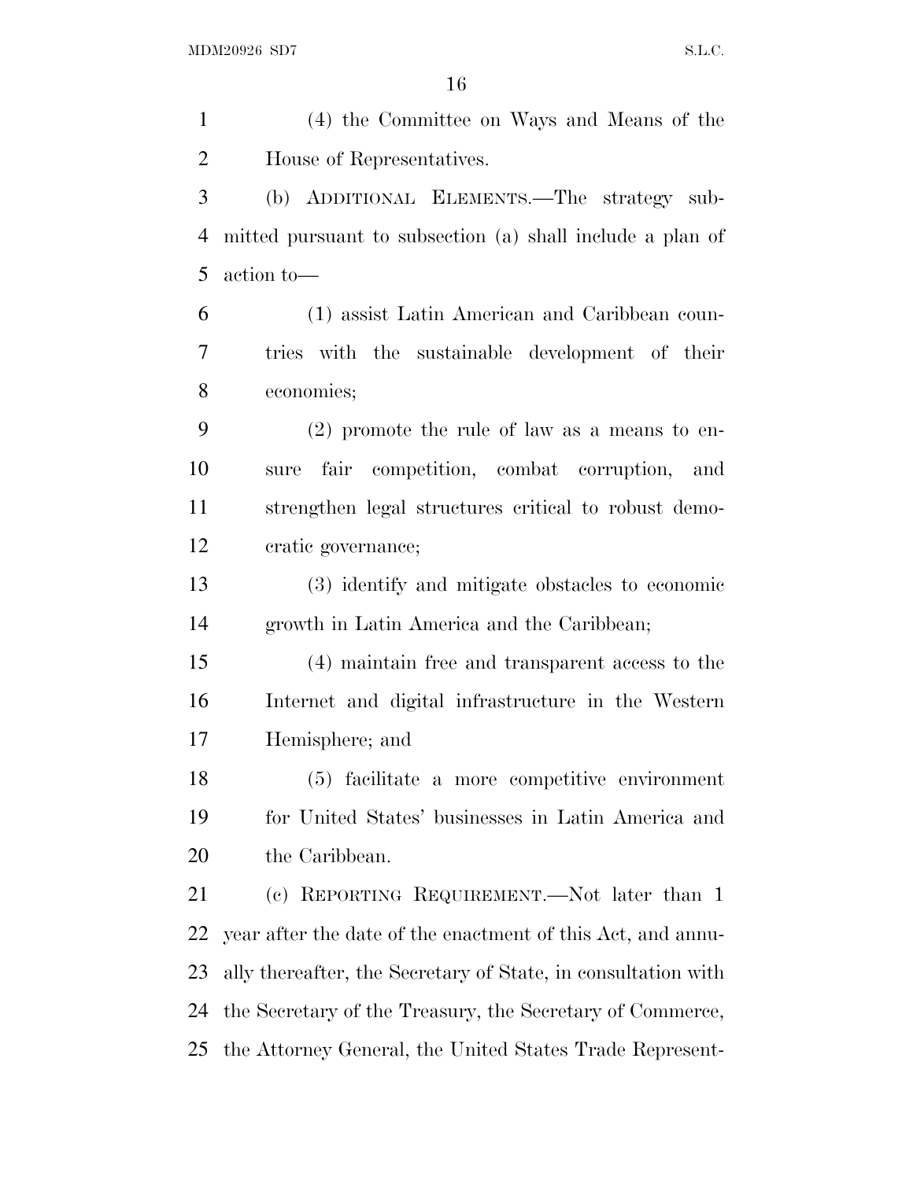(4) the Committee on Ways and Means of the House of Representatives.

(b) ADDITIONAL ELEMENTS.—The strategy submitted pursuant to subsection (a) shall include a plan of action to—

(1) assist Latin American and Caribbean countries with the sustainable development of their economies;

(2) promote the rule of law as a means to ensure fair competition, combat corruption, and strengthen legal structures critical to robust democratic governance;

(3) identify and mitigate obstacles to economic growth in Latin America and the Caribbean;

(4) maintain free and transparent access to the Internet and digital infrastructure in the Western Hemisphere; and

(5) facilitate a more competitive environment for United States' businesses in Latin America and the Caribbean.

(c) REPORTING REQUIREMENT.—Not later than 1 year after the date of the enactment of this Act, and annually thereafter, the Secretary of State, in consultation with the Secretary of the Treasury, the Secretary of Commerce, the Attorney General, the United States Trade Represent-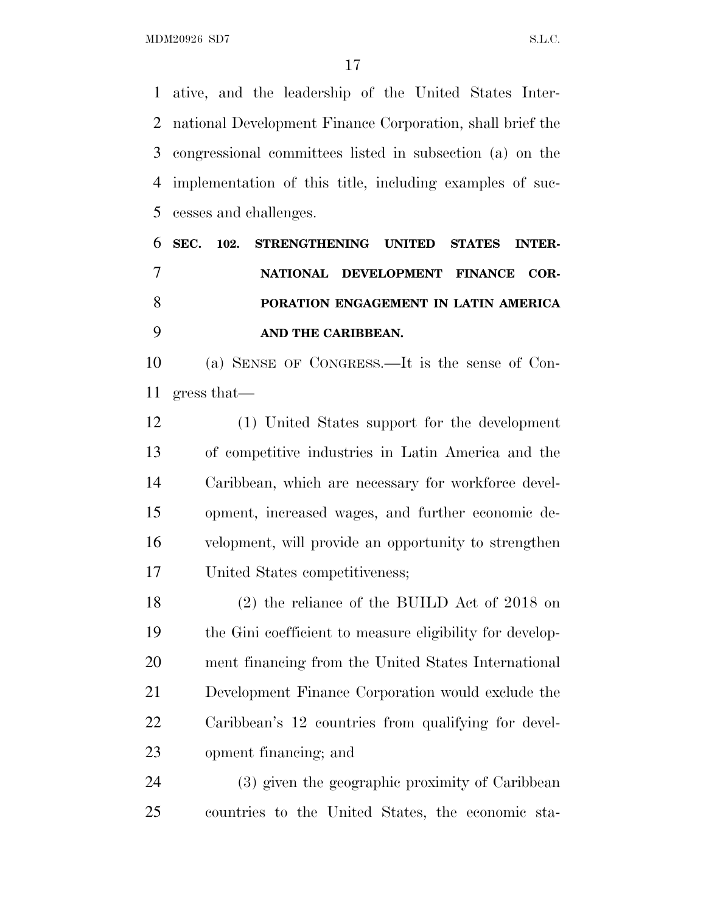ative, and the leadership of the United States International Development Finance Corporation, shall brief the congressional committees listed in subsection (a) on the implementation of this title, including examples of successes and challenges.

**SEC. 102. STRENGTHENING UNITED STATES INTERNATIONAL DEVELOPMENT FINANCE CORPORATION ENGAGEMENT IN LATIN AMERICA AND THE CARIBBEAN.**

(a) SENSE OF CONGRESS.—It is the sense of Congress that—

(1) United States support for the development of competitive industries in Latin America and the Caribbean, which are necessary for workforce development, increased wages, and further economic development, will provide an opportunity to strengthen United States competitiveness;

(2) the reliance of the BUILD Act of 2018 on the Gini coefficient to measure eligibility for development financing from the United States International Development Finance Corporation would exclude the Caribbean's 12 countries from qualifying for development financing; and

(3) given the geographic proximity of Caribbean countries to the United States, the economic sta-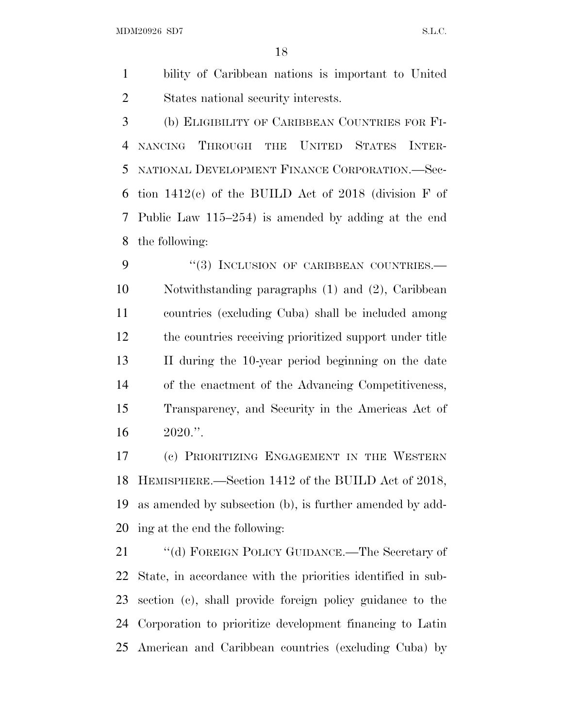bility of Caribbean nations is important to United States national security interests.

(b) ELIGIBILITY OF CARIBBEAN COUNTRIES FOR FINANCING THROUGH THE UNITED STATES INTERNATIONAL DEVELOPMENT FINANCE CORPORATION.—Section 1412(c) of the BUILD Act of 2018 (division F of Public Law 115–254) is amended by adding at the end the following:

"(3) INCLUSION OF CARIBBEAN COUNTRIES.—Notwithstanding paragraphs (1) and (2), Caribbean countries (excluding Cuba) shall be included among the countries receiving prioritized support under title II during the 10-year period beginning on the date of the enactment of the Advancing Competitiveness, Transparency, and Security in the Americas Act of 2020.".

(c) PRIORITIZING ENGAGEMENT IN THE WESTERN HEMISPHERE.—Section 1412 of the BUILD Act of 2018, as amended by subsection (b), is further amended by adding at the end the following:

"(d) FOREIGN POLICY GUIDANCE.—The Secretary of State, in accordance with the priorities identified in subsection (c), shall provide foreign policy guidance to the Corporation to prioritize development financing to Latin American and Caribbean countries (excluding Cuba) by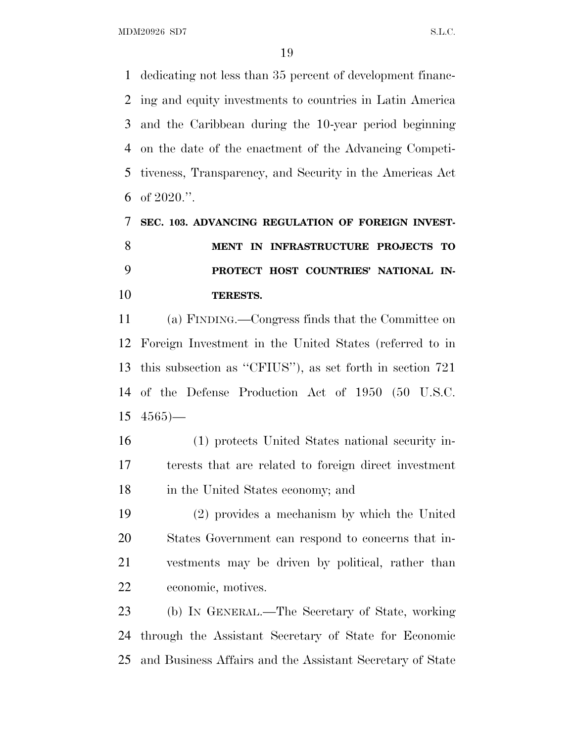dedicating not less than 35 percent of development financing and equity investments to countries in Latin America and the Caribbean during the 10-year period beginning on the date of the enactment of the Advancing Competitiveness, Transparency, and Security in the Americas Act of 2020.''.

**SEC. 103. ADVANCING REGULATION OF FOREIGN INVESTMENT IN INFRASTRUCTURE PROJECTS TO PROTECT HOST COUNTRIES' NATIONAL INTERESTS.**

(a) FINDING.—Congress finds that the Committee on Foreign Investment in the United States (referred to in this subsection as ''CFIUS''), as set forth in section 721 of the Defense Production Act of 1950 (50 U.S.C. 4565)—

(1) protects United States national security interests that are related to foreign direct investment in the United States economy; and

(2) provides a mechanism by which the United States Government can respond to concerns that investments may be driven by political, rather than economic, motives.

(b) IN GENERAL.—The Secretary of State, working through the Assistant Secretary of State for Economic and Business Affairs and the Assistant Secretary of State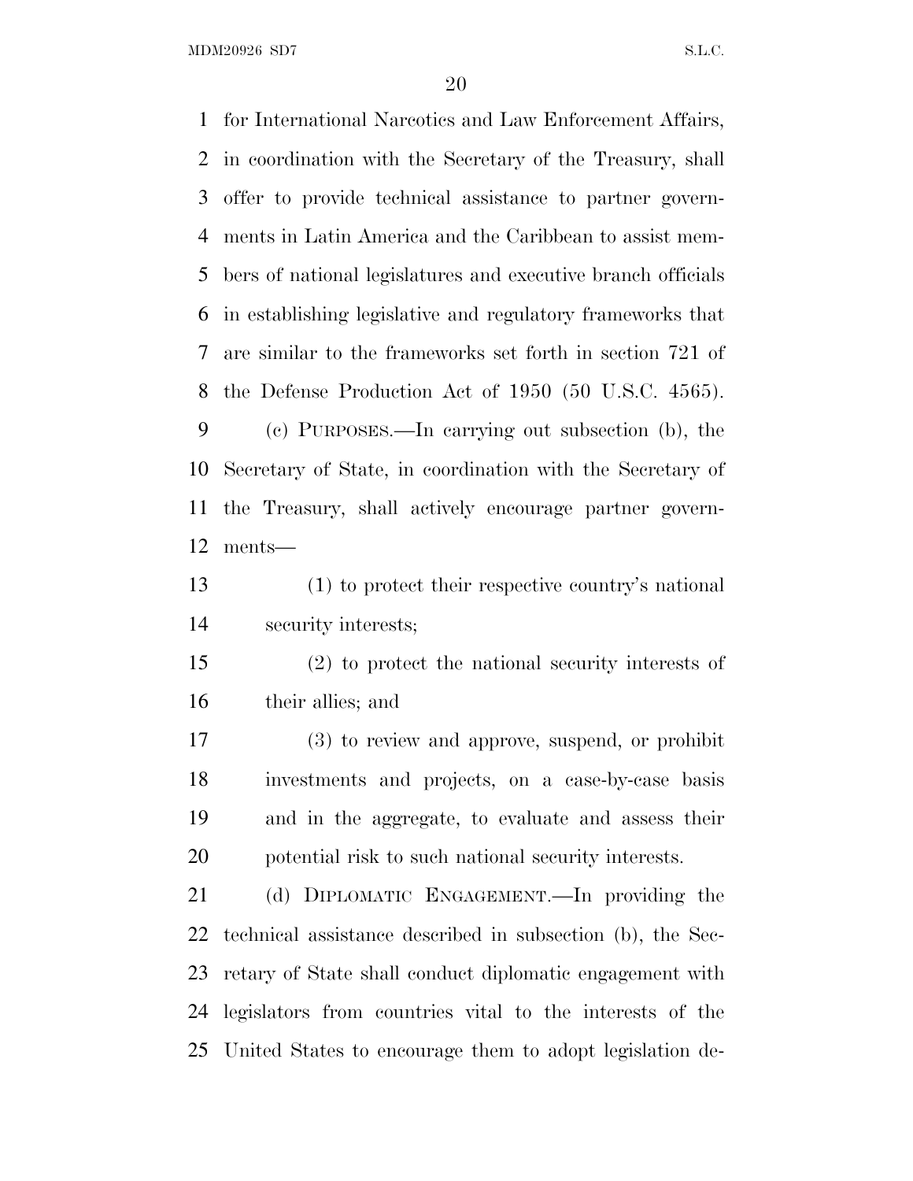for International Narcotics and Law Enforcement Affairs, in coordination with the Secretary of the Treasury, shall offer to provide technical assistance to partner governments in Latin America and the Caribbean to assist members of national legislatures and executive branch officials in establishing legislative and regulatory frameworks that are similar to the frameworks set forth in section 721 of the Defense Production Act of 1950 (50 U.S.C. 4565).

(c) PURPOSES.—In carrying out subsection (b), the Secretary of State, in coordination with the Secretary of the Treasury, shall actively encourage partner governments—

(1) to protect their respective country's national security interests;

(2) to protect the national security interests of their allies; and

(3) to review and approve, suspend, or prohibit investments and projects, on a case-by-case basis and in the aggregate, to evaluate and assess their potential risk to such national security interests.

(d) DIPLOMATIC ENGAGEMENT.—In providing the technical assistance described in subsection (b), the Secretary of State shall conduct diplomatic engagement with legislators from countries vital to the interests of the United States to encourage them to adopt legislation de-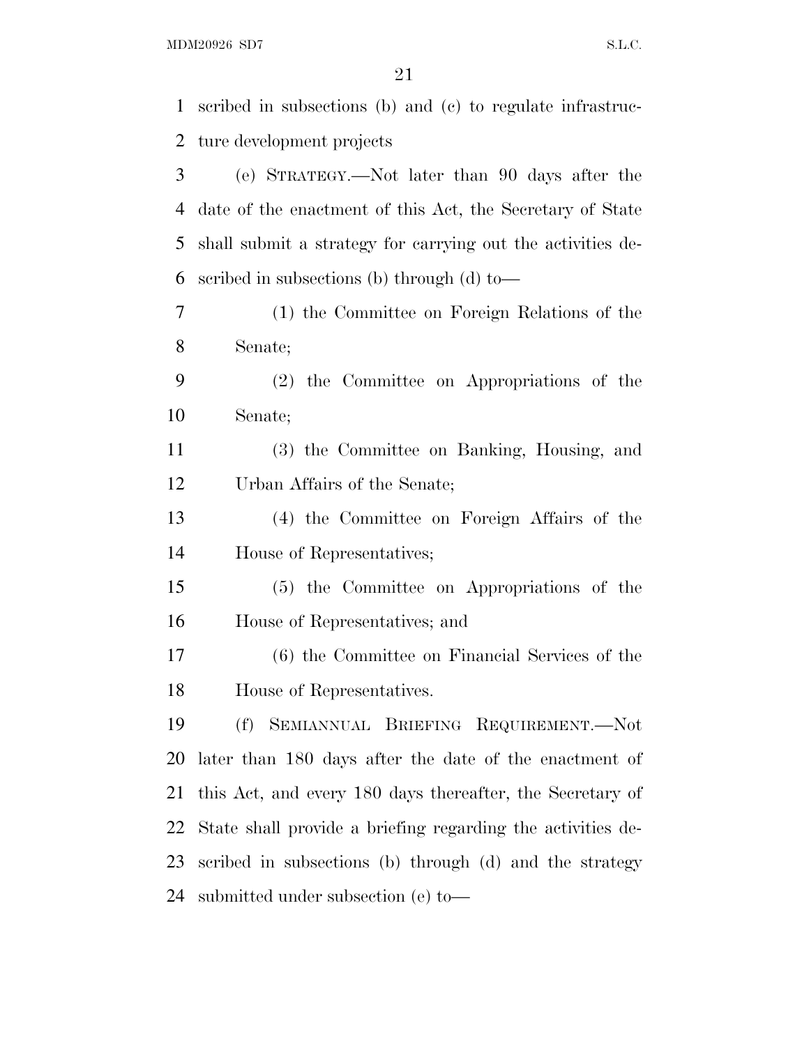scribed in subsections (b) and (c) to regulate infrastructure development projects

(e) STRATEGY.—Not later than 90 days after the date of the enactment of this Act, the Secretary of State shall submit a strategy for carrying out the activities described in subsections (b) through (d) to—

(1) the Committee on Foreign Relations of the Senate;

(2) the Committee on Appropriations of the Senate;

(3) the Committee on Banking, Housing, and Urban Affairs of the Senate;

(4) the Committee on Foreign Affairs of the House of Representatives;

(5) the Committee on Appropriations of the House of Representatives; and

(6) the Committee on Financial Services of the House of Representatives.

(f) SEMIANNUAL BRIEFING REQUIREMENT.—Not later than 180 days after the date of the enactment of this Act, and every 180 days thereafter, the Secretary of State shall provide a briefing regarding the activities described in subsections (b) through (d) and the strategy submitted under subsection (e) to—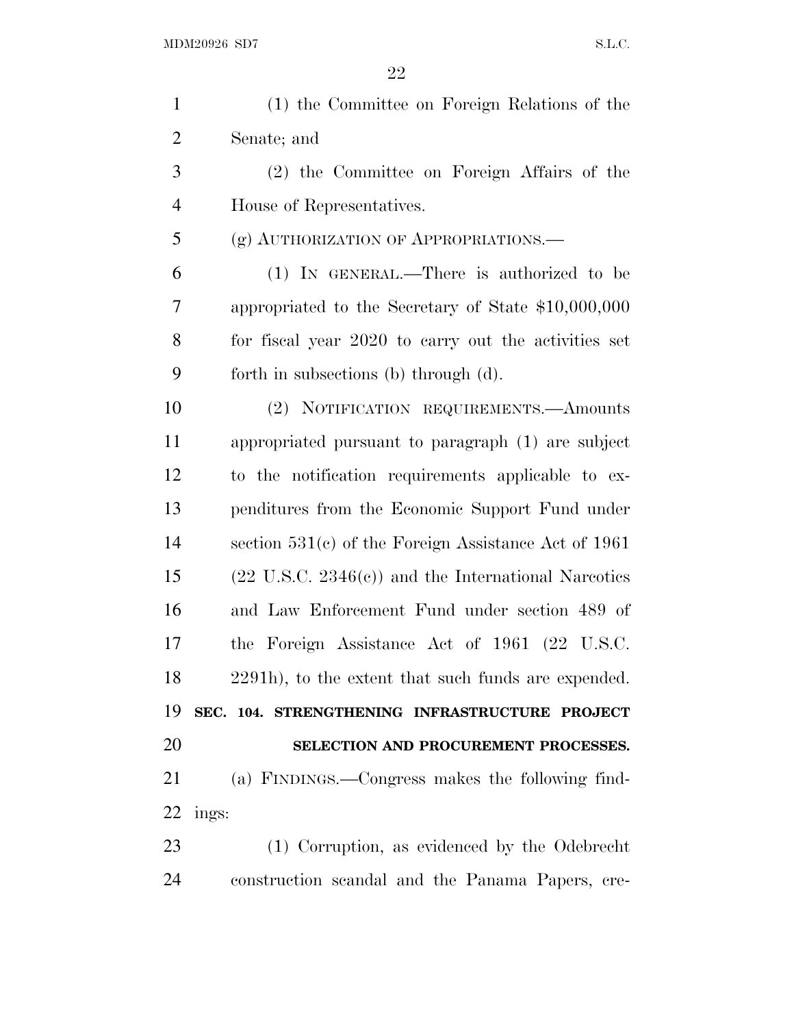(1) the Committee on Foreign Relations of the Senate; and

(2) the Committee on Foreign Affairs of the House of Representatives.

(g) AUTHORIZATION OF APPROPRIATIONS.—

(1) IN GENERAL.—There is authorized to be appropriated to the Secretary of State $10,000,000 for fiscal year 2020 to carry out the activities set forth in subsections (b) through (d).

(2) NOTIFICATION REQUIREMENTS.—Amounts appropriated pursuant to paragraph (1) are subject to the notification requirements applicable to expenditures from the Economic Support Fund under section 531(c) of the Foreign Assistance Act of 1961 (22 U.S.C. 2346(c)) and the International Narcotics and Law Enforcement Fund under section 489 of the Foreign Assistance Act of 1961 (22 U.S.C. 2291h), to the extent that such funds are expended.

**SEC. 104. STRENGTHENING INFRASTRUCTURE PROJECT SELECTION AND PROCUREMENT PROCESSES.**

(a) FINDINGS.—Congress makes the following findings:

(1) Corruption, as evidenced by the Odebrecht construction scandal and the Panama Papers, cre-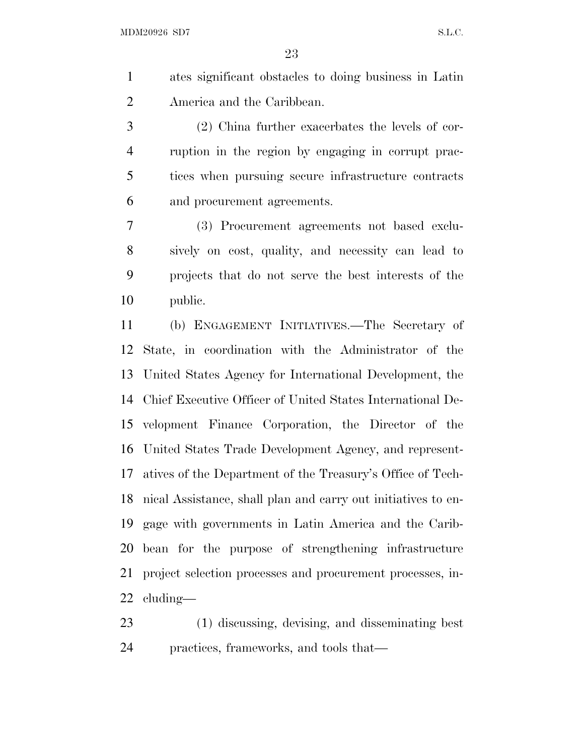ates significant obstacles to doing business in Latin America and the Caribbean.

(2) China further exacerbates the levels of corruption in the region by engaging in corrupt practices when pursuing secure infrastructure contracts and procurement agreements.

(3) Procurement agreements not based exclusively on cost, quality, and necessity can lead to projects that do not serve the best interests of the public.

(b) ENGAGEMENT INITIATIVES.—The Secretary of State, in coordination with the Administrator of the United States Agency for International Development, the Chief Executive Officer of United States International Development Finance Corporation, the Director of the United States Trade Development Agency, and representatives of the Department of the Treasury's Office of Technical Assistance, shall plan and carry out initiatives to engage with governments in Latin America and the Caribbean for the purpose of strengthening infrastructure project selection processes and procurement processes, including—

(1) discussing, devising, and disseminating best practices, frameworks, and tools that—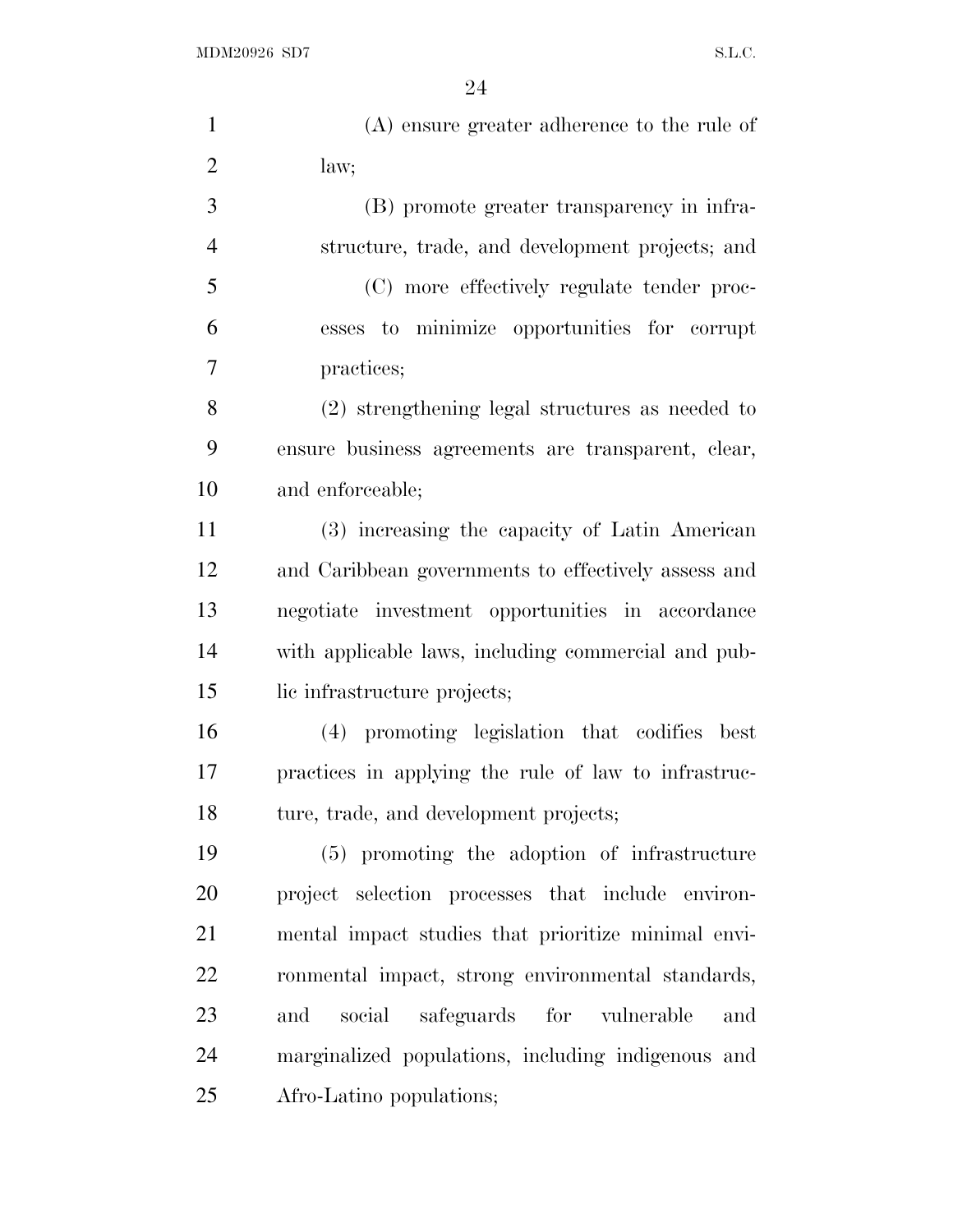(A) ensure greater adherence to the rule of law;

(B) promote greater transparency in infrastructure, trade, and development projects; and

(C) more effectively regulate tender processes to minimize opportunities for corrupt practices;

(2) strengthening legal structures as needed to ensure business agreements are transparent, clear, and enforceable;

(3) increasing the capacity of Latin American and Caribbean governments to effectively assess and negotiate investment opportunities in accordance with applicable laws, including commercial and public infrastructure projects;

(4) promoting legislation that codifies best practices in applying the rule of law to infrastructure, trade, and development projects;

(5) promoting the adoption of infrastructure project selection processes that include environmental impact studies that prioritize minimal environmental impact, strong environmental standards, and social safeguards for vulnerable and marginalized populations, including indigenous and Afro-Latino populations;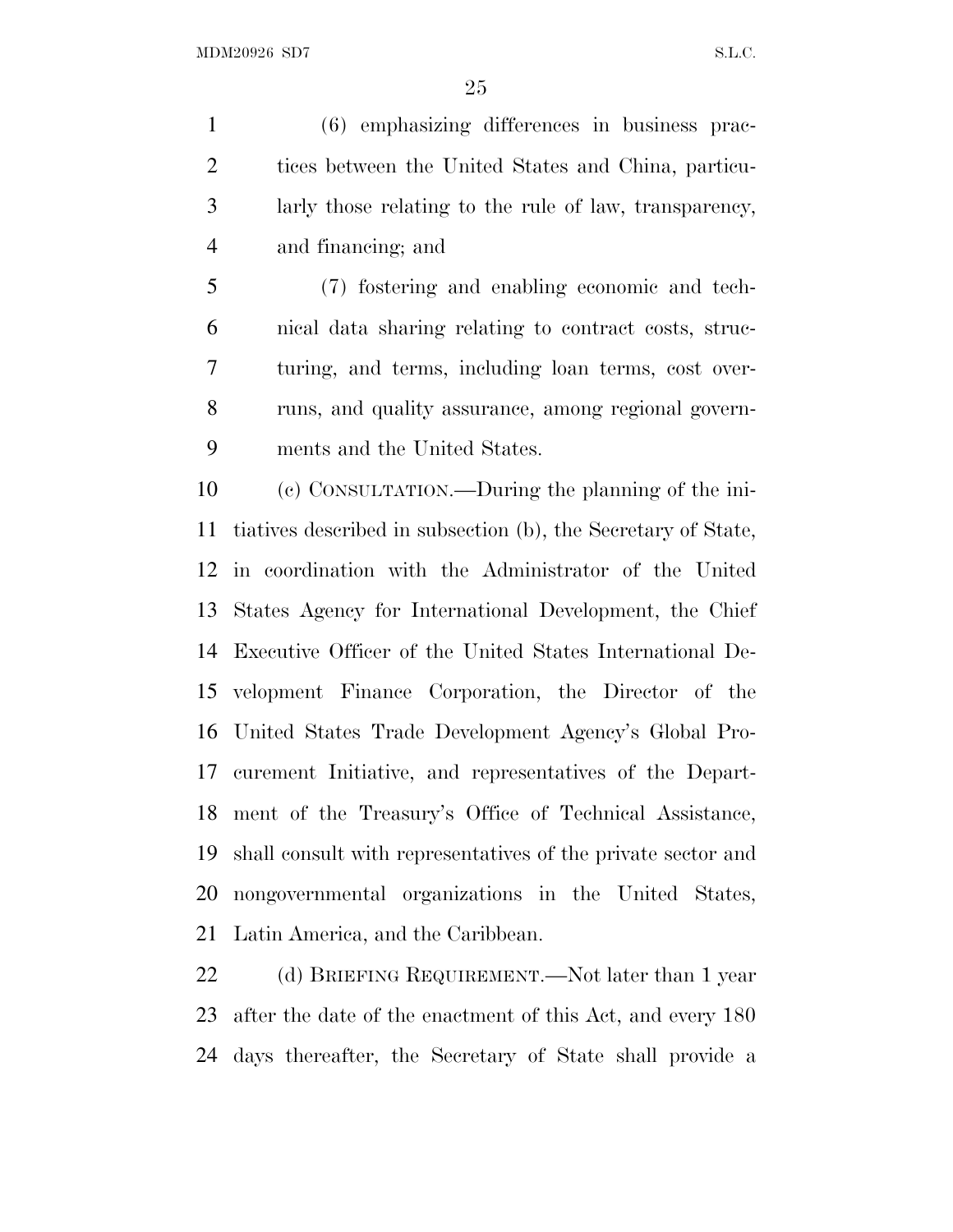(6) emphasizing differences in business practices between the United States and China, particularly those relating to the rule of law, transparency, and financing; and

(7) fostering and enabling economic and technical data sharing relating to contract costs, structuring, and terms, including loan terms, cost overruns, and quality assurance, among regional governments and the United States.

(c) CONSULTATION.—During the planning of the initiatives described in subsection (b), the Secretary of State, in coordination with the Administrator of the United States Agency for International Development, the Chief Executive Officer of the United States International Development Finance Corporation, the Director of the United States Trade Development Agency's Global Procurement Initiative, and representatives of the Department of the Treasury's Office of Technical Assistance, shall consult with representatives of the private sector and nongovernmental organizations in the United States, Latin America, and the Caribbean.

(d) BRIEFING REQUIREMENT.—Not later than 1 year after the date of the enactment of this Act, and every 180 days thereafter, the Secretary of State shall provide a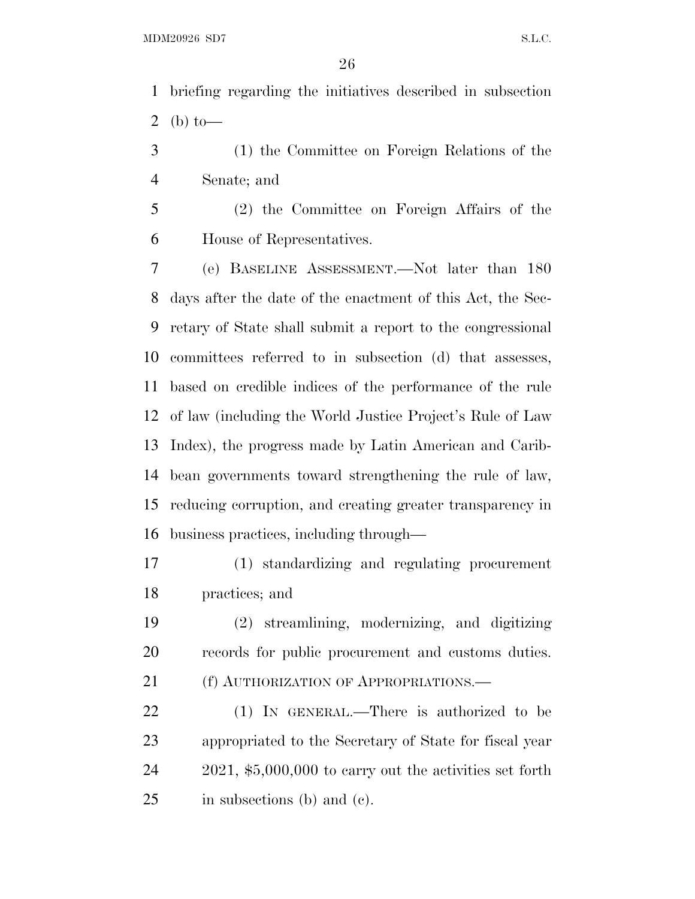briefing regarding the initiatives described in subsection (b) to—

(1) the Committee on Foreign Relations of the Senate; and

(2) the Committee on Foreign Affairs of the House of Representatives.

(e) BASELINE ASSESSMENT.—Not later than 180 days after the date of the enactment of this Act, the Secretary of State shall submit a report to the congressional committees referred to in subsection (d) that assesses, based on credible indices of the performance of the rule of law (including the World Justice Project's Rule of Law Index), the progress made by Latin American and Caribbean governments toward strengthening the rule of law, reducing corruption, and creating greater transparency in business practices, including through—

(1) standardizing and regulating procurement practices; and

(2) streamlining, modernizing, and digitizing records for public procurement and customs duties.

(f) AUTHORIZATION OF APPROPRIATIONS.—

(1) IN GENERAL.—There is authorized to be appropriated to the Secretary of State for fiscal year 2021, $5,000,000 to carry out the activities set forth in subsections (b) and (c).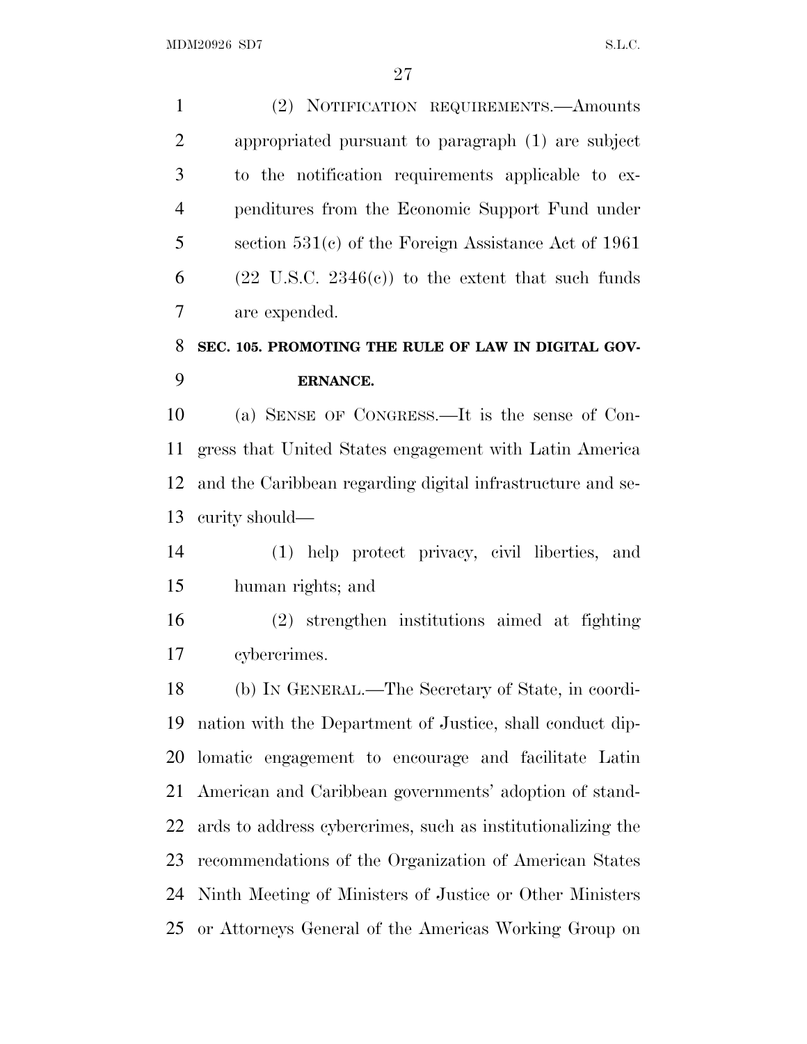(2) NOTIFICATION REQUIREMENTS.—Amounts appropriated pursuant to paragraph (1) are subject to the notification requirements applicable to expenditures from the Economic Support Fund under section 531(c) of the Foreign Assistance Act of 1961 (22 U.S.C. 2346(c)) to the extent that such funds are expended.

## SEC. 105. PROMOTING THE RULE OF LAW IN DIGITAL GOVERNANCE.

(a) SENSE OF CONGRESS.—It is the sense of Congress that United States engagement with Latin America and the Caribbean regarding digital infrastructure and security should—

(1) help protect privacy, civil liberties, and human rights; and

(2) strengthen institutions aimed at fighting cybercrimes.

(b) IN GENERAL.—The Secretary of State, in coordination with the Department of Justice, shall conduct diplomatic engagement to encourage and facilitate Latin American and Caribbean governments' adoption of standards to address cybercrimes, such as institutionalizing the recommendations of the Organization of American States Ninth Meeting of Ministers of Justice or Other Ministers or Attorneys General of the Americas Working Group on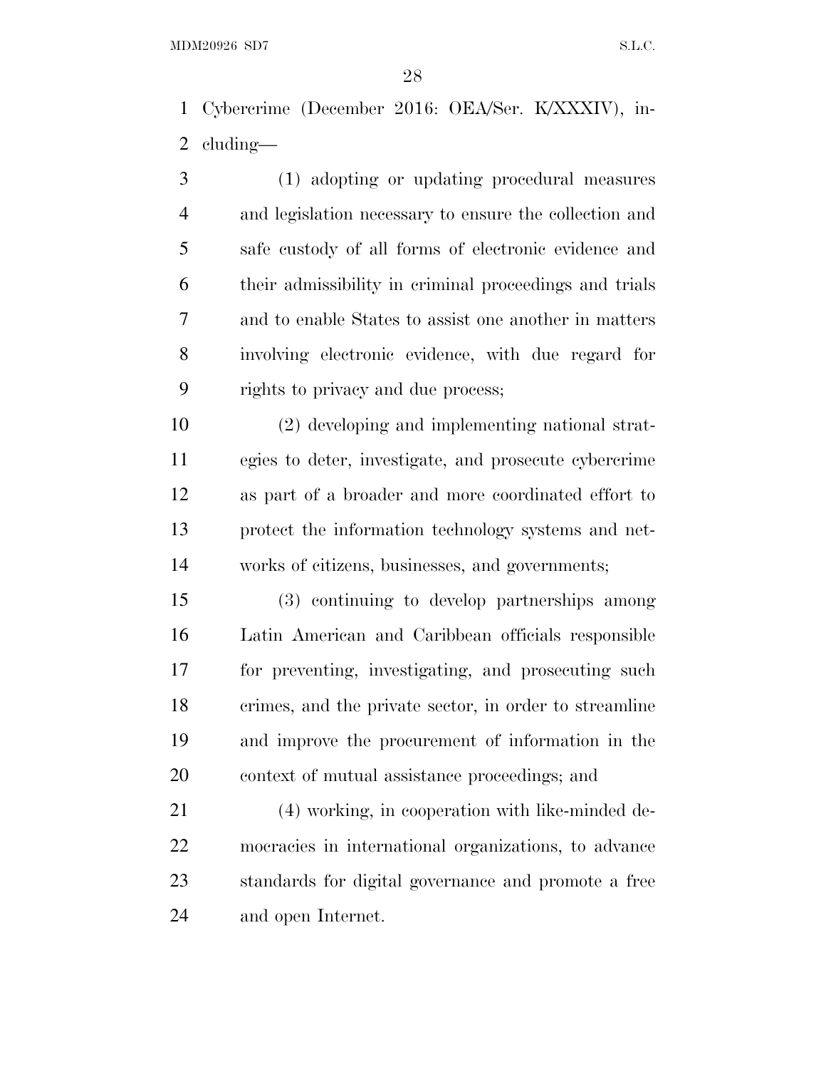Cybercrime (December 2016: OEA/Ser. K/XXXIV), including—

(1) adopting or updating procedural measures and legislation necessary to ensure the collection and safe custody of all forms of electronic evidence and their admissibility in criminal proceedings and trials and to enable States to assist one another in matters involving electronic evidence, with due regard for rights to privacy and due process;

(2) developing and implementing national strategies to deter, investigate, and prosecute cybercrime as part of a broader and more coordinated effort to protect the information technology systems and networks of citizens, businesses, and governments;

(3) continuing to develop partnerships among Latin American and Caribbean officials responsible for preventing, investigating, and prosecuting such crimes, and the private sector, in order to streamline and improve the procurement of information in the context of mutual assistance proceedings; and

(4) working, in cooperation with like-minded democracies in international organizations, to advance standards for digital governance and promote a free and open Internet.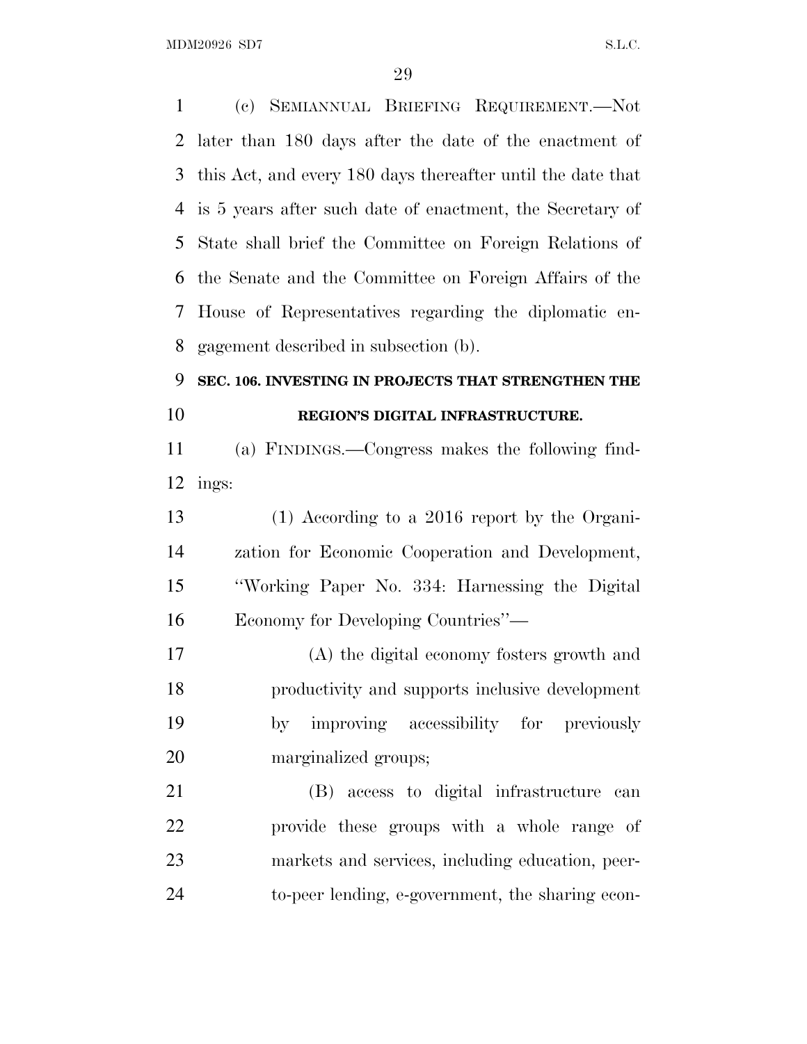(c) SEMIANNUAL BRIEFING REQUIREMENT.—Not later than 180 days after the date of the enactment of this Act, and every 180 days thereafter until the date that is 5 years after such date of enactment, the Secretary of State shall brief the Committee on Foreign Relations of the Senate and the Committee on Foreign Affairs of the House of Representatives regarding the diplomatic engagement described in subsection (b).

## SEC. 106. INVESTING IN PROJECTS THAT STRENGTHEN THE REGION'S DIGITAL INFRASTRUCTURE.

(a) FINDINGS.—Congress makes the following findings:

(1) According to a 2016 report by the Organization for Economic Cooperation and Development, "Working Paper No. 334: Harnessing the Digital Economy for Developing Countries"—

(A) the digital economy fosters growth and productivity and supports inclusive development by improving accessibility for previously marginalized groups;

(B) access to digital infrastructure can provide these groups with a whole range of markets and services, including education, peer-to-peer lending, e-government, the sharing econ-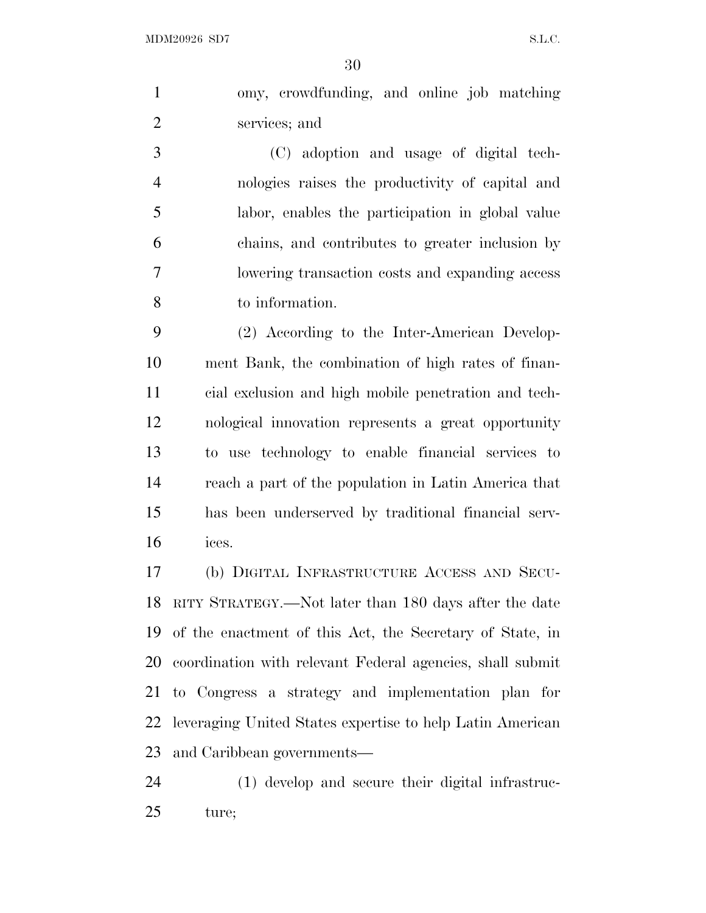omy, crowdfunding, and online job matching services; and

(C) adoption and usage of digital technologies raises the productivity of capital and labor, enables the participation in global value chains, and contributes to greater inclusion by lowering transaction costs and expanding access to information.

(2) According to the Inter-American Development Bank, the combination of high rates of financial exclusion and high mobile penetration and technological innovation represents a great opportunity to use technology to enable financial services to reach a part of the population in Latin America that has been underserved by traditional financial services.

(b) DIGITAL INFRASTRUCTURE ACCESS AND SECURITY STRATEGY.—Not later than 180 days after the date of the enactment of this Act, the Secretary of State, in coordination with relevant Federal agencies, shall submit to Congress a strategy and implementation plan for leveraging United States expertise to help Latin American and Caribbean governments—

(1) develop and secure their digital infrastructure;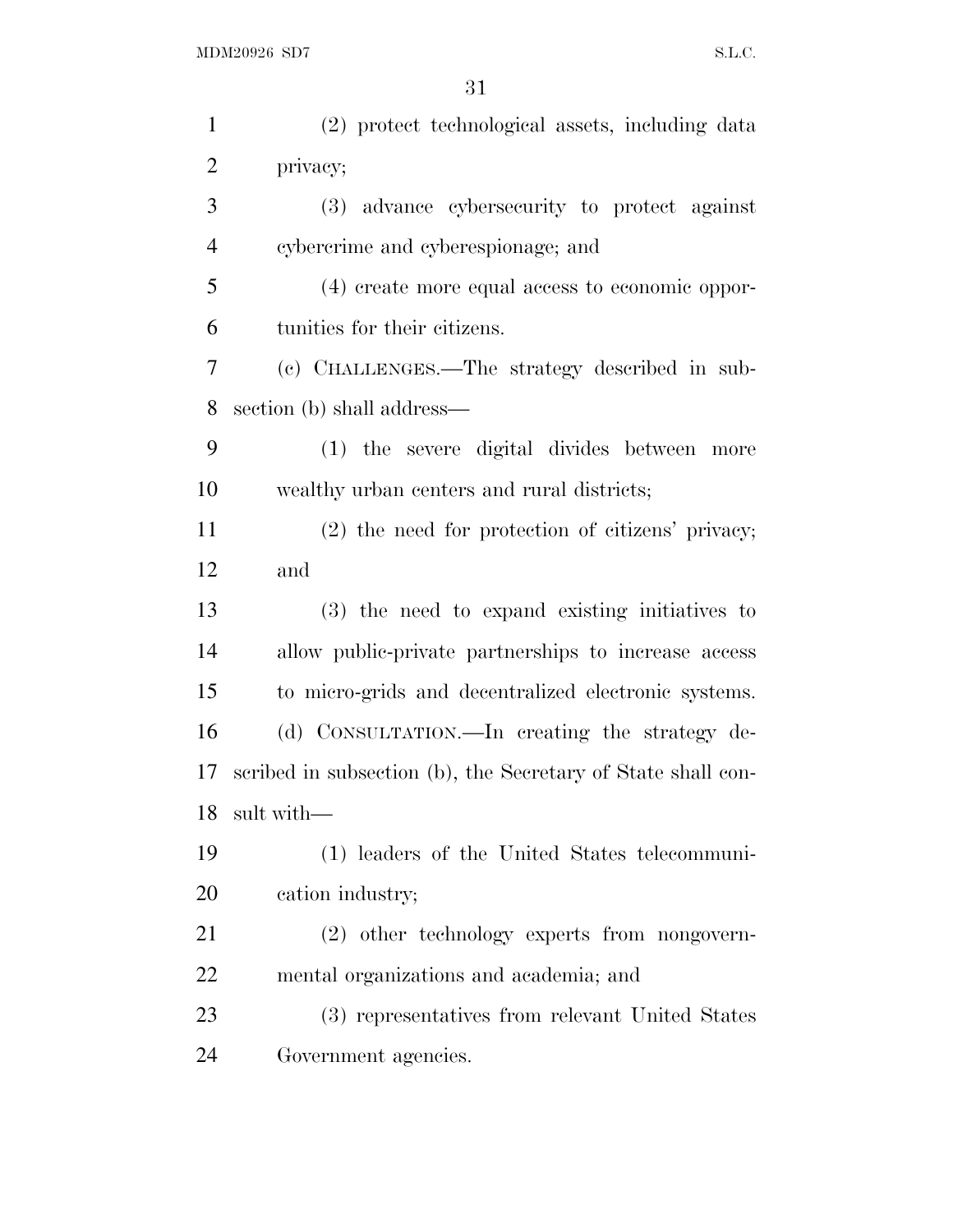(2) protect technological assets, including data privacy;

(3) advance cybersecurity to protect against cybercrime and cyberespionage; and

(4) create more equal access to economic opportunities for their citizens.

(c) CHALLENGES.—The strategy described in subsection (b) shall address—

(1) the severe digital divides between more wealthy urban centers and rural districts;

(2) the need for protection of citizens' privacy; and

(3) the need to expand existing initiatives to allow public-private partnerships to increase access to micro-grids and decentralized electronic systems.

(d) CONSULTATION.—In creating the strategy described in subsection (b), the Secretary of State shall consult with—

(1) leaders of the United States telecommunication industry;

(2) other technology experts from nongovernmental organizations and academia; and

(3) representatives from relevant United States Government agencies.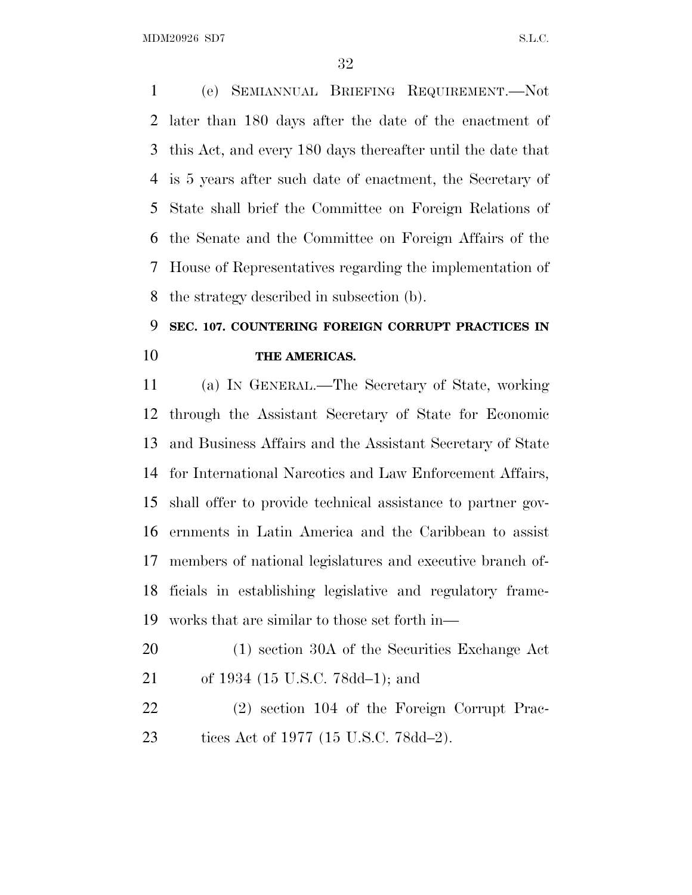(e) SEMIANNUAL BRIEFING REQUIREMENT.—Not later than 180 days after the date of the enactment of this Act, and every 180 days thereafter until the date that is 5 years after such date of enactment, the Secretary of State shall brief the Committee on Foreign Relations of the Senate and the Committee on Foreign Affairs of the House of Representatives regarding the implementation of the strategy described in subsection (b).

**SEC. 107. COUNTERING FOREIGN CORRUPT PRACTICES IN THE AMERICAS.**

(a) IN GENERAL.—The Secretary of State, working through the Assistant Secretary of State for Economic and Business Affairs and the Assistant Secretary of State for International Narcotics and Law Enforcement Affairs, shall offer to provide technical assistance to partner governments in Latin America and the Caribbean to assist members of national legislatures and executive branch officials in establishing legislative and regulatory frameworks that are similar to those set forth in—

(1) section 30A of the Securities Exchange Act of 1934 (15 U.S.C. 78dd–1); and

(2) section 104 of the Foreign Corrupt Practices Act of 1977 (15 U.S.C. 78dd–2).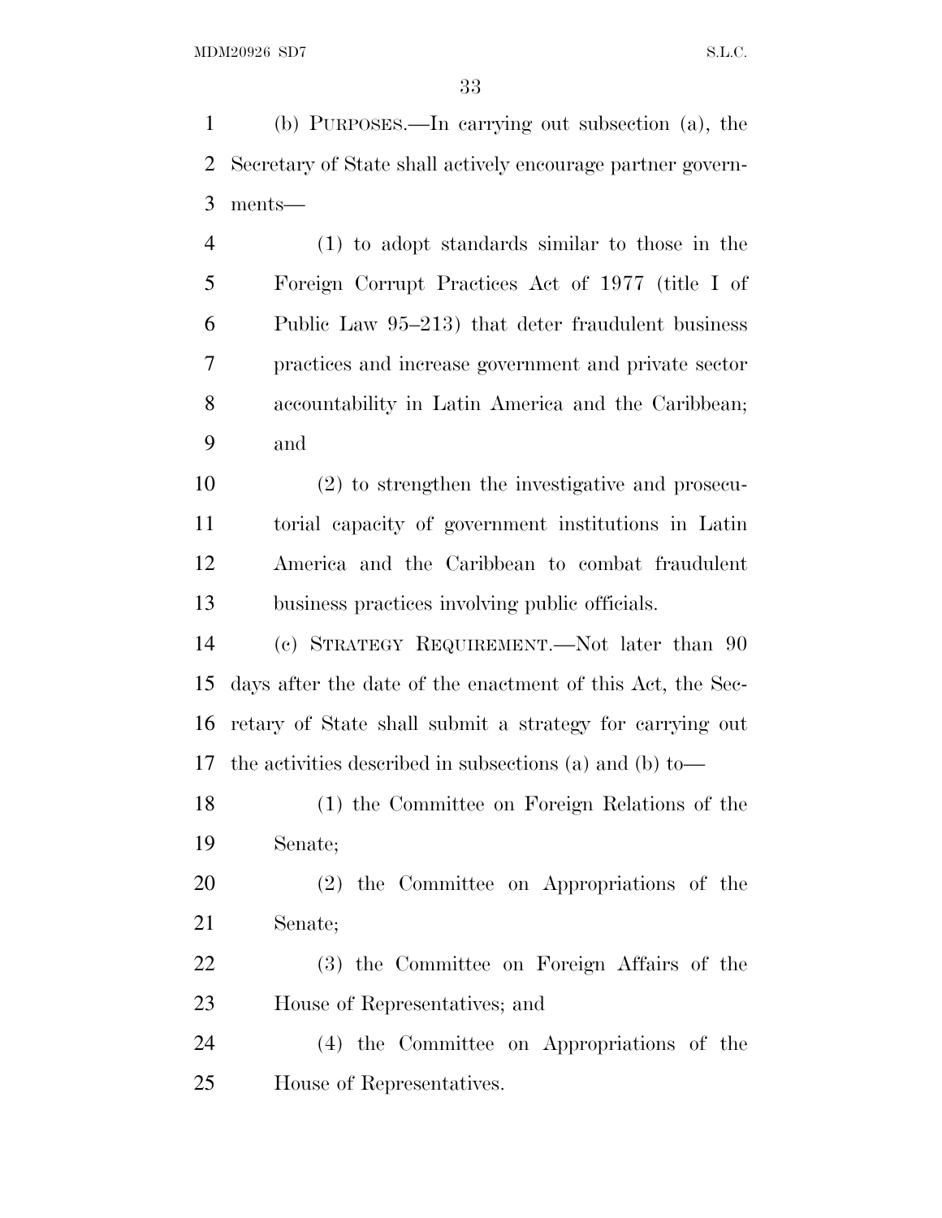(b) PURPOSES.—In carrying out subsection (a), the Secretary of State shall actively encourage partner governments—

(1) to adopt standards similar to those in the Foreign Corrupt Practices Act of 1977 (title I of Public Law 95–213) that deter fraudulent business practices and increase government and private sector accountability in Latin America and the Caribbean; and

(2) to strengthen the investigative and prosecutorial capacity of government institutions in Latin America and the Caribbean to combat fraudulent business practices involving public officials.

(c) STRATEGY REQUIREMENT.—Not later than 90 days after the date of the enactment of this Act, the Secretary of State shall submit a strategy for carrying out the activities described in subsections (a) and (b) to—

(1) the Committee on Foreign Relations of the Senate;

(2) the Committee on Appropriations of the Senate;

(3) the Committee on Foreign Affairs of the House of Representatives; and

(4) the Committee on Appropriations of the House of Representatives.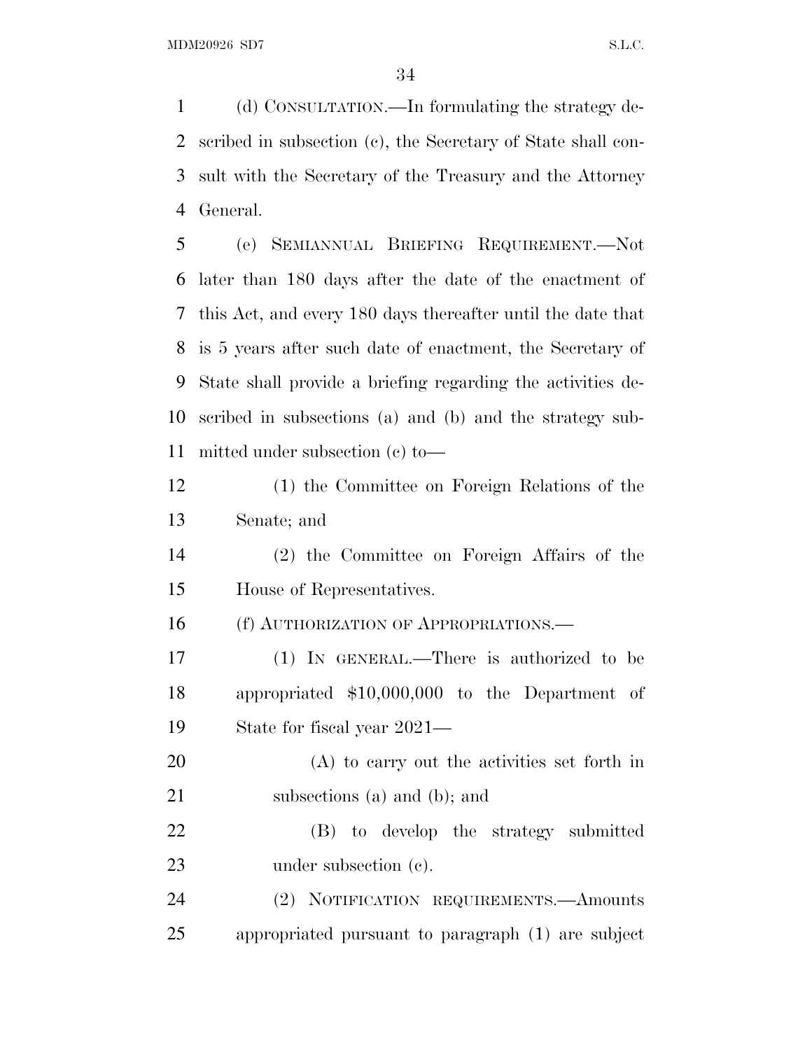(d) CONSULTATION.—In formulating the strategy described in subsection (c), the Secretary of State shall consult with the Secretary of the Treasury and the Attorney General.

(e) SEMIANNUAL BRIEFING REQUIREMENT.—Not later than 180 days after the date of the enactment of this Act, and every 180 days thereafter until the date that is 5 years after such date of enactment, the Secretary of State shall provide a briefing regarding the activities described in subsections (a) and (b) and the strategy submitted under subsection (c) to—

(1) the Committee on Foreign Relations of the Senate; and

(2) the Committee on Foreign Affairs of the House of Representatives.

(f) AUTHORIZATION OF APPROPRIATIONS.—

(1) IN GENERAL.—There is authorized to be appropriated $10,000,000 to the Department of State for fiscal year 2021—

(A) to carry out the activities set forth in subsections (a) and (b); and

(B) to develop the strategy submitted under subsection (c).

(2) NOTIFICATION REQUIREMENTS.—Amounts appropriated pursuant to paragraph (1) are subject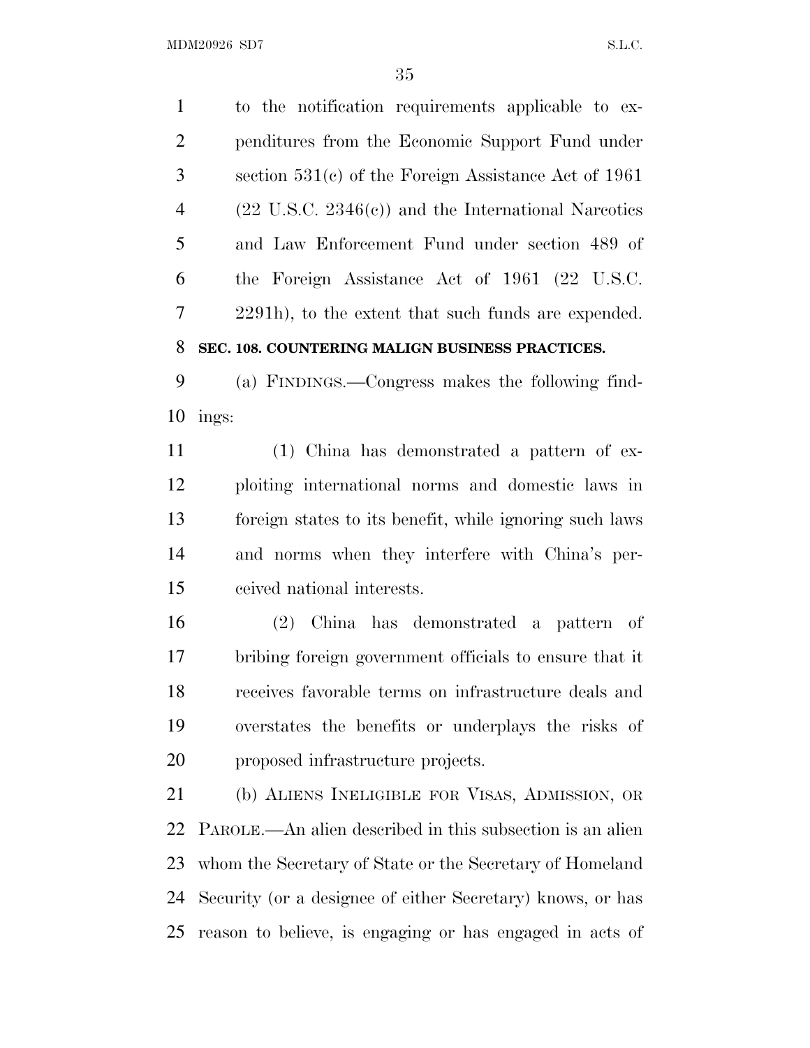to the notification requirements applicable to expenditures from the Economic Support Fund under section 531(c) of the Foreign Assistance Act of 1961 (22 U.S.C. 2346(c)) and the International Narcotics and Law Enforcement Fund under section 489 of the Foreign Assistance Act of 1961 (22 U.S.C. 2291h), to the extent that such funds are expended.

**SEC. 108. COUNTERING MALIGN BUSINESS PRACTICES.**

(a) FINDINGS.—Congress makes the following findings:

(1) China has demonstrated a pattern of exploiting international norms and domestic laws in foreign states to its benefit, while ignoring such laws and norms when they interfere with China's perceived national interests.

(2) China has demonstrated a pattern of bribing foreign government officials to ensure that it receives favorable terms on infrastructure deals and overstates the benefits or underplays the risks of proposed infrastructure projects.

(b) ALIENS INELIGIBLE FOR VISAS, ADMISSION, OR PAROLE.—An alien described in this subsection is an alien whom the Secretary of State or the Secretary of Homeland Security (or a designee of either Secretary) knows, or has reason to believe, is engaging or has engaged in acts of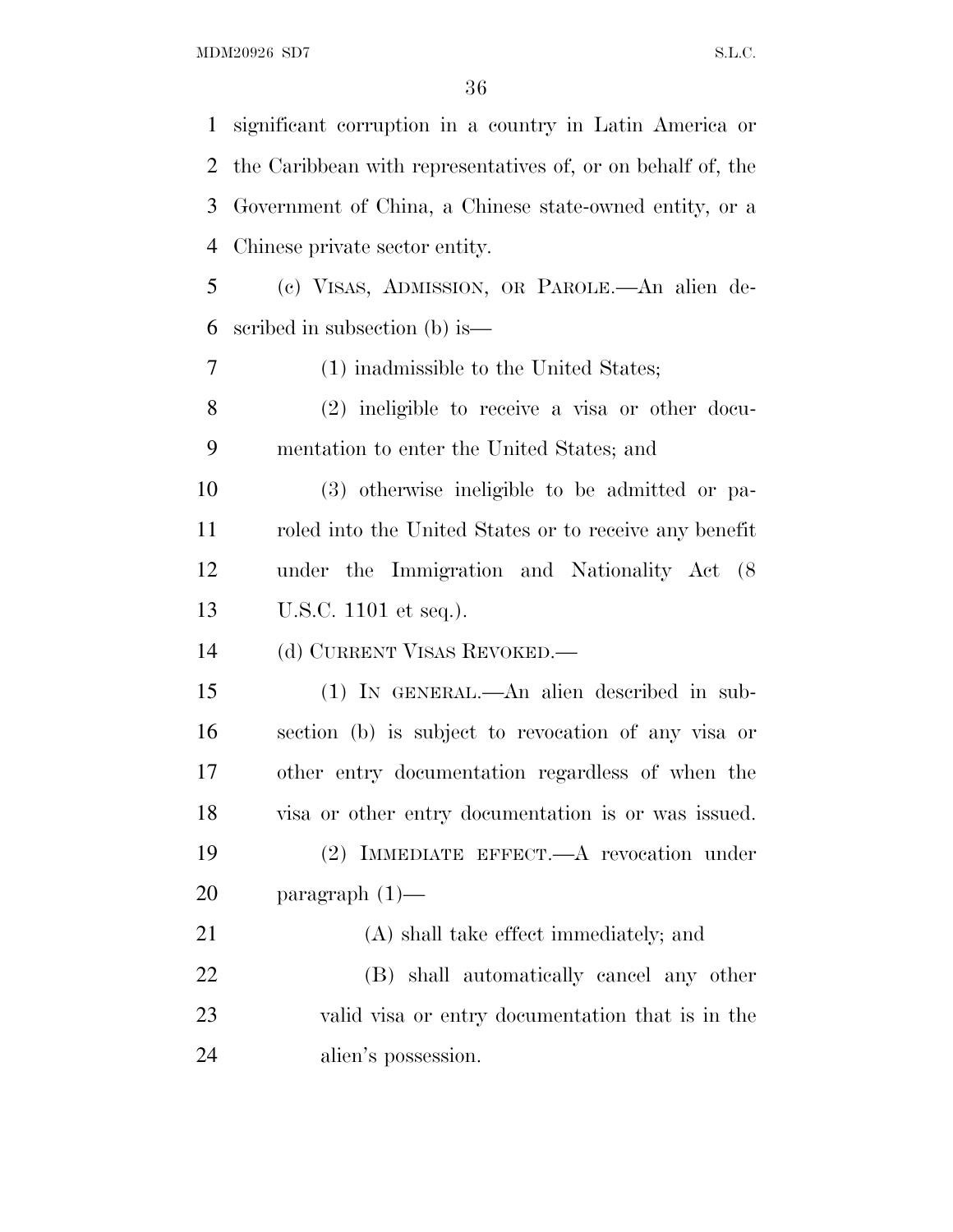significant corruption in a country in Latin America or the Caribbean with representatives of, or on behalf of, the Government of China, a Chinese state-owned entity, or a Chinese private sector entity.

(c) VISAS, ADMISSION, OR PAROLE.—An alien described in subsection (b) is—

(1) inadmissible to the United States;

(2) ineligible to receive a visa or other documentation to enter the United States; and

(3) otherwise ineligible to be admitted or paroled into the United States or to receive any benefit under the Immigration and Nationality Act (8 U.S.C. 1101 et seq.).

(d) CURRENT VISAS REVOKED.—

(1) IN GENERAL.—An alien described in subsection (b) is subject to revocation of any visa or other entry documentation regardless of when the visa or other entry documentation is or was issued.

(2) IMMEDIATE EFFECT.—A revocation under paragraph (1)—

(A) shall take effect immediately; and

(B) shall automatically cancel any other valid visa or entry documentation that is in the alien's possession.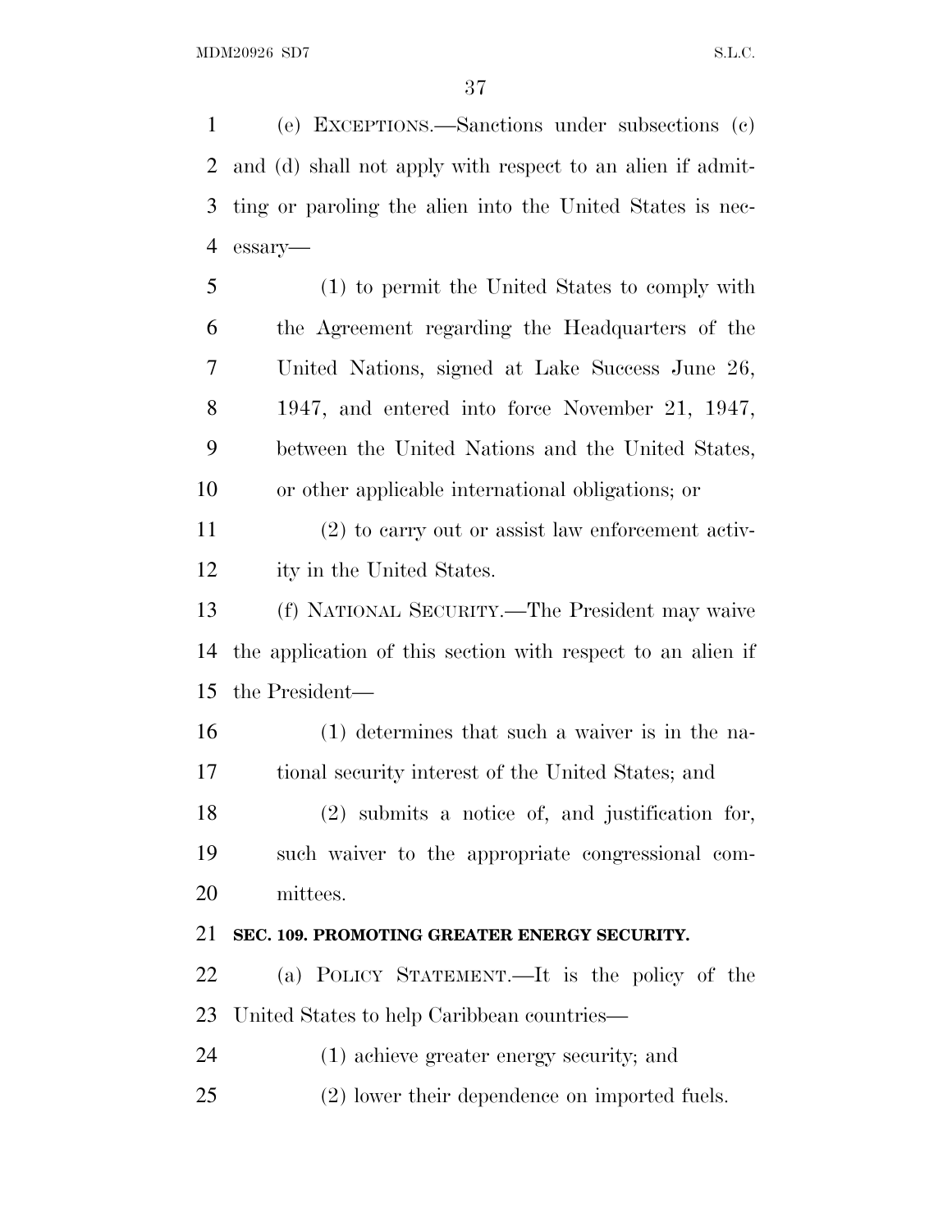(e) EXCEPTIONS.—Sanctions under subsections (c) and (d) shall not apply with respect to an alien if admitting or paroling the alien into the United States is necessary—

(1) to permit the United States to comply with the Agreement regarding the Headquarters of the United Nations, signed at Lake Success June 26, 1947, and entered into force November 21, 1947, between the United Nations and the United States, or other applicable international obligations; or

(2) to carry out or assist law enforcement activity in the United States.

(f) NATIONAL SECURITY.—The President may waive the application of this section with respect to an alien if the President—

(1) determines that such a waiver is in the national security interest of the United States; and

(2) submits a notice of, and justification for, such waiver to the appropriate congressional committees.

**SEC. 109. PROMOTING GREATER ENERGY SECURITY.**

(a) POLICY STATEMENT.—It is the policy of the United States to help Caribbean countries—

(1) achieve greater energy security; and

(2) lower their dependence on imported fuels.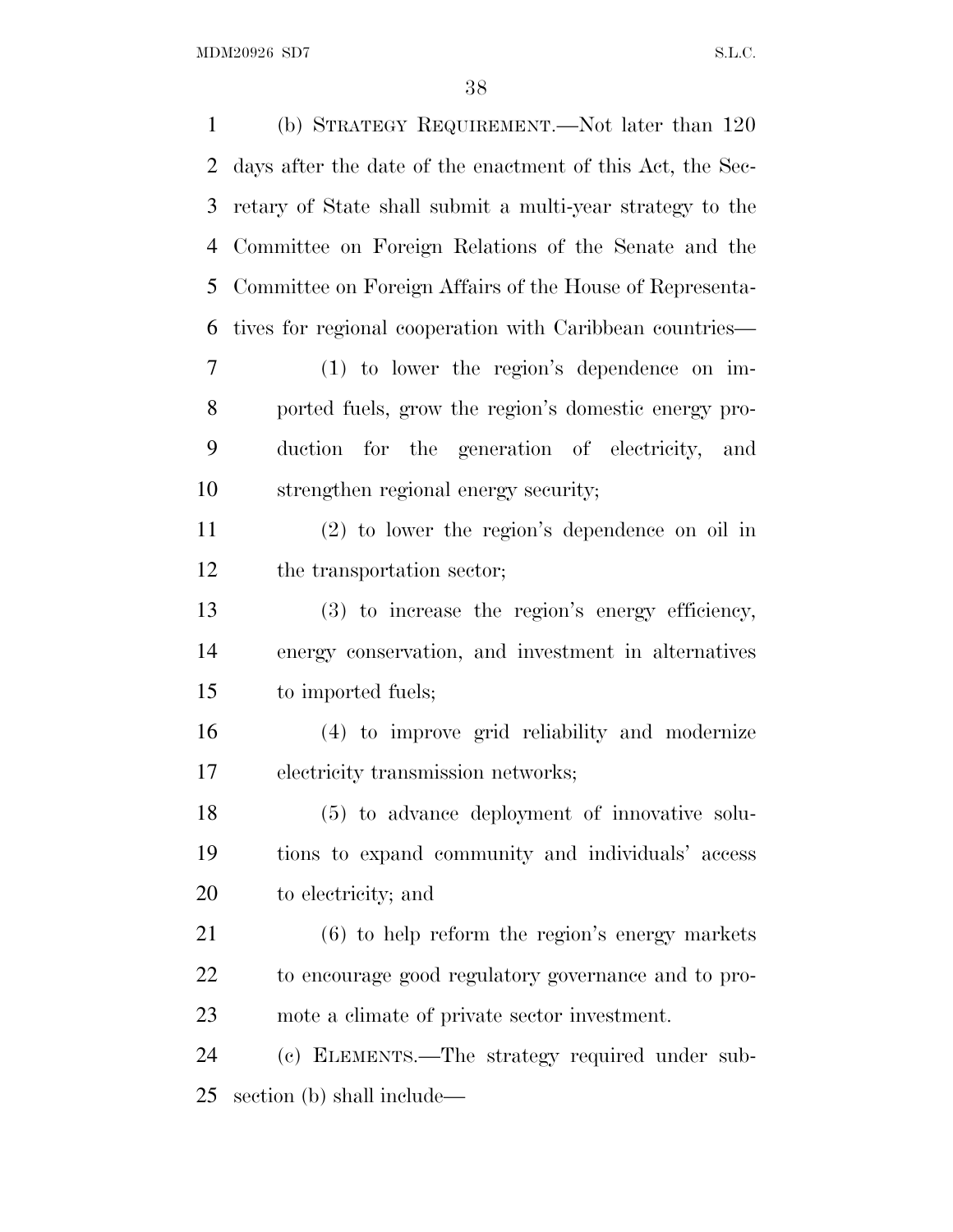(b) STRATEGY REQUIREMENT.—Not later than 120 days after the date of the enactment of this Act, the Secretary of State shall submit a multi-year strategy to the Committee on Foreign Relations of the Senate and the Committee on Foreign Affairs of the House of Representatives for regional cooperation with Caribbean countries—

(1) to lower the region's dependence on imported fuels, grow the region's domestic energy production for the generation of electricity, and strengthen regional energy security;

(2) to lower the region's dependence on oil in the transportation sector;

(3) to increase the region's energy efficiency, energy conservation, and investment in alternatives to imported fuels;

(4) to improve grid reliability and modernize electricity transmission networks;

(5) to advance deployment of innovative solutions to expand community and individuals' access to electricity; and

(6) to help reform the region's energy markets to encourage good regulatory governance and to promote a climate of private sector investment.

(c) ELEMENTS.—The strategy required under subsection (b) shall include—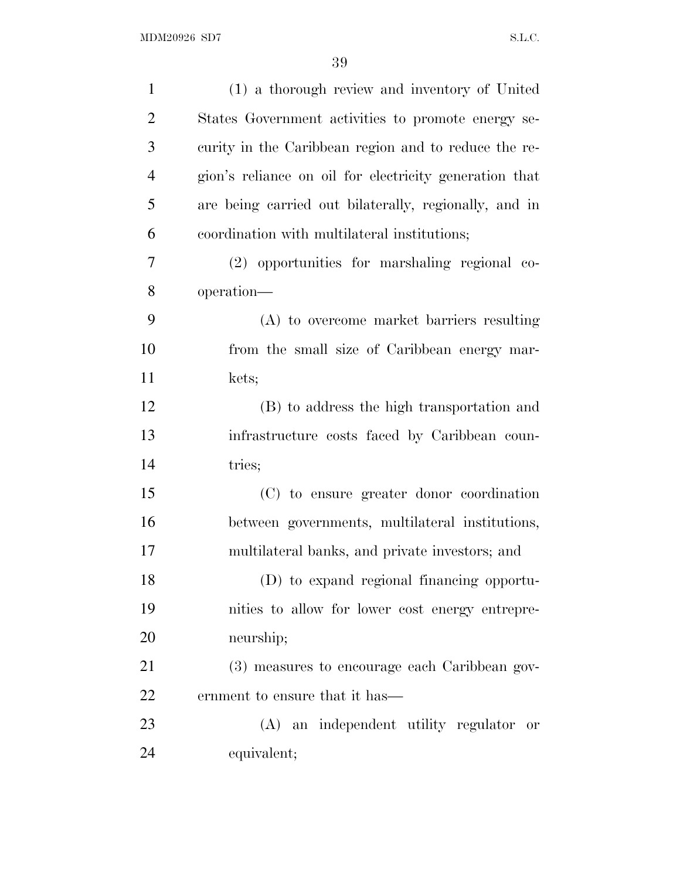(1) a thorough review and inventory of United States Government activities to promote energy security in the Caribbean region and to reduce the region's reliance on oil for electricity generation that are being carried out bilaterally, regionally, and in coordination with multilateral institutions;

(2) opportunities for marshaling regional cooperation—

(A) to overcome market barriers resulting from the small size of Caribbean energy markets;

(B) to address the high transportation and infrastructure costs faced by Caribbean countries;

(C) to ensure greater donor coordination between governments, multilateral institutions, multilateral banks, and private investors; and

(D) to expand regional financing opportunities to allow for lower cost energy entrepreneurship;

(3) measures to encourage each Caribbean government to ensure that it has—

(A) an independent utility regulator or equivalent;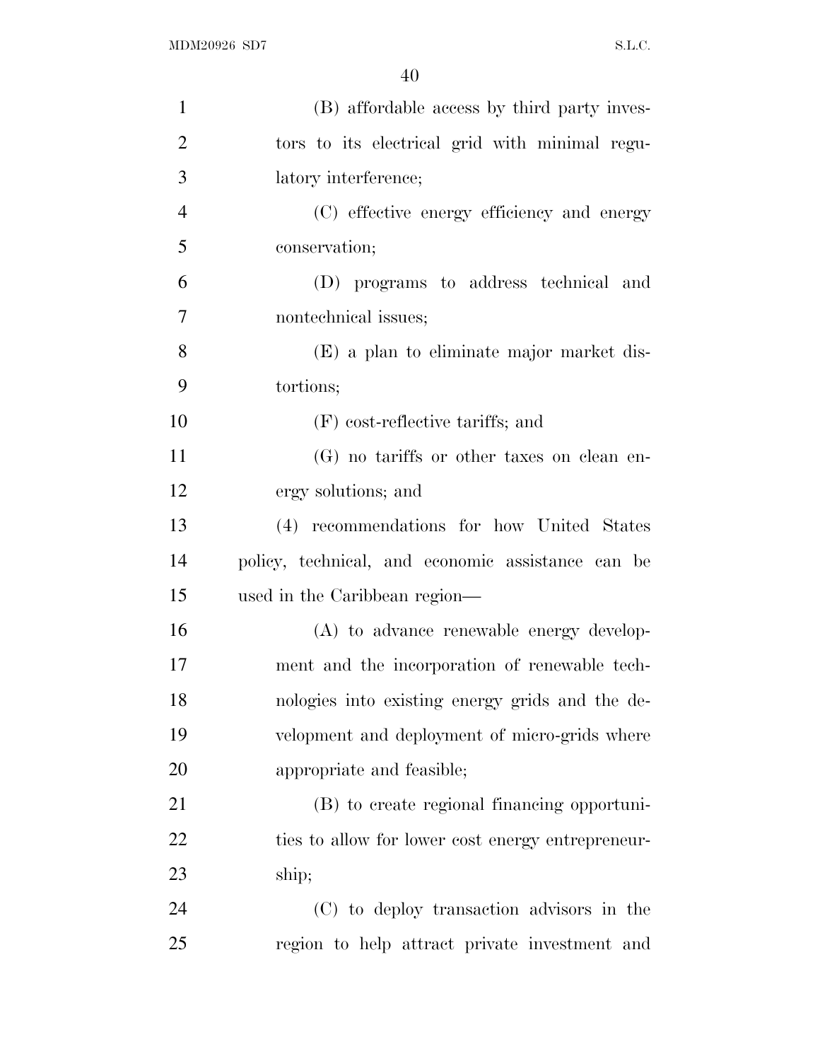(B) affordable access by third party investors to its electrical grid with minimal regulatory interference;

(C) effective energy efficiency and energy conservation;

(D) programs to address technical and nontechnical issues;

(E) a plan to eliminate major market distortions;

(F) cost-reflective tariffs; and

(G) no tariffs or other taxes on clean energy solutions; and

(4) recommendations for how United States policy, technical, and economic assistance can be used in the Caribbean region—

(A) to advance renewable energy development and the incorporation of renewable technologies into existing energy grids and the development and deployment of micro-grids where appropriate and feasible;

(B) to create regional financing opportunities to allow for lower cost energy entrepreneurship;

(C) to deploy transaction advisors in the region to help attract private investment and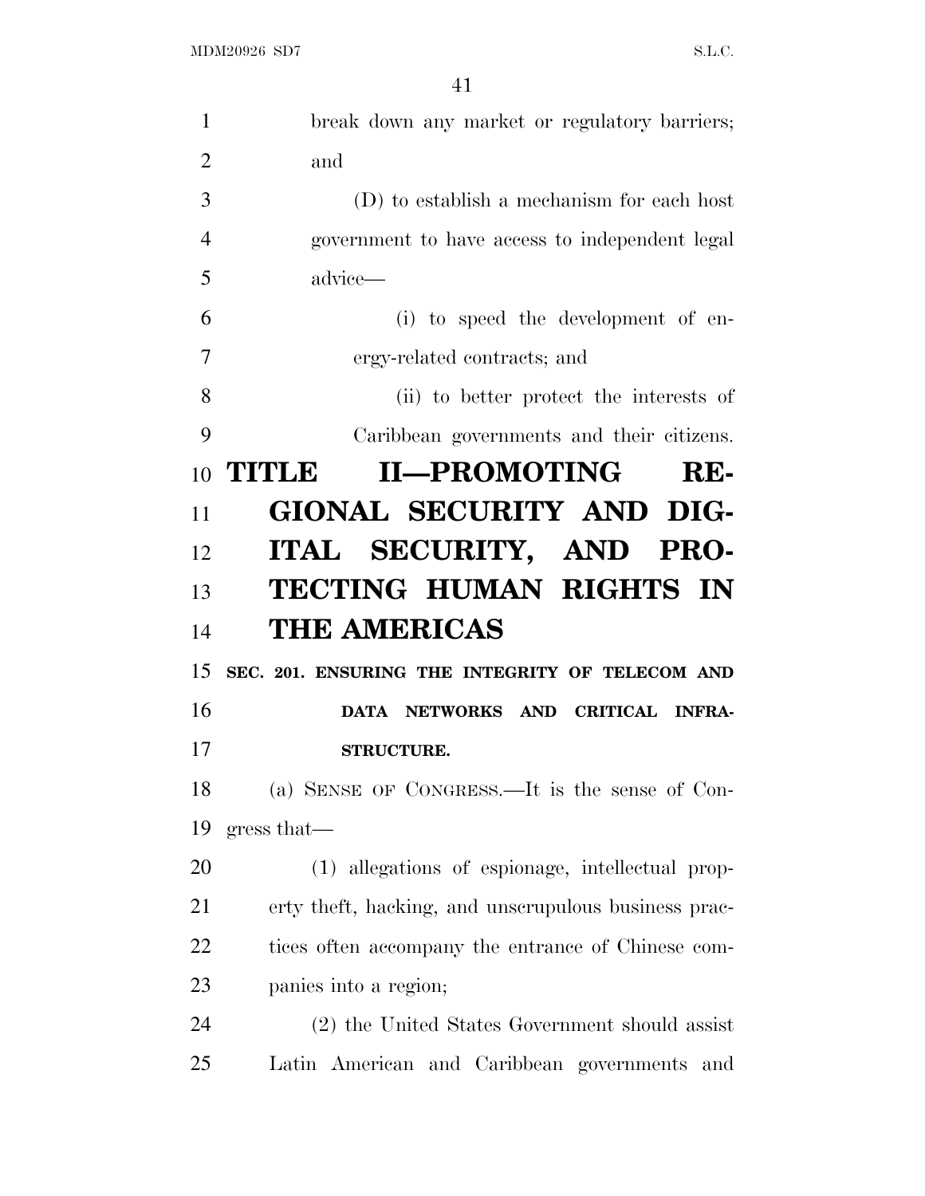break down any market or regulatory barriers; and

(D) to establish a mechanism for each host government to have access to independent legal advice—

(i) to speed the development of energy-related contracts; and

(ii) to better protect the interests of Caribbean governments and their citizens.

# TITLE II—PROMOTING REGIONAL SECURITY AND DIGITAL SECURITY, AND PROTECTING HUMAN RIGHTS IN THE AMERICAS

### SEC. 201. ENSURING THE INTEGRITY OF TELECOM AND DATA NETWORKS AND CRITICAL INFRASTRUCTURE.

(a) SENSE OF CONGRESS.—It is the sense of Congress that—

(1) allegations of espionage, intellectual property theft, hacking, and unscrupulous business practices often accompany the entrance of Chinese companies into a region;

(2) the United States Government should assist Latin American and Caribbean governments and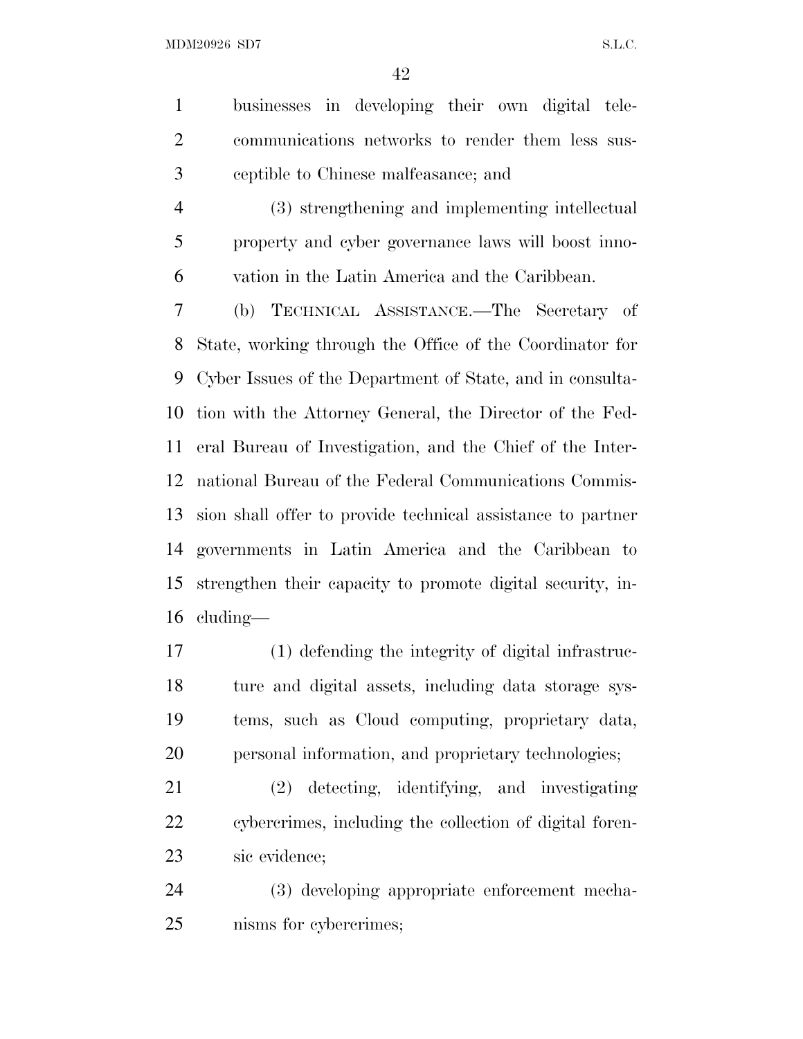businesses in developing their own digital telecommunications networks to render them less susceptible to Chinese malfeasance; and

(3) strengthening and implementing intellectual property and cyber governance laws will boost innovation in the Latin America and the Caribbean.

(b) TECHNICAL ASSISTANCE.—The Secretary of State, working through the Office of the Coordinator for Cyber Issues of the Department of State, and in consultation with the Attorney General, the Director of the Federal Bureau of Investigation, and the Chief of the International Bureau of the Federal Communications Commission shall offer to provide technical assistance to partner governments in Latin America and the Caribbean to strengthen their capacity to promote digital security, including—

(1) defending the integrity of digital infrastructure and digital assets, including data storage systems, such as Cloud computing, proprietary data, personal information, and proprietary technologies;

(2) detecting, identifying, and investigating cybercrimes, including the collection of digital forensic evidence;

(3) developing appropriate enforcement mechanisms for cybercrimes;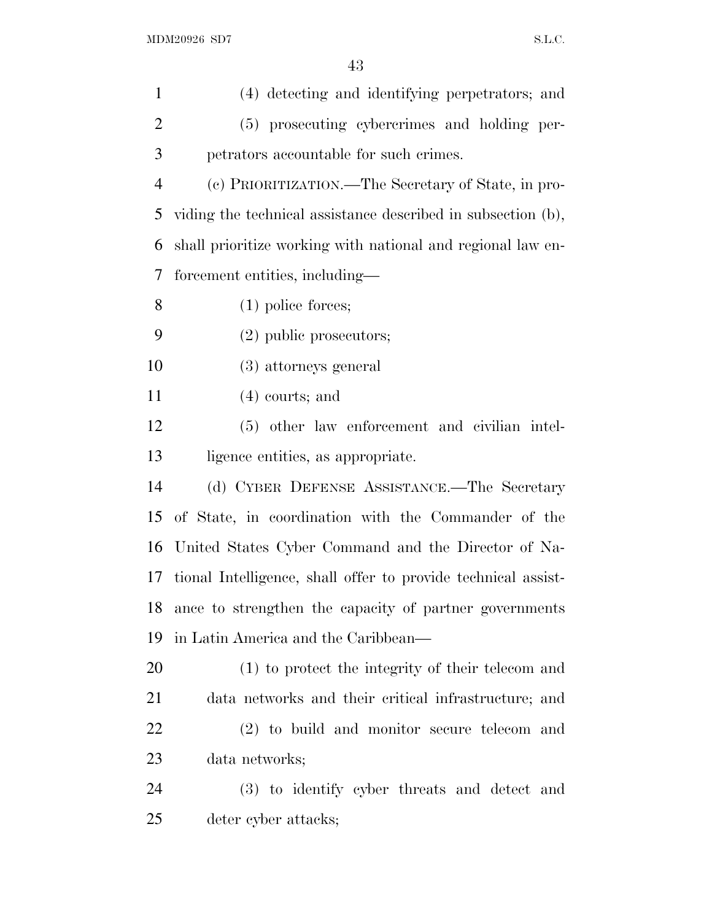(4) detecting and identifying perpetrators; and

(5) prosecuting cybercrimes and holding perpetrators accountable for such crimes.

(c) PRIORITIZATION.—The Secretary of State, in providing the technical assistance described in subsection (b), shall prioritize working with national and regional law enforcement entities, including—

(1) police forces;

(2) public prosecutors;

(3) attorneys general

(4) courts; and

(5) other law enforcement and civilian intelligence entities, as appropriate.

(d) CYBER DEFENSE ASSISTANCE.—The Secretary of State, in coordination with the Commander of the United States Cyber Command and the Director of National Intelligence, shall offer to provide technical assistance to strengthen the capacity of partner governments in Latin America and the Caribbean—

(1) to protect the integrity of their telecom and data networks and their critical infrastructure; and

(2) to build and monitor secure telecom and data networks;

(3) to identify cyber threats and detect and deter cyber attacks;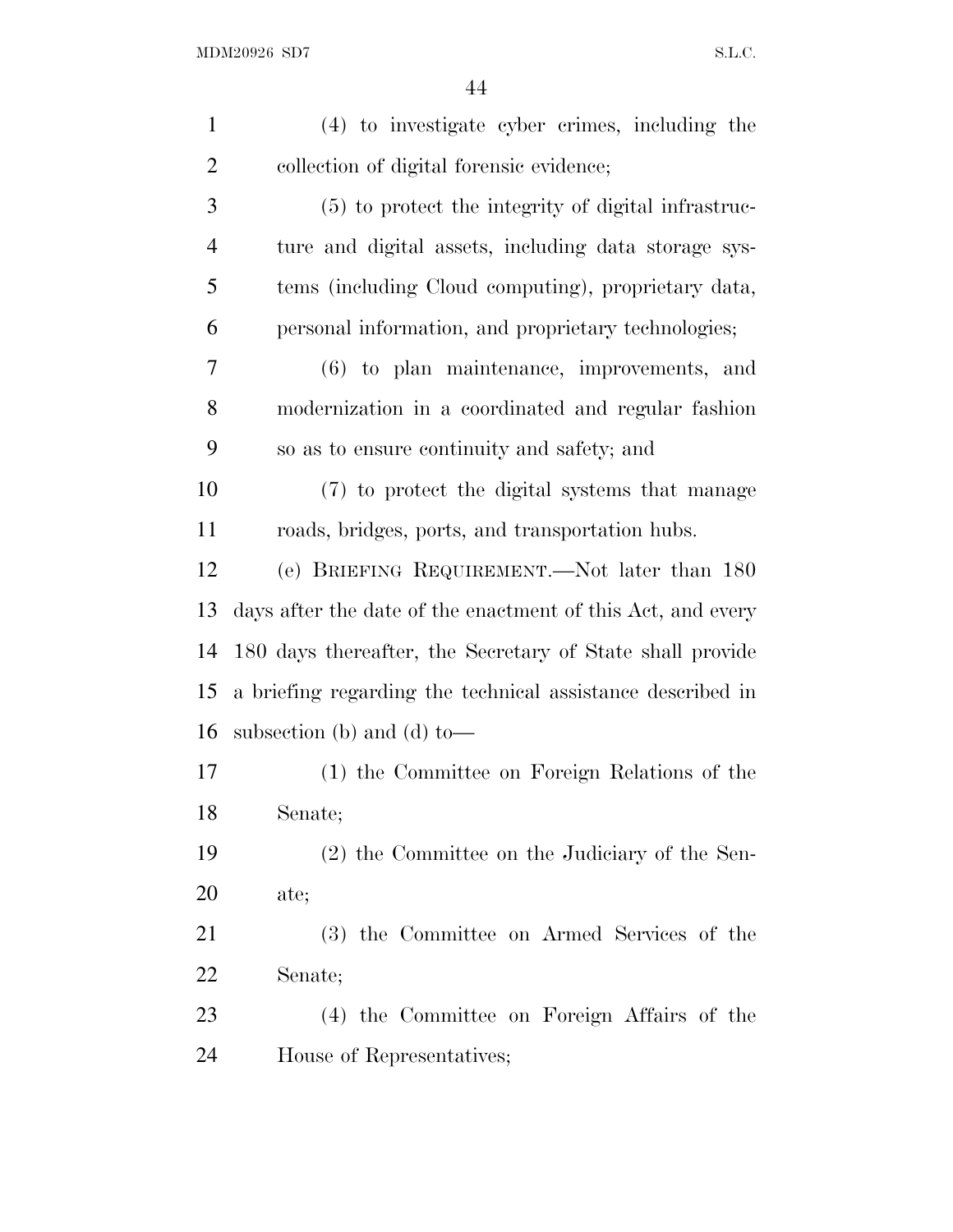(4) to investigate cyber crimes, including the collection of digital forensic evidence;

(5) to protect the integrity of digital infrastructure and digital assets, including data storage systems (including Cloud computing), proprietary data, personal information, and proprietary technologies;

(6) to plan maintenance, improvements, and modernization in a coordinated and regular fashion so as to ensure continuity and safety; and

(7) to protect the digital systems that manage roads, bridges, ports, and transportation hubs.

(e) BRIEFING REQUIREMENT.—Not later than 180 days after the date of the enactment of this Act, and every 180 days thereafter, the Secretary of State shall provide a briefing regarding the technical assistance described in subsection (b) and (d) to—

(1) the Committee on Foreign Relations of the Senate;

(2) the Committee on the Judiciary of the Senate;

(3) the Committee on Armed Services of the Senate;

(4) the Committee on Foreign Affairs of the House of Representatives;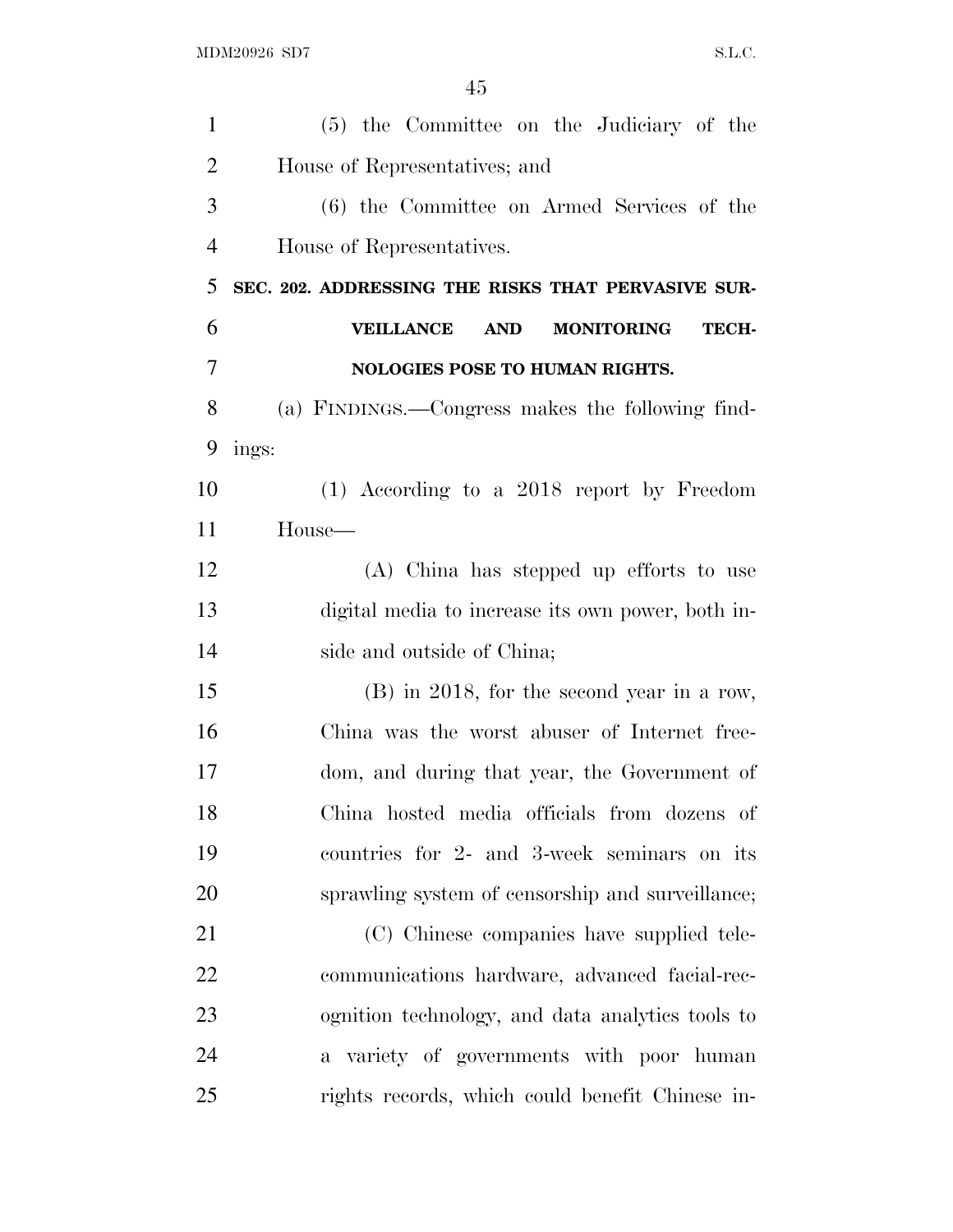(5) the Committee on the Judiciary of the House of Representatives; and

(6) the Committee on Armed Services of the House of Representatives.

**SEC. 202. ADDRESSING THE RISKS THAT PERVASIVE SURVEILLANCE AND MONITORING TECHNOLOGIES POSE TO HUMAN RIGHTS.**

(a) FINDINGS.—Congress makes the following findings:

(1) According to a 2018 report by Freedom House—

(A) China has stepped up efforts to use digital media to increase its own power, both inside and outside of China;

(B) in 2018, for the second year in a row, China was the worst abuser of Internet freedom, and during that year, the Government of China hosted media officials from dozens of countries for 2- and 3-week seminars on its sprawling system of censorship and surveillance;

(C) Chinese companies have supplied telecommunications hardware, advanced facial-recognition technology, and data analytics tools to a variety of governments with poor human rights records, which could benefit Chinese in-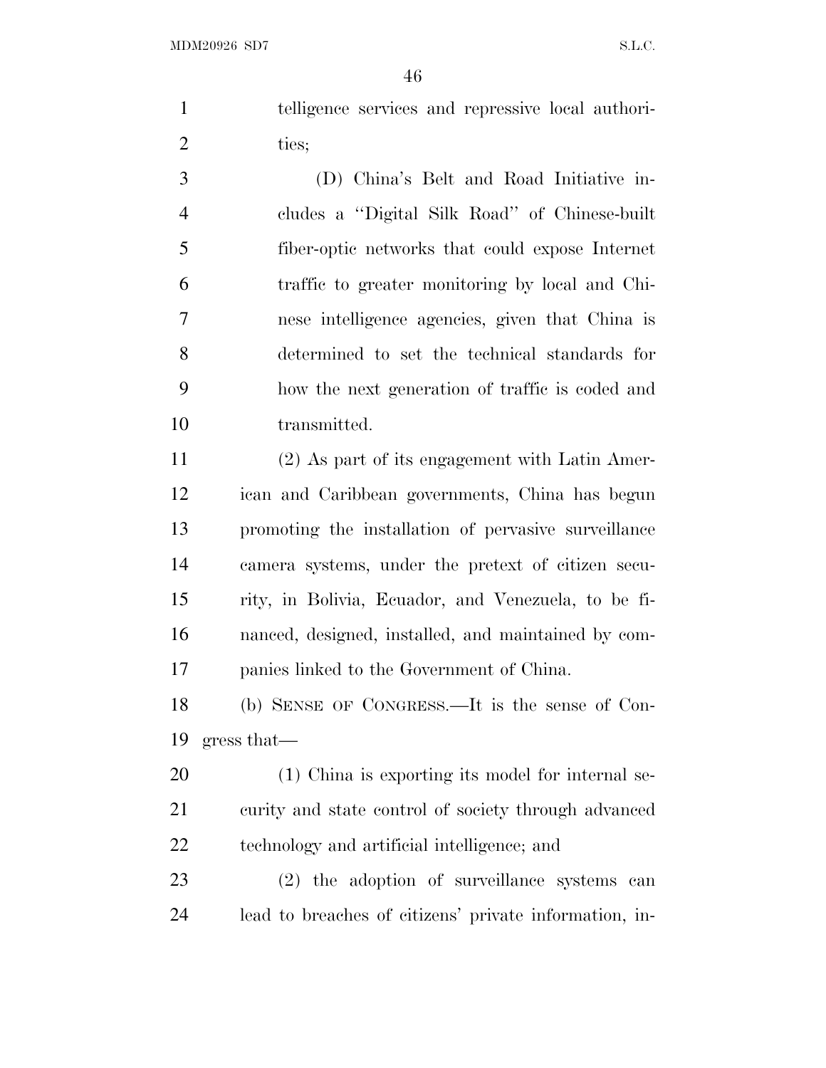telligence services and repressive local authorities;

(D) China's Belt and Road Initiative includes a ''Digital Silk Road'' of Chinese-built fiber-optic networks that could expose Internet traffic to greater monitoring by local and Chinese intelligence agencies, given that China is determined to set the technical standards for how the next generation of traffic is coded and transmitted.

(2) As part of its engagement with Latin American and Caribbean governments, China has begun promoting the installation of pervasive surveillance camera systems, under the pretext of citizen security, in Bolivia, Ecuador, and Venezuela, to be financed, designed, installed, and maintained by companies linked to the Government of China.

(b) SENSE OF CONGRESS.—It is the sense of Congress that—

(1) China is exporting its model for internal security and state control of society through advanced technology and artificial intelligence; and

(2) the adoption of surveillance systems can lead to breaches of citizens' private information, in-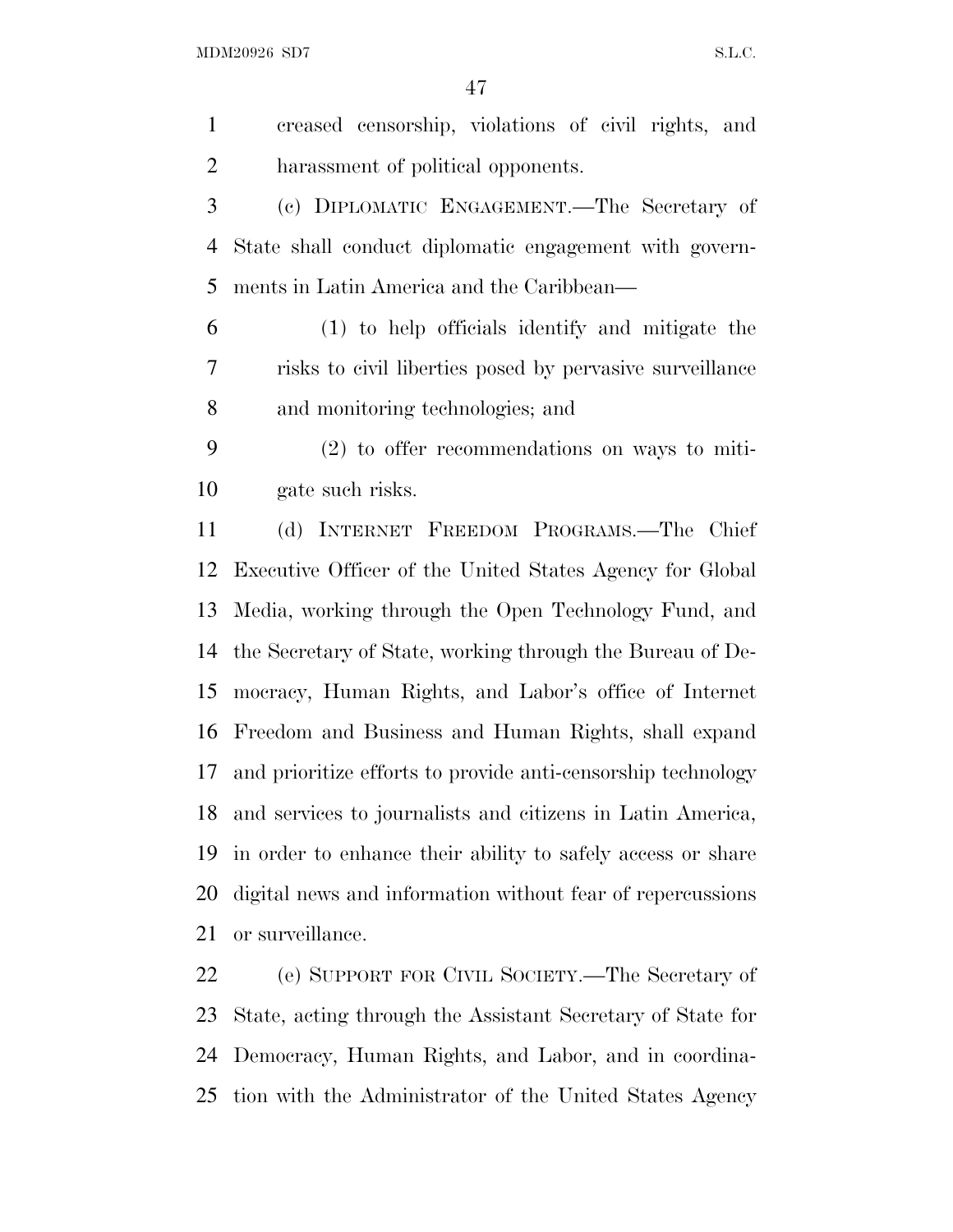creased censorship, violations of civil rights, and harassment of political opponents.

(c) DIPLOMATIC ENGAGEMENT.—The Secretary of State shall conduct diplomatic engagement with governments in Latin America and the Caribbean—

(1) to help officials identify and mitigate the risks to civil liberties posed by pervasive surveillance and monitoring technologies; and

(2) to offer recommendations on ways to mitigate such risks.

(d) INTERNET FREEDOM PROGRAMS.—The Chief Executive Officer of the United States Agency for Global Media, working through the Open Technology Fund, and the Secretary of State, working through the Bureau of Democracy, Human Rights, and Labor's office of Internet Freedom and Business and Human Rights, shall expand and prioritize efforts to provide anti-censorship technology and services to journalists and citizens in Latin America, in order to enhance their ability to safely access or share digital news and information without fear of repercussions or surveillance.

(e) SUPPORT FOR CIVIL SOCIETY.—The Secretary of State, acting through the Assistant Secretary of State for Democracy, Human Rights, and Labor, and in coordination with the Administrator of the United States Agency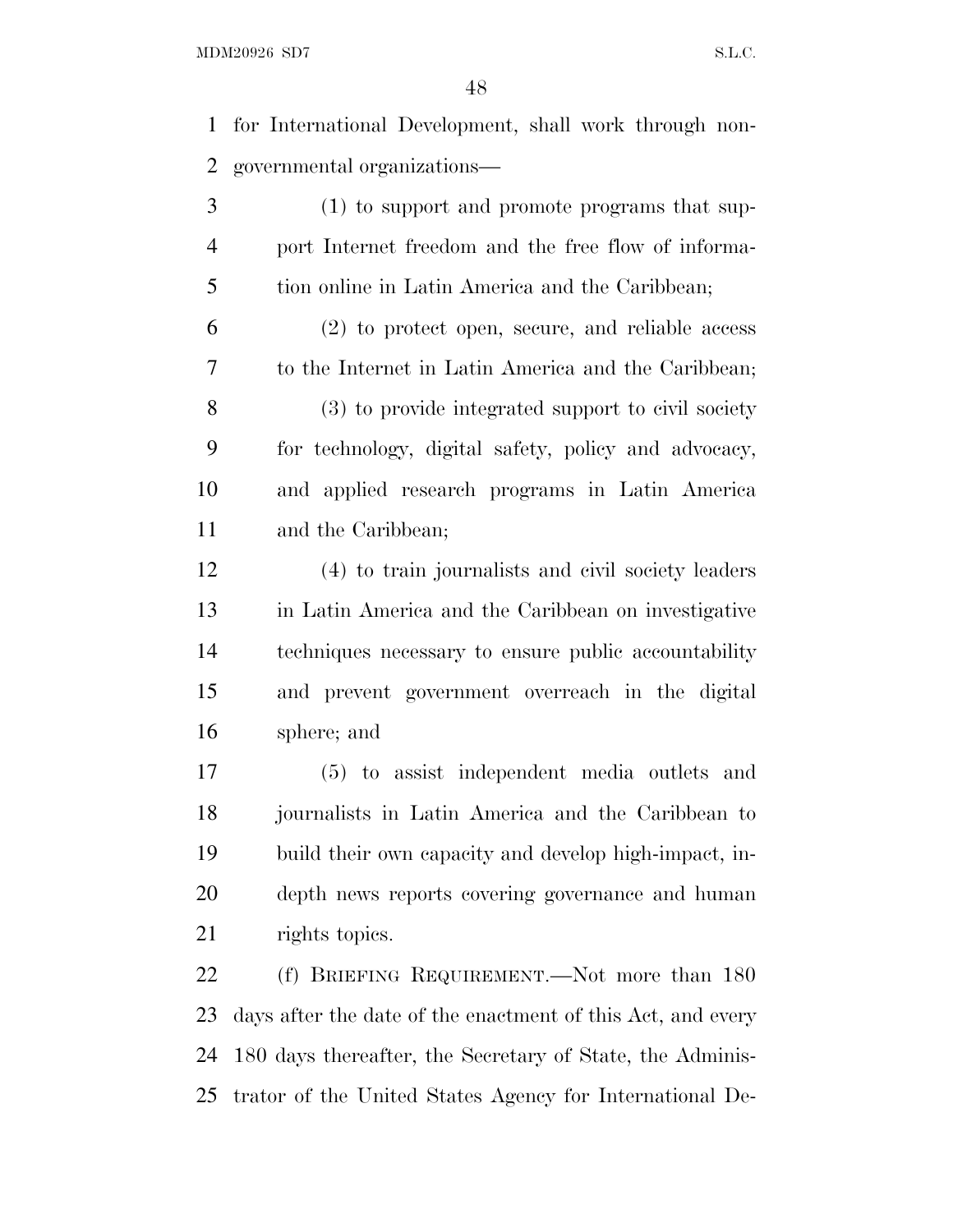for International Development, shall work through non-governmental organizations—

(1) to support and promote programs that support Internet freedom and the free flow of information online in Latin America and the Caribbean;

(2) to protect open, secure, and reliable access to the Internet in Latin America and the Caribbean;

(3) to provide integrated support to civil society for technology, digital safety, policy and advocacy, and applied research programs in Latin America and the Caribbean;

(4) to train journalists and civil society leaders in Latin America and the Caribbean on investigative techniques necessary to ensure public accountability and prevent government overreach in the digital sphere; and

(5) to assist independent media outlets and journalists in Latin America and the Caribbean to build their own capacity and develop high-impact, in-depth news reports covering governance and human rights topics.

(f) BRIEFING REQUIREMENT.—Not more than 180 days after the date of the enactment of this Act, and every 180 days thereafter, the Secretary of State, the Administrator of the United States Agency for International De-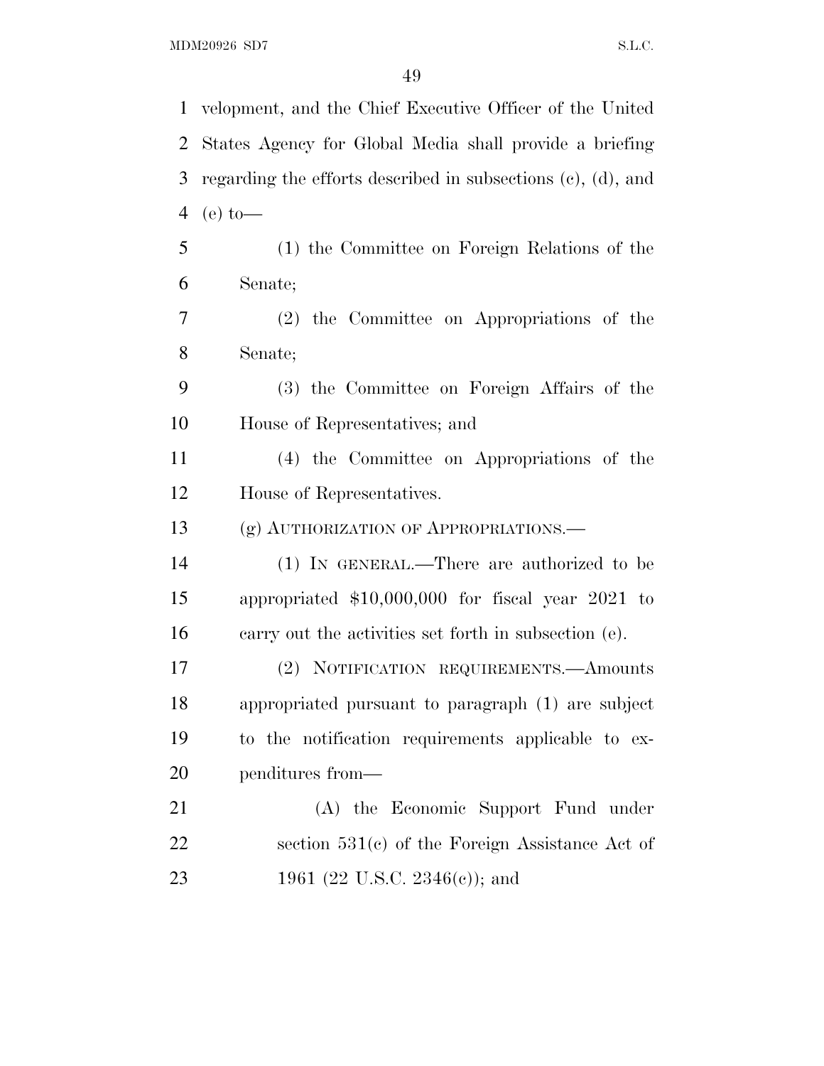velopment, and the Chief Executive Officer of the United States Agency for Global Media shall provide a briefing regarding the efforts described in subsections (c), (d), and (e) to—

(1) the Committee on Foreign Relations of the Senate;

(2) the Committee on Appropriations of the Senate;

(3) the Committee on Foreign Affairs of the House of Representatives; and

(4) the Committee on Appropriations of the House of Representatives.

(g) AUTHORIZATION OF APPROPRIATIONS.—

(1) IN GENERAL.—There are authorized to be appropriated $10,000,000 for fiscal year 2021 to carry out the activities set forth in subsection (e).

(2) NOTIFICATION REQUIREMENTS.—Amounts appropriated pursuant to paragraph (1) are subject to the notification requirements applicable to expenditures from—

(A) the Economic Support Fund under section 531(c) of the Foreign Assistance Act of 1961 (22 U.S.C. 2346(c)); and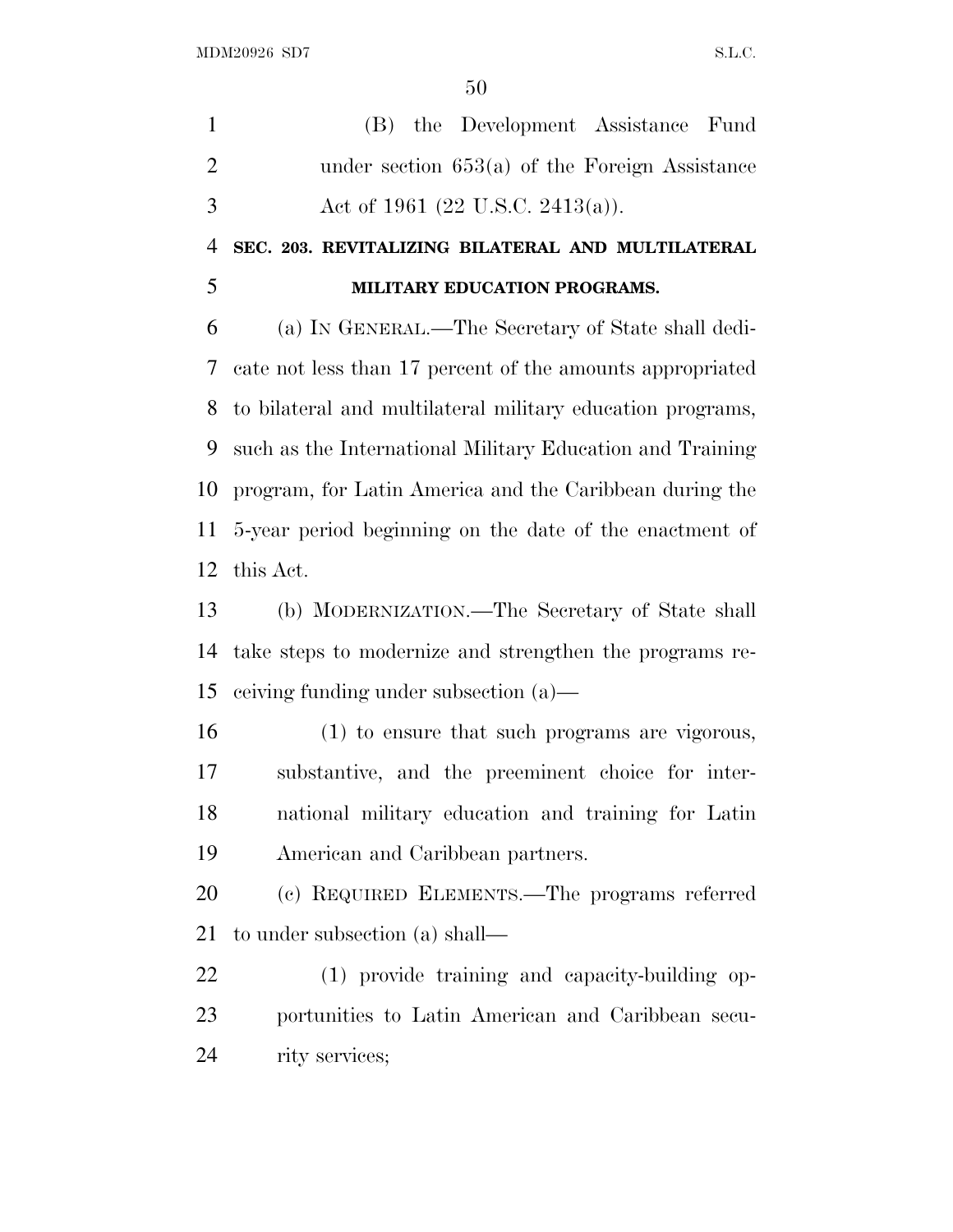(B) the Development Assistance Fund under section 653(a) of the Foreign Assistance Act of 1961 (22 U.S.C. 2413(a)).

**SEC. 203. REVITALIZING BILATERAL AND MULTILATERAL MILITARY EDUCATION PROGRAMS.**

(a) IN GENERAL.—The Secretary of State shall dedicate not less than 17 percent of the amounts appropriated to bilateral and multilateral military education programs, such as the International Military Education and Training program, for Latin America and the Caribbean during the 5-year period beginning on the date of the enactment of this Act.

(b) MODERNIZATION.—The Secretary of State shall take steps to modernize and strengthen the programs receiving funding under subsection (a)—

(1) to ensure that such programs are vigorous, substantive, and the preeminent choice for international military education and training for Latin American and Caribbean partners.

(c) REQUIRED ELEMENTS.—The programs referred to under subsection (a) shall—

(1) provide training and capacity-building opportunities to Latin American and Caribbean security services;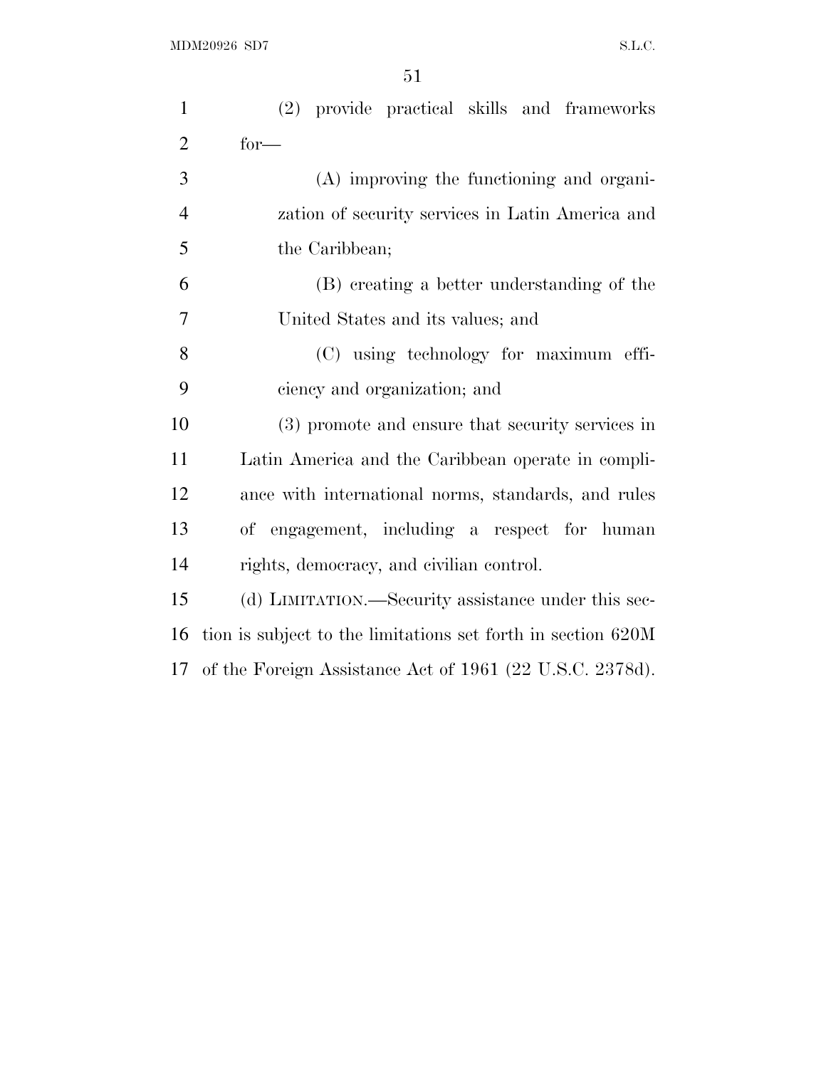(2) provide practical skills and frameworks for—

(A) improving the functioning and organization of security services in Latin America and the Caribbean;

(B) creating a better understanding of the United States and its values; and

(C) using technology for maximum efficiency and organization; and

(3) promote and ensure that security services in Latin America and the Caribbean operate in compliance with international norms, standards, and rules of engagement, including a respect for human rights, democracy, and civilian control.

(d) LIMITATION.—Security assistance under this section is subject to the limitations set forth in section 620M of the Foreign Assistance Act of 1961 (22 U.S.C. 2378d).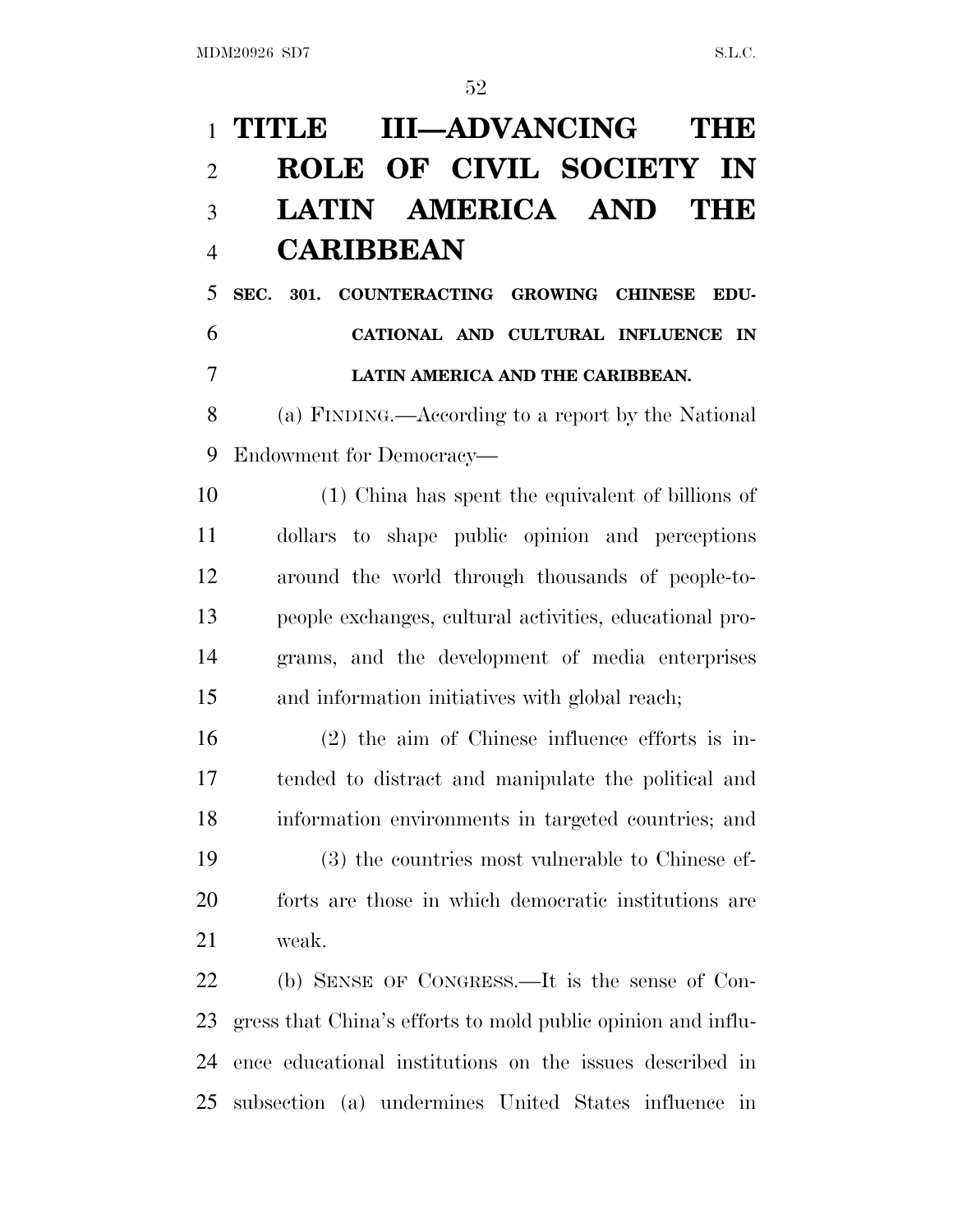# TITLE III—ADVANCING THE ROLE OF CIVIL SOCIETY IN LATIN AMERICA AND THE CARIBBEAN

## SEC. 301. COUNTERACTING GROWING CHINESE EDUCATIONAL AND CULTURAL INFLUENCE IN LATIN AMERICA AND THE CARIBBEAN.

(a) FINDING.—According to a report by the National Endowment for Democracy—

(1) China has spent the equivalent of billions of dollars to shape public opinion and perceptions around the world through thousands of people-to-people exchanges, cultural activities, educational programs, and the development of media enterprises and information initiatives with global reach;

(2) the aim of Chinese influence efforts is intended to distract and manipulate the political and information environments in targeted countries; and

(3) the countries most vulnerable to Chinese efforts are those in which democratic institutions are weak.

(b) SENSE OF CONGRESS.—It is the sense of Congress that China's efforts to mold public opinion and influence educational institutions on the issues described in subsection (a) undermines United States influence in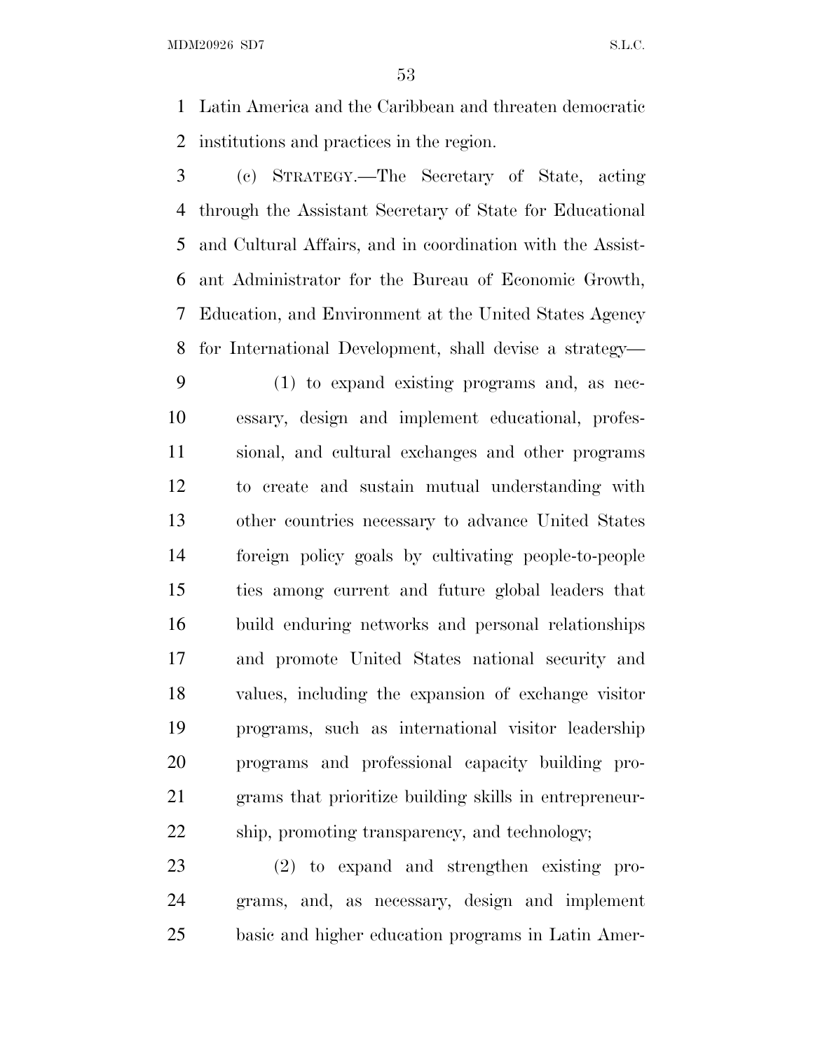Latin America and the Caribbean and threaten democratic institutions and practices in the region.

(c) STRATEGY.—The Secretary of State, acting through the Assistant Secretary of State for Educational and Cultural Affairs, and in coordination with the Assistant Administrator for the Bureau of Economic Growth, Education, and Environment at the United States Agency for International Development, shall devise a strategy—

(1) to expand existing programs and, as necessary, design and implement educational, professional, and cultural exchanges and other programs to create and sustain mutual understanding with other countries necessary to advance United States foreign policy goals by cultivating people-to-people ties among current and future global leaders that build enduring networks and personal relationships and promote United States national security and values, including the expansion of exchange visitor programs, such as international visitor leadership programs and professional capacity building programs that prioritize building skills in entrepreneurship, promoting transparency, and technology;

(2) to expand and strengthen existing programs, and, as necessary, design and implement basic and higher education programs in Latin Amer-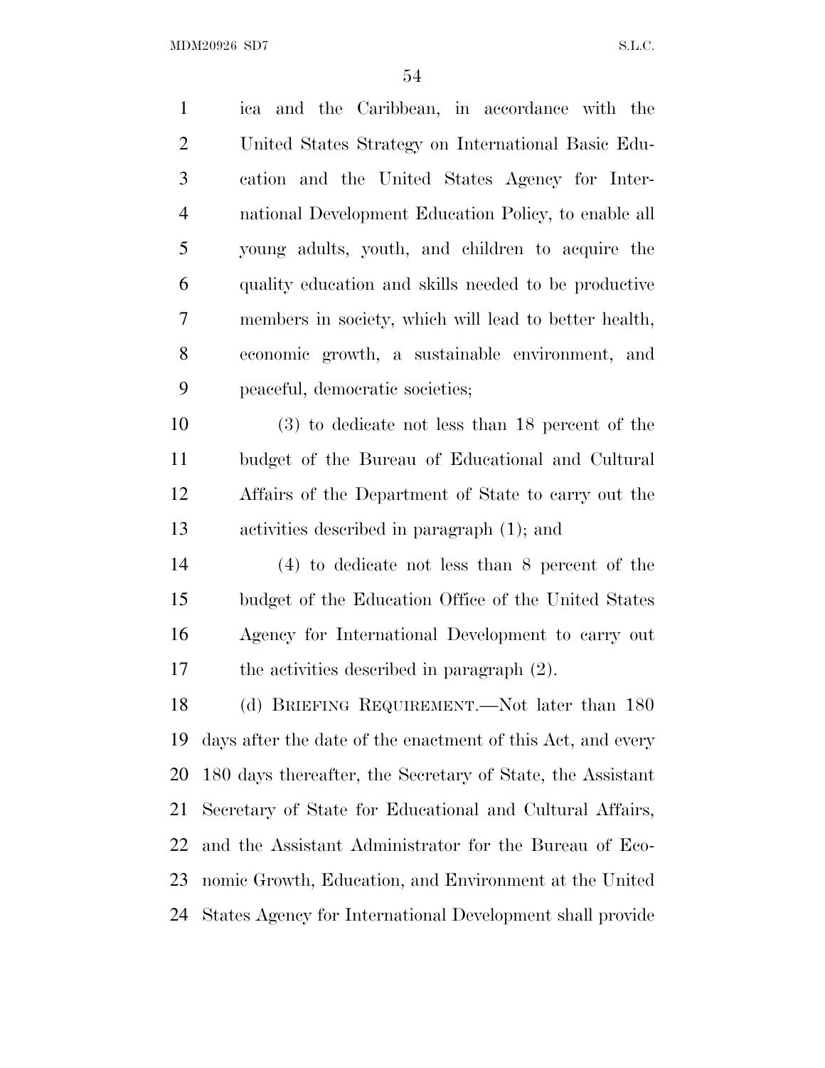ica and the Caribbean, in accordance with the United States Strategy on International Basic Education and the United States Agency for International Development Education Policy, to enable all young adults, youth, and children to acquire the quality education and skills needed to be productive members in society, which will lead to better health, economic growth, a sustainable environment, and peaceful, democratic societies;

(3) to dedicate not less than 18 percent of the budget of the Bureau of Educational and Cultural Affairs of the Department of State to carry out the activities described in paragraph (1); and

(4) to dedicate not less than 8 percent of the budget of the Education Office of the United States Agency for International Development to carry out the activities described in paragraph (2).

(d) BRIEFING REQUIREMENT.—Not later than 180 days after the date of the enactment of this Act, and every 180 days thereafter, the Secretary of State, the Assistant Secretary of State for Educational and Cultural Affairs, and the Assistant Administrator for the Bureau of Economic Growth, Education, and Environment at the United States Agency for International Development shall provide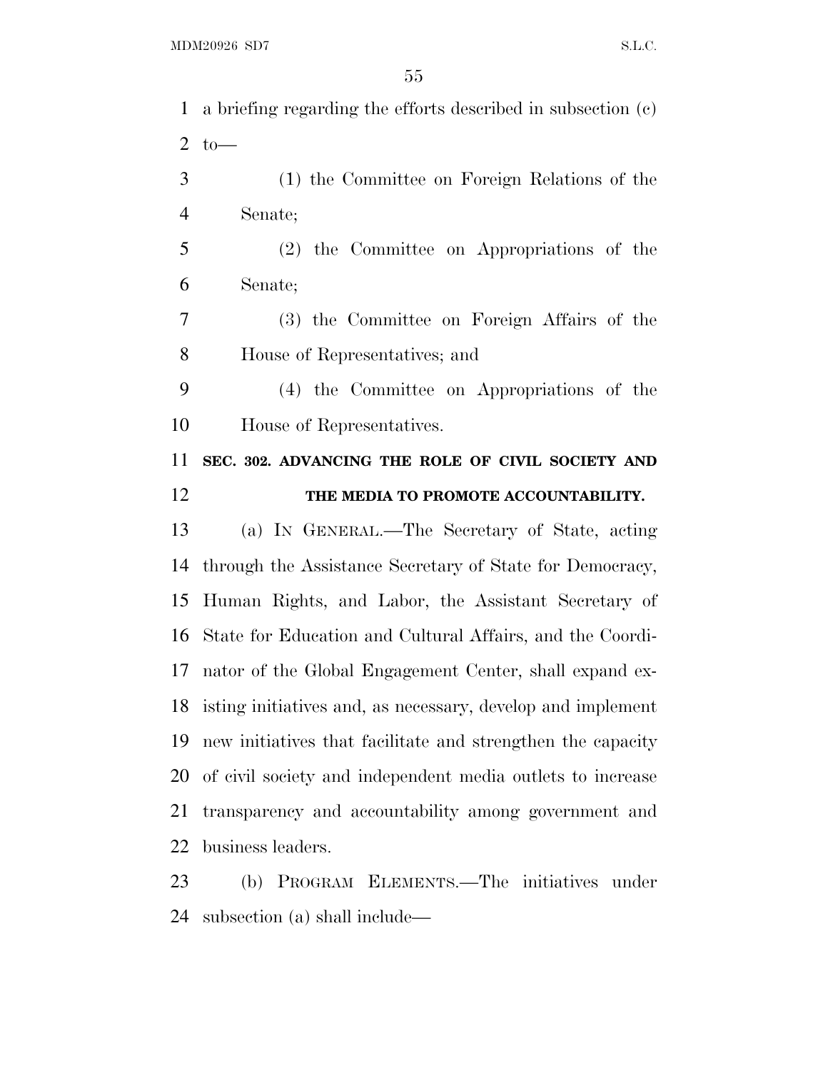a briefing regarding the efforts described in subsection (c) to—

(1) the Committee on Foreign Relations of the Senate;

(2) the Committee on Appropriations of the Senate;

(3) the Committee on Foreign Affairs of the House of Representatives; and

(4) the Committee on Appropriations of the House of Representatives.

## SEC. 302. ADVANCING THE ROLE OF CIVIL SOCIETY AND THE MEDIA TO PROMOTE ACCOUNTABILITY.

(a) IN GENERAL.—The Secretary of State, acting through the Assistance Secretary of State for Democracy, Human Rights, and Labor, the Assistant Secretary of State for Education and Cultural Affairs, and the Coordinator of the Global Engagement Center, shall expand existing initiatives and, as necessary, develop and implement new initiatives that facilitate and strengthen the capacity of civil society and independent media outlets to increase transparency and accountability among government and business leaders.

(b) PROGRAM ELEMENTS.—The initiatives under subsection (a) shall include—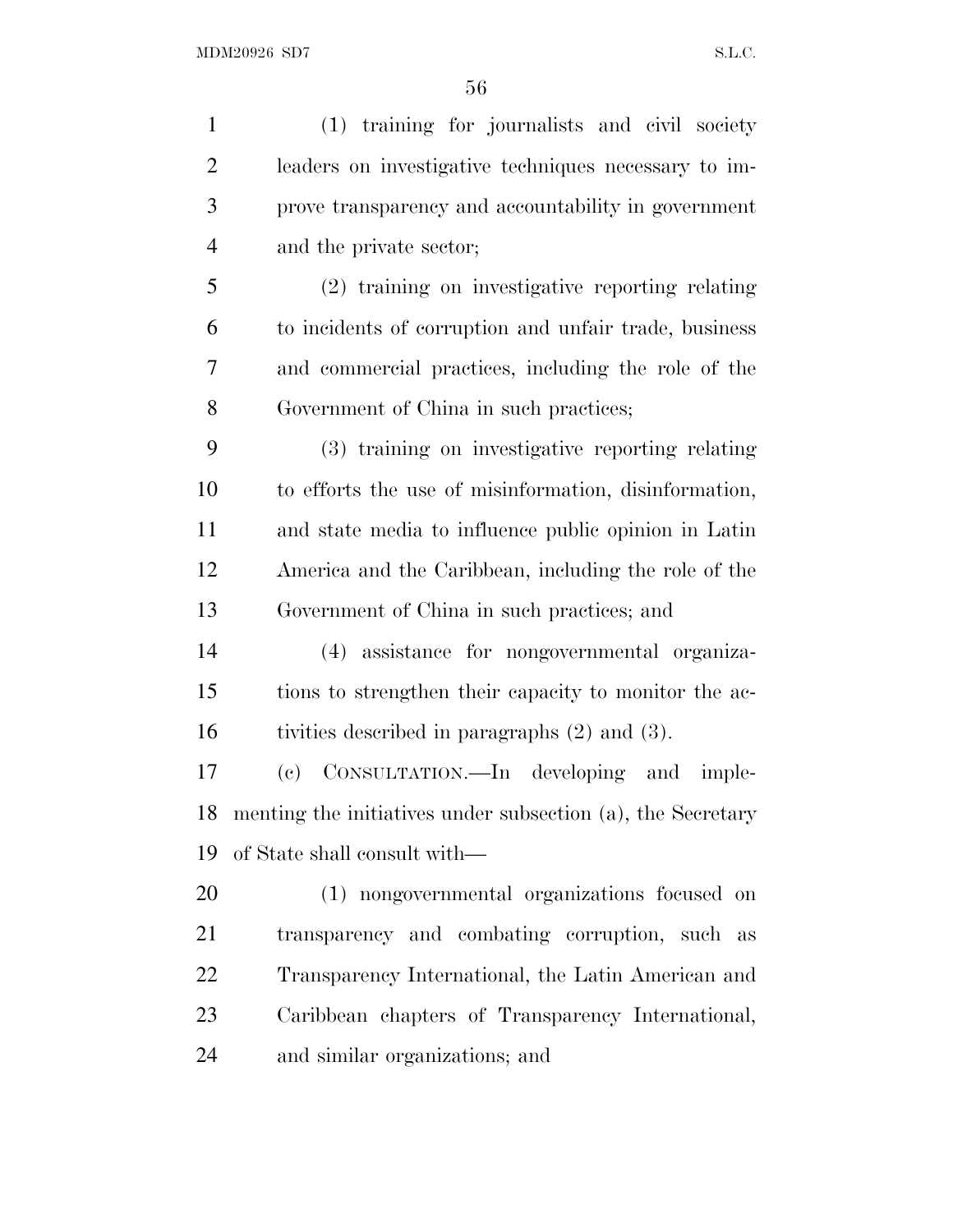(1) training for journalists and civil society leaders on investigative techniques necessary to improve transparency and accountability in government and the private sector;

(2) training on investigative reporting relating to incidents of corruption and unfair trade, business and commercial practices, including the role of the Government of China in such practices;

(3) training on investigative reporting relating to efforts the use of misinformation, disinformation, and state media to influence public opinion in Latin America and the Caribbean, including the role of the Government of China in such practices; and

(4) assistance for nongovernmental organizations to strengthen their capacity to monitor the activities described in paragraphs (2) and (3).

(c) CONSULTATION.—In developing and implementing the initiatives under subsection (a), the Secretary of State shall consult with—

(1) nongovernmental organizations focused on transparency and combating corruption, such as Transparency International, the Latin American and Caribbean chapters of Transparency International, and similar organizations; and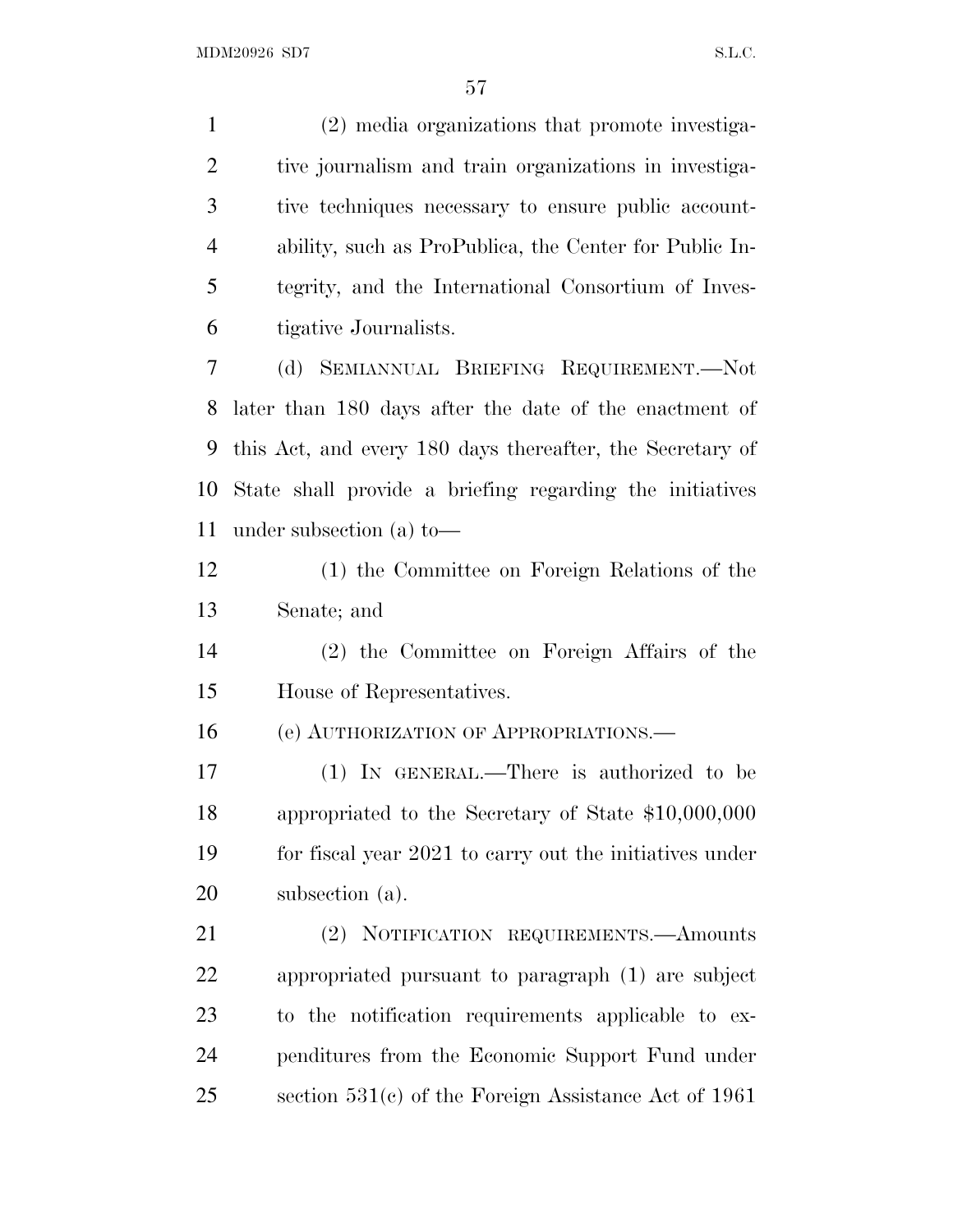(2) media organizations that promote investigative journalism and train organizations in investigative techniques necessary to ensure public accountability, such as ProPublica, the Center for Public Integrity, and the International Consortium of Investigative Journalists.

(d) SEMIANNUAL BRIEFING REQUIREMENT.—Not later than 180 days after the date of the enactment of this Act, and every 180 days thereafter, the Secretary of State shall provide a briefing regarding the initiatives under subsection (a) to—

(1) the Committee on Foreign Relations of the Senate; and

(2) the Committee on Foreign Affairs of the House of Representatives.

(e) AUTHORIZATION OF APPROPRIATIONS.—

(1) IN GENERAL.—There is authorized to be appropriated to the Secretary of State $10,000,000 for fiscal year 2021 to carry out the initiatives under subsection (a).

(2) NOTIFICATION REQUIREMENTS.—Amounts appropriated pursuant to paragraph (1) are subject to the notification requirements applicable to expenditures from the Economic Support Fund under section 531(c) of the Foreign Assistance Act of 1961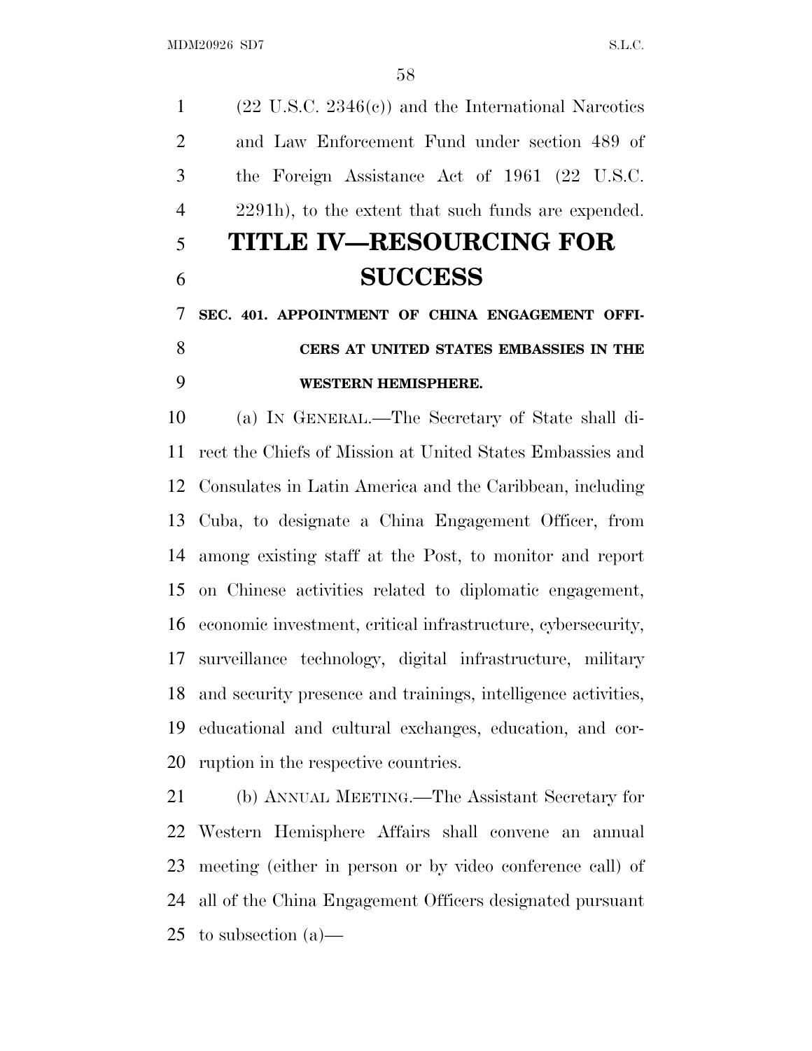(22 U.S.C. 2346(c)) and the International Narcotics and Law Enforcement Fund under section 489 of the Foreign Assistance Act of 1961 (22 U.S.C. 2291h), to the extent that such funds are expended.

# TITLE IV—RESOURCING FOR SUCCESS

### SEC. 401. APPOINTMENT OF CHINA ENGAGEMENT OFFICERS AT UNITED STATES EMBASSIES IN THE WESTERN HEMISPHERE.

(a) IN GENERAL.—The Secretary of State shall direct the Chiefs of Mission at United States Embassies and Consulates in Latin America and the Caribbean, including Cuba, to designate a China Engagement Officer, from among existing staff at the Post, to monitor and report on Chinese activities related to diplomatic engagement, economic investment, critical infrastructure, cybersecurity, surveillance technology, digital infrastructure, military and security presence and trainings, intelligence activities, educational and cultural exchanges, education, and corruption in the respective countries.

(b) ANNUAL MEETING.—The Assistant Secretary for Western Hemisphere Affairs shall convene an annual meeting (either in person or by video conference call) of all of the China Engagement Officers designated pursuant to subsection (a)—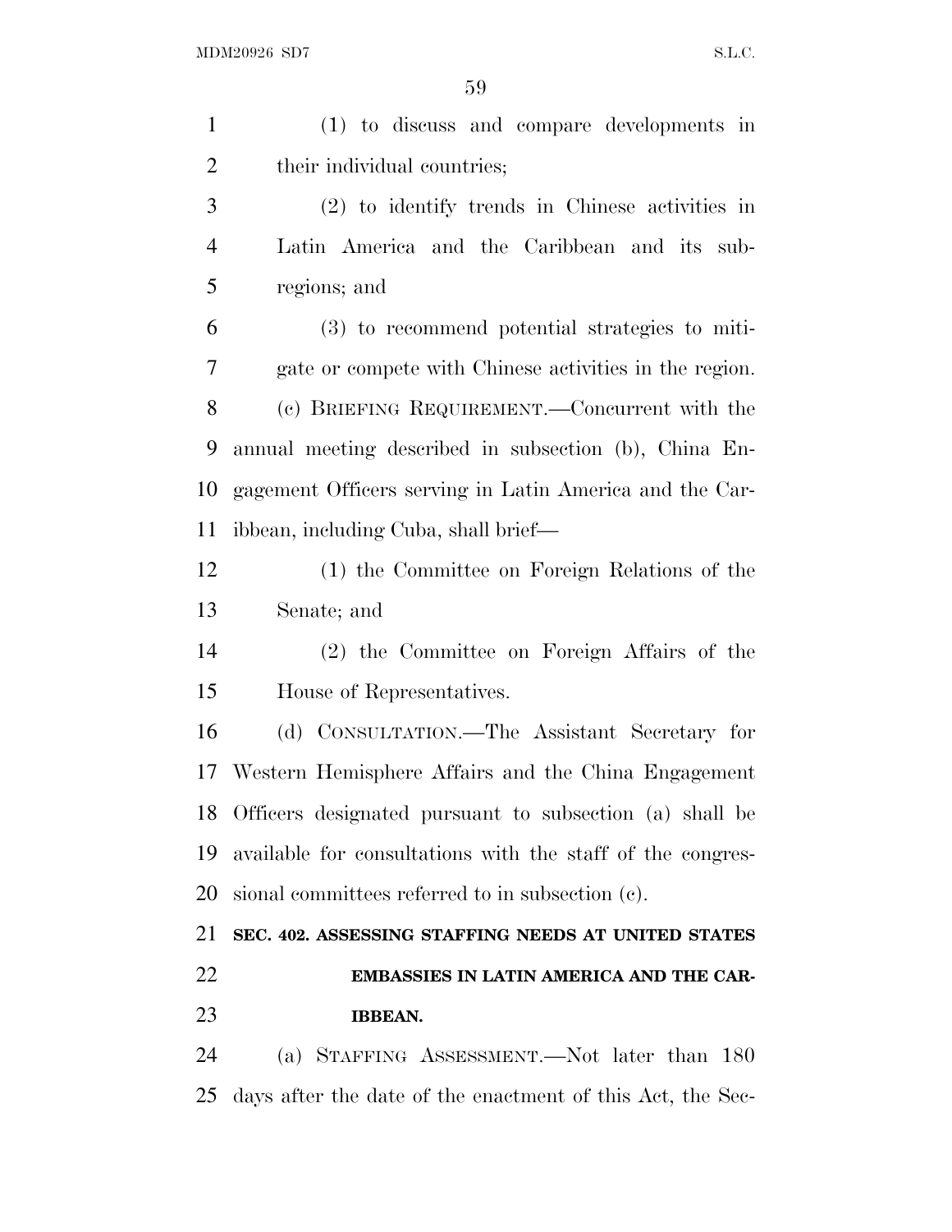(1) to discuss and compare developments in their individual countries;

(2) to identify trends in Chinese activities in Latin America and the Caribbean and its subregions; and

(3) to recommend potential strategies to mitigate or compete with Chinese activities in the region.

(c) BRIEFING REQUIREMENT.—Concurrent with the annual meeting described in subsection (b), China Engagement Officers serving in Latin America and the Caribbean, including Cuba, shall brief—

(1) the Committee on Foreign Relations of the Senate; and

(2) the Committee on Foreign Affairs of the House of Representatives.

(d) CONSULTATION.—The Assistant Secretary for Western Hemisphere Affairs and the China Engagement Officers designated pursuant to subsection (a) shall be available for consultations with the staff of the congressional committees referred to in subsection (c).

**SEC. 402. ASSESSING STAFFING NEEDS AT UNITED STATES EMBASSIES IN LATIN AMERICA AND THE CARIBBEAN.**

(a) STAFFING ASSESSMENT.—Not later than 180 days after the date of the enactment of this Act, the Sec-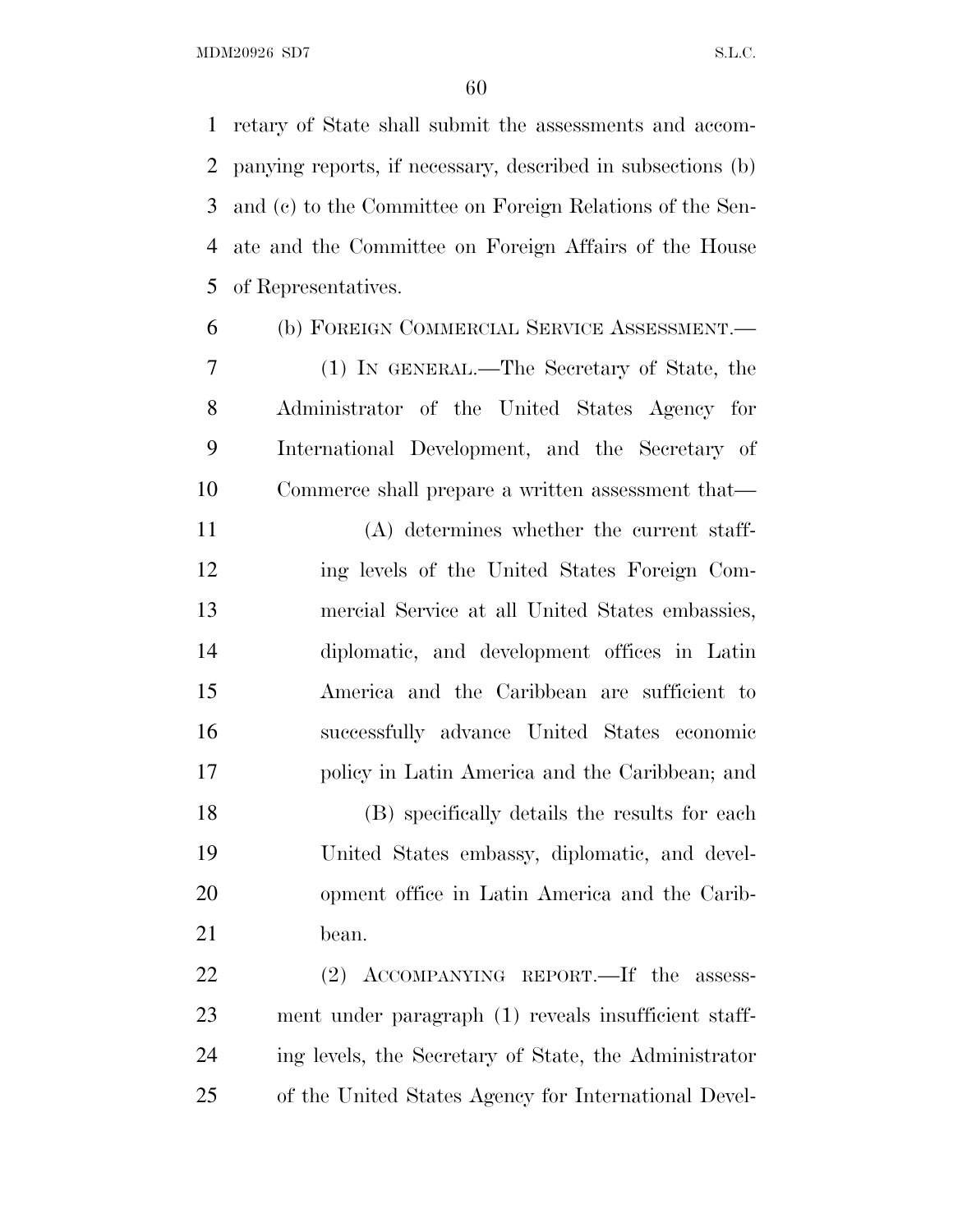retary of State shall submit the assessments and accompanying reports, if necessary, described in subsections (b) and (c) to the Committee on Foreign Relations of the Senate and the Committee on Foreign Affairs of the House of Representatives.

(b) FOREIGN COMMERCIAL SERVICE ASSESSMENT.—

(1) IN GENERAL.—The Secretary of State, the Administrator of the United States Agency for International Development, and the Secretary of Commerce shall prepare a written assessment that—

(A) determines whether the current staffing levels of the United States Foreign Commercial Service at all United States embassies, diplomatic, and development offices in Latin America and the Caribbean are sufficient to successfully advance United States economic policy in Latin America and the Caribbean; and

(B) specifically details the results for each United States embassy, diplomatic, and development office in Latin America and the Caribbean.

(2) ACCOMPANYING REPORT.—If the assessment under paragraph (1) reveals insufficient staffing levels, the Secretary of State, the Administrator of the United States Agency for International Devel-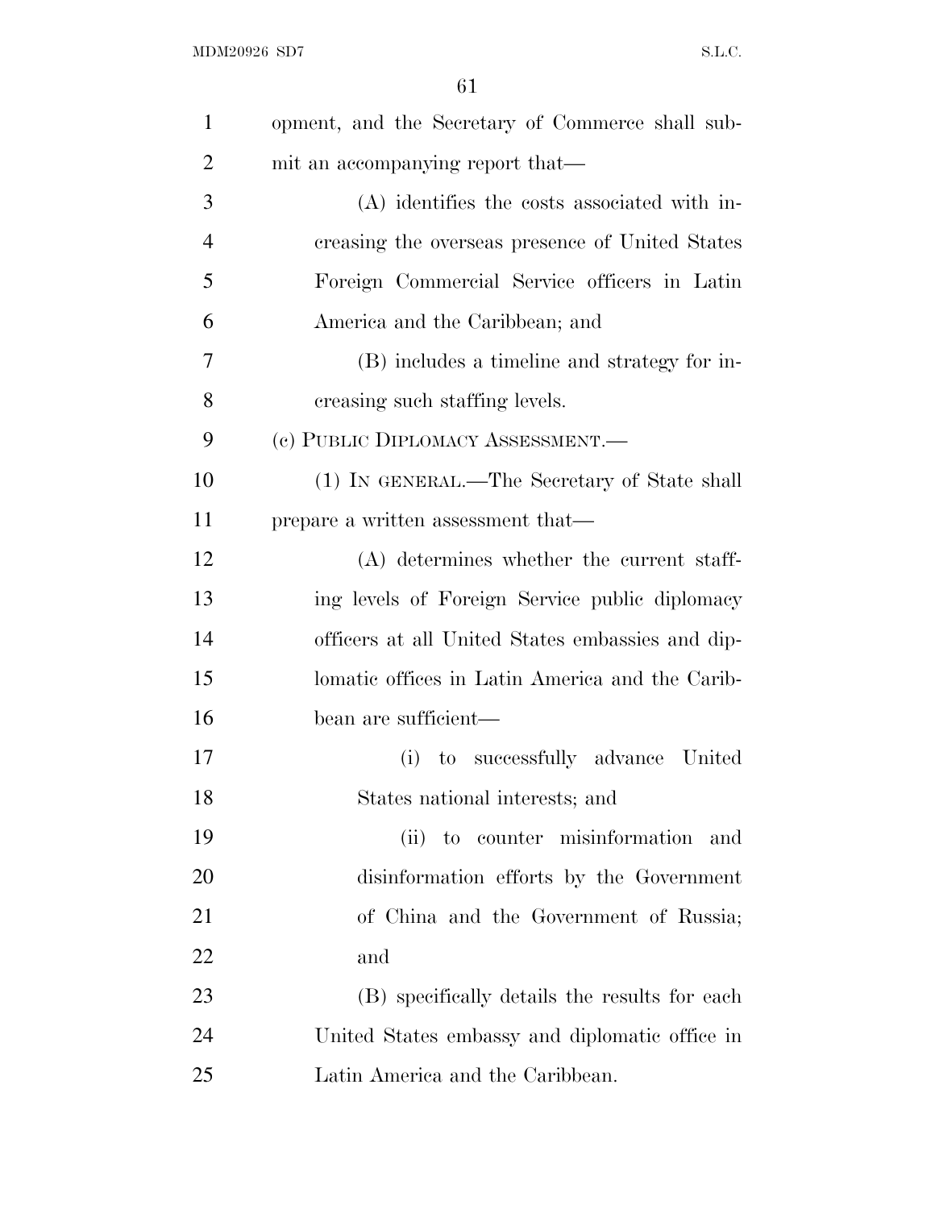opment, and the Secretary of Commerce shall submit an accompanying report that—

(A) identifies the costs associated with increasing the overseas presence of United States Foreign Commercial Service officers in Latin America and the Caribbean; and

(B) includes a timeline and strategy for increasing such staffing levels.

(c) PUBLIC DIPLOMACY ASSESSMENT.—

(1) IN GENERAL.—The Secretary of State shall prepare a written assessment that—

(A) determines whether the current staffing levels of Foreign Service public diplomacy officers at all United States embassies and diplomatic offices in Latin America and the Caribbean are sufficient—

(i) to successfully advance United States national interests; and

(ii) to counter misinformation and disinformation efforts by the Government of China and the Government of Russia; and

(B) specifically details the results for each United States embassy and diplomatic office in Latin America and the Caribbean.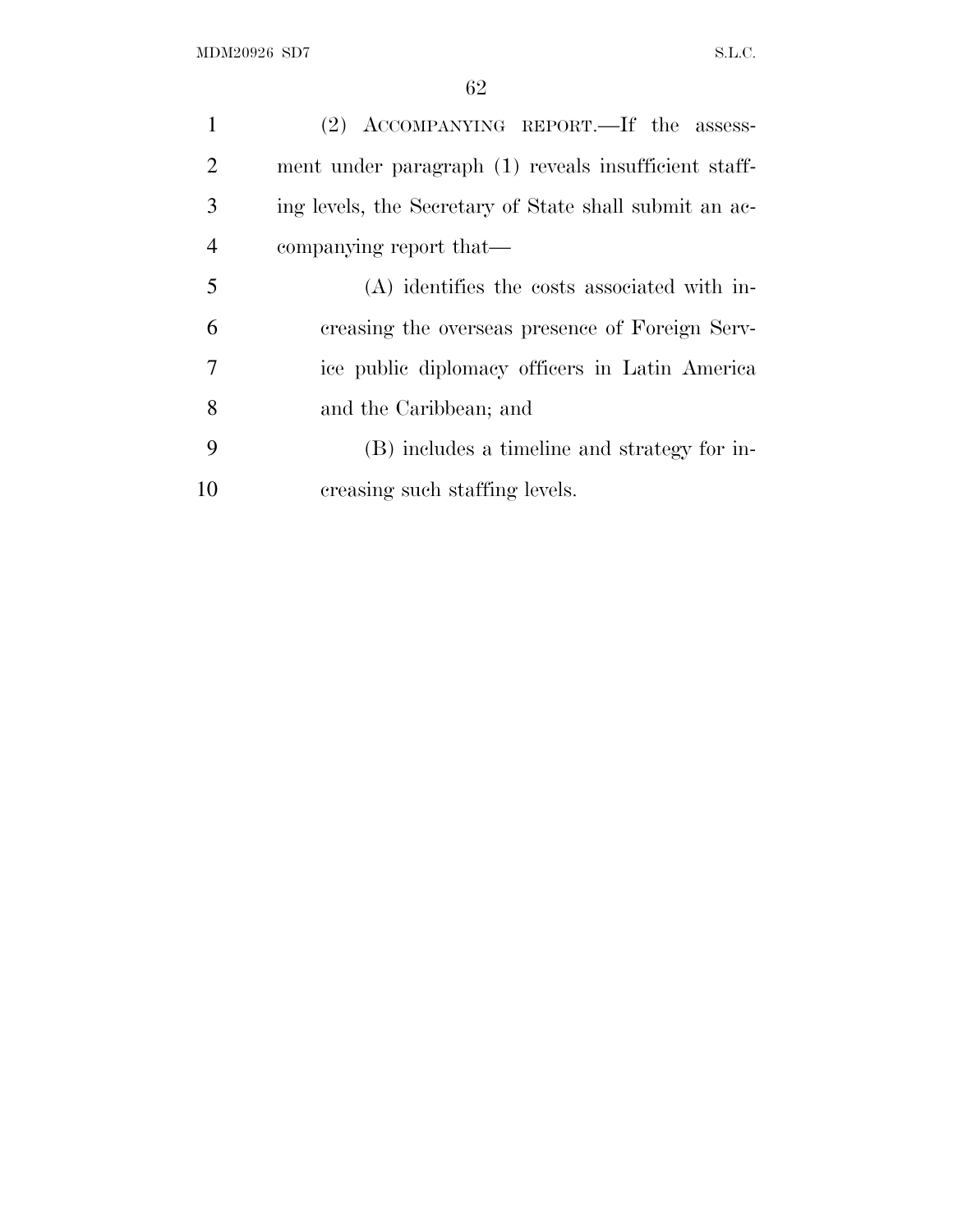(2) ACCOMPANYING REPORT.—If the assessment under paragraph (1) reveals insufficient staffing levels, the Secretary of State shall submit an accompanying report that—

(A) identifies the costs associated with increasing the overseas presence of Foreign Service public diplomacy officers in Latin America and the Caribbean; and

(B) includes a timeline and strategy for increasing such staffing levels.